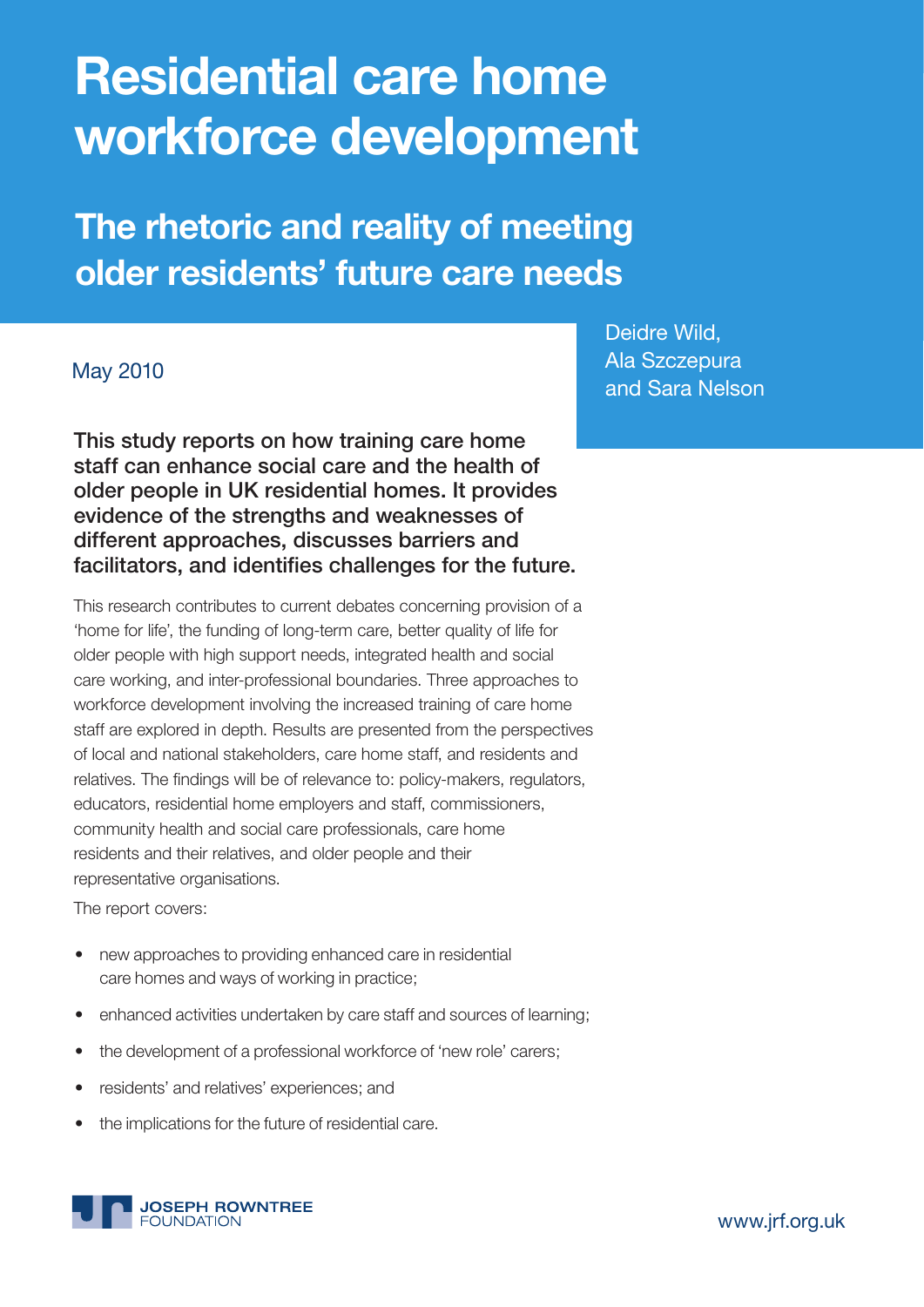# Residential care home workforce development

## The rhetoric and reality of meeting older residents' future care needs

May 2010

Deidre Wild, Ala Szczepura and Sara Nelson

**This study reports on how training care home staff can enhance social care and the health of older people in UK residential homes. It provides evidence of the strengths and weaknesses of different approaches, discusses barriers and facilitators, and identifies challenges for the future.**

This research contributes to current debates concerning provision of a 'home for life', the funding of long-term care, better quality of life for older people with high support needs, integrated health and social care working, and inter-professional boundaries. Three approaches to workforce development involving the increased training of care home staff are explored in depth. Results are presented from the perspectives of local and national stakeholders, care home staff, and residents and relatives. The findings will be of relevance to: policy-makers, regulators, educators, residential home employers and staff, commissioners, community health and social care professionals, care home residents and their relatives, and older people and their representative organisations.

The report covers:

- new approaches to providing enhanced care in residential care homes and ways of working in practice;
- enhanced activities undertaken by care staff and sources of learning;
- the development of a professional workforce of 'new role' carers;
- residents' and relatives' experiences; and
- the implications for the future of residential care.

JOSEPH ROWNTREE FOUNDATION

www.jrf.org.uk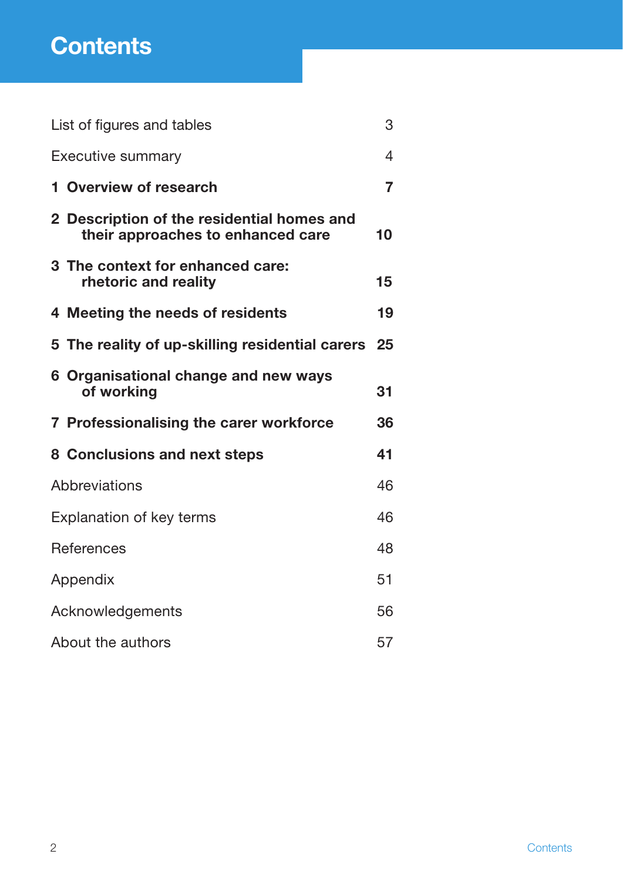# Contents

| | |
|---|---|
| List of figures and tables | 3 |
| Executive summary | 4 |
| **1 Overview of research** | **7** |
| **2 Description of the residential homes and their approaches to enhanced care** | **10** |
| **3 The context for enhanced care: rhetoric and reality** | **15** |
| **4 Meeting the needs of residents** | **19** |
| **5 The reality of up-skilling residential carers** | **25** |
| **6 Organisational change and new ways of working** | **31** |
| **7 Professionalising the carer workforce** | **36** |
| **8 Conclusions and next steps** | **41** |
| Abbreviations | 46 |
| Explanation of key terms | 46 |
| References | 48 |
| Appendix | 51 |
| Acknowledgements | 56 |
| About the authors | 57 |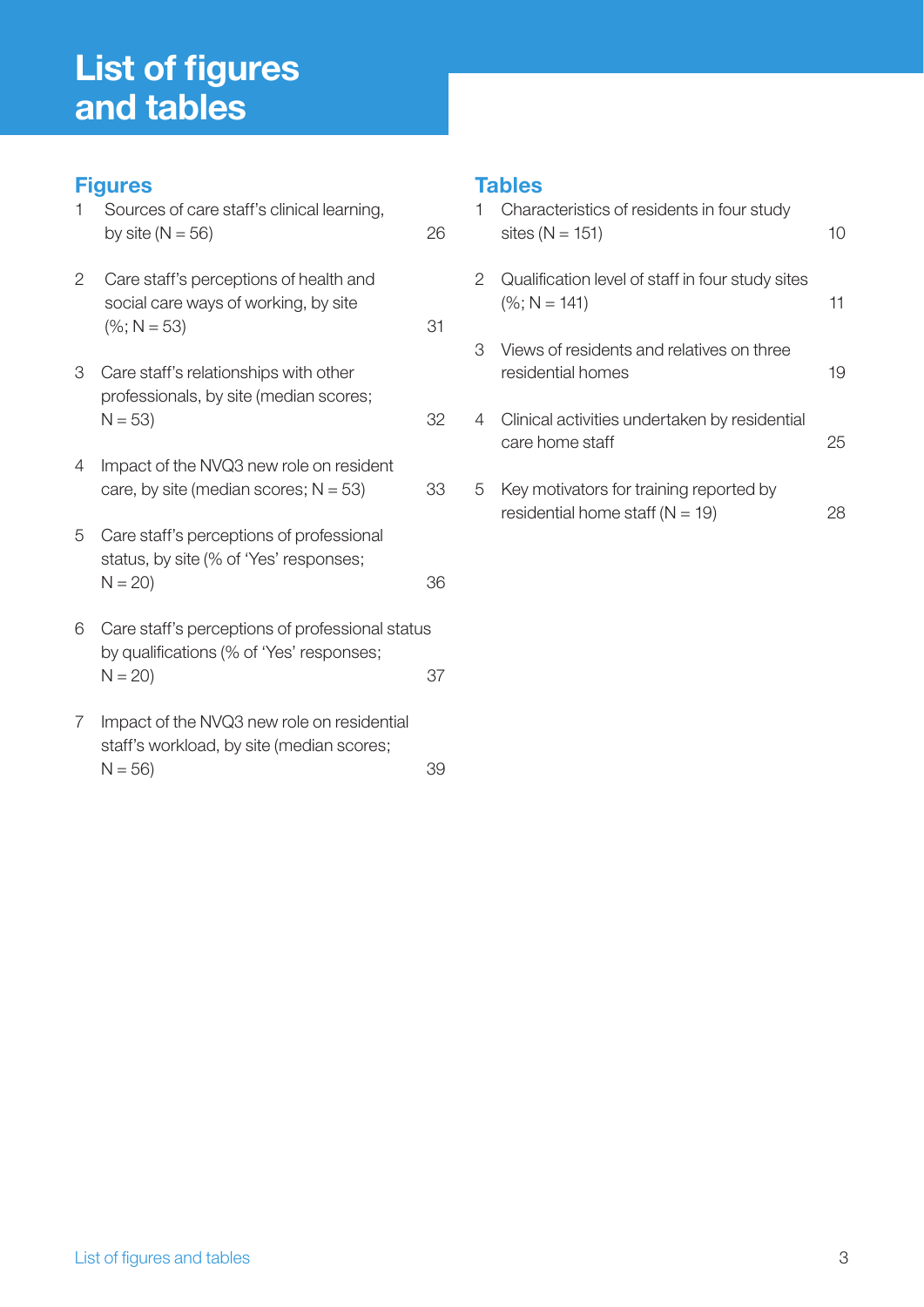# List of figures and tables

## Figures

| | | |
|---|---|---|
| 1 | Sources of care staff's clinical learning, by site (N = 56) | 26 |
| 2 | Care staff's perceptions of health and social care ways of working, by site (%; N = 53) | 31 |
| 3 | Care staff's relationships with other professionals, by site (median scores; N = 53) | 32 |
| 4 | Impact of the NVQ3 new role on resident care, by site (median scores; N = 53) | 33 |
| 5 | Care staff's perceptions of professional status, by site (% of 'Yes' responses; N = 20) | 36 |
| 6 | Care staff's perceptions of professional status by qualifications (% of 'Yes' responses; N = 20) | 37 |
| 7 | Impact of the NVQ3 new role on residential staff's workload, by site (median scores; N = 56) | 39 |

## Tables

| | | |
|---|---|---|
| 1 | Characteristics of residents in four study sites (N = 151) | 10 |
| 2 | Qualification level of staff in four study sites (%; N = 141) | 11 |
| 3 | Views of residents and relatives on three residential homes | 19 |
| 4 | Clinical activities undertaken by residential care home staff | 25 |
| 5 | Key motivators for training reported by residential home staff (N = 19) | 28 |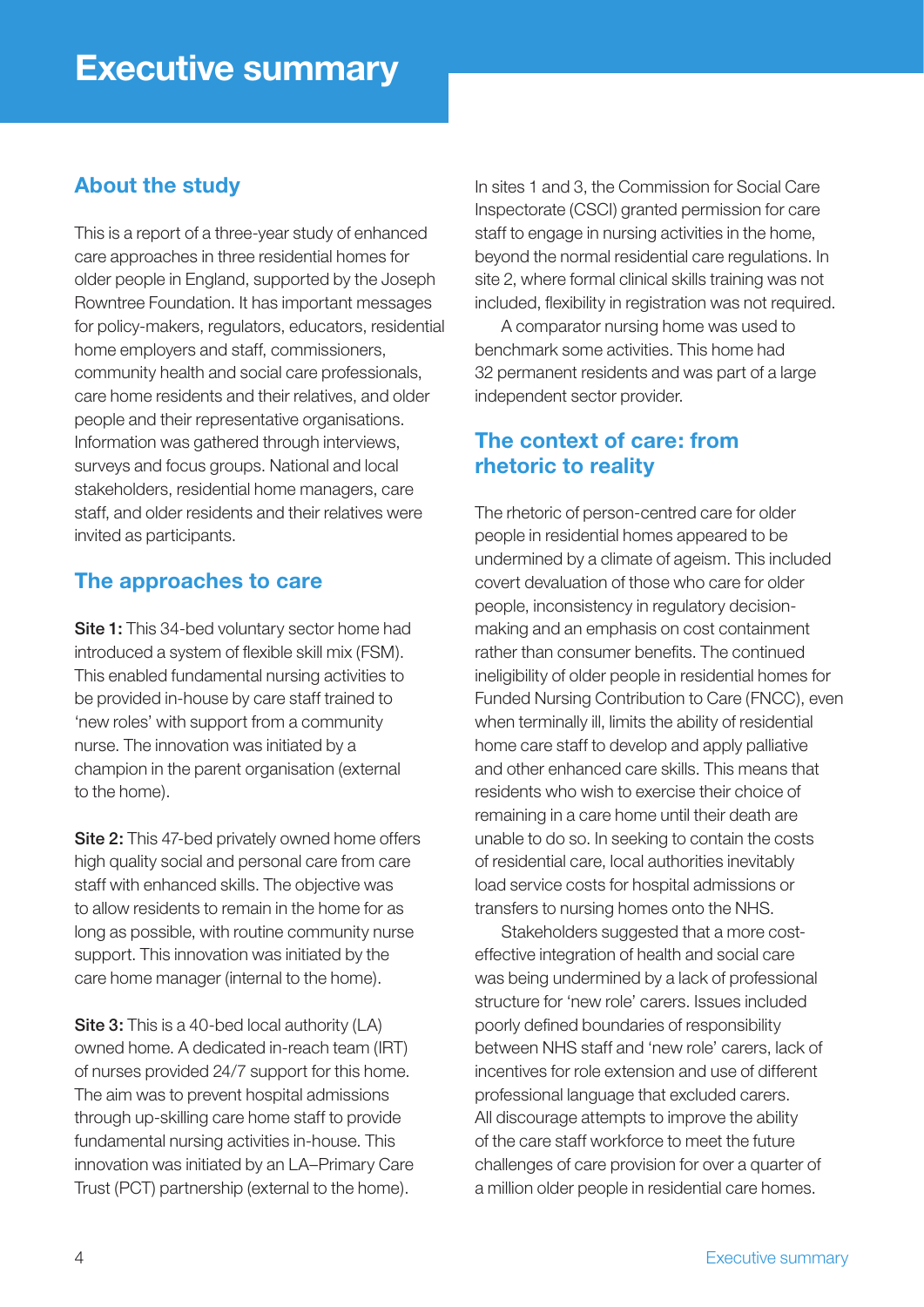# Executive summary

## About the study

This is a report of a three-year study of enhanced care approaches in three residential homes for older people in England, supported by the Joseph Rowntree Foundation. It has important messages for policy-makers, regulators, educators, residential home employers and staff, commissioners, community health and social care professionals, care home residents and their relatives, and older people and their representative organisations. Information was gathered through interviews, surveys and focus groups. National and local stakeholders, residential home managers, care staff, and older residents and their relatives were invited as participants.

## The approaches to care

**Site 1:** This 34-bed voluntary sector home had introduced a system of flexible skill mix (FSM). This enabled fundamental nursing activities to be provided in-house by care staff trained to 'new roles' with support from a community nurse. The innovation was initiated by a champion in the parent organisation (external to the home).

**Site 2:** This 47-bed privately owned home offers high quality social and personal care from care staff with enhanced skills. The objective was to allow residents to remain in the home for as long as possible, with routine community nurse support. This innovation was initiated by the care home manager (internal to the home).

**Site 3:** This is a 40-bed local authority (LA) owned home. A dedicated in-reach team (IRT) of nurses provided 24/7 support for this home. The aim was to prevent hospital admissions through up-skilling care home staff to provide fundamental nursing activities in-house. This innovation was initiated by an LA–Primary Care Trust (PCT) partnership (external to the home).

In sites 1 and 3, the Commission for Social Care Inspectorate (CSCI) granted permission for care staff to engage in nursing activities in the home, beyond the normal residential care regulations. In site 2, where formal clinical skills training was not included, flexibility in registration was not required.

A comparator nursing home was used to benchmark some activities. This home had 32 permanent residents and was part of a large independent sector provider.

## The context of care: from rhetoric to reality

The rhetoric of person-centred care for older people in residential homes appeared to be undermined by a climate of ageism. This included covert devaluation of those who care for older people, inconsistency in regulatory decision-making and an emphasis on cost containment rather than consumer benefits. The continued ineligibility of older people in residential homes for Funded Nursing Contribution to Care (FNCC), even when terminally ill, limits the ability of residential home care staff to develop and apply palliative and other enhanced care skills. This means that residents who wish to exercise their choice of remaining in a care home until their death are unable to do so. In seeking to contain the costs of residential care, local authorities inevitably load service costs for hospital admissions or transfers to nursing homes onto the NHS.

Stakeholders suggested that a more cost-effective integration of health and social care was being undermined by a lack of professional structure for 'new role' carers. Issues included poorly defined boundaries of responsibility between NHS staff and 'new role' carers, lack of incentives for role extension and use of different professional language that excluded carers. All discourage attempts to improve the ability of the care staff workforce to meet the future challenges of care provision for over a quarter of a million older people in residential care homes.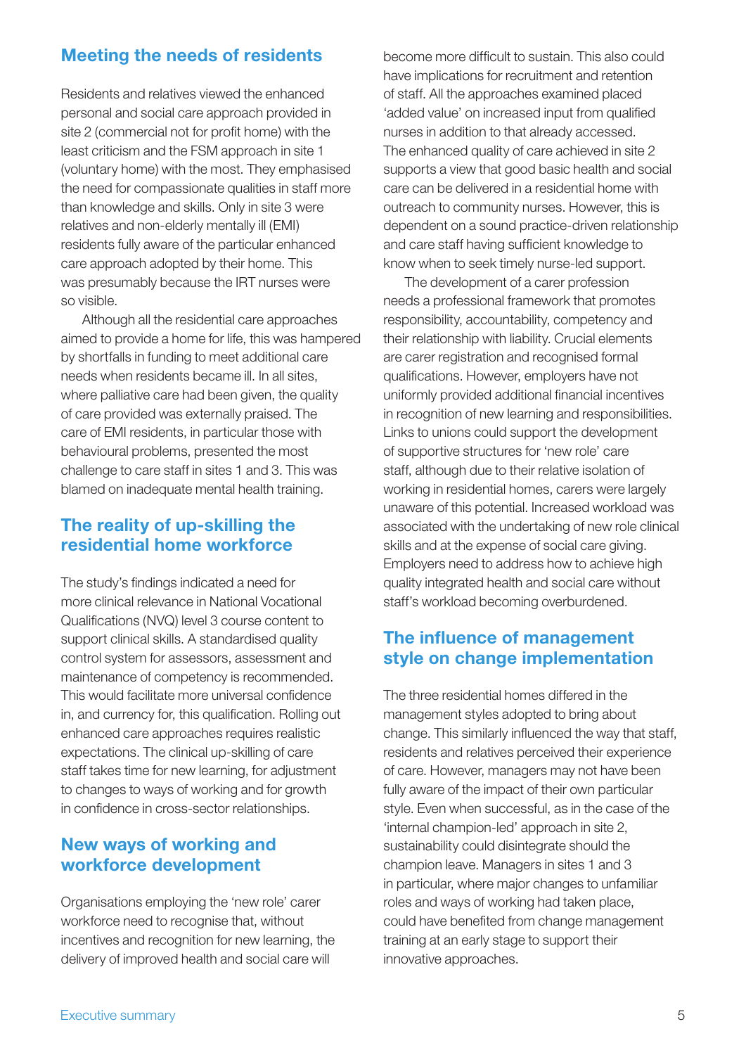## Meeting the needs of residents

Residents and relatives viewed the enhanced personal and social care approach provided in site 2 (commercial not for profit home) with the least criticism and the FSM approach in site 1 (voluntary home) with the most. They emphasised the need for compassionate qualities in staff more than knowledge and skills. Only in site 3 were relatives and non-elderly mentally ill (EMI) residents fully aware of the particular enhanced care approach adopted by their home. This was presumably because the IRT nurses were so visible.

Although all the residential care approaches aimed to provide a home for life, this was hampered by shortfalls in funding to meet additional care needs when residents became ill. In all sites, where palliative care had been given, the quality of care provided was externally praised. The care of EMI residents, in particular those with behavioural problems, presented the most challenge to care staff in sites 1 and 3. This was blamed on inadequate mental health training.

## The reality of up-skilling the residential home workforce

The study's findings indicated a need for more clinical relevance in National Vocational Qualifications (NVQ) level 3 course content to support clinical skills. A standardised quality control system for assessors, assessment and maintenance of competency is recommended. This would facilitate more universal confidence in, and currency for, this qualification. Rolling out enhanced care approaches requires realistic expectations. The clinical up-skilling of care staff takes time for new learning, for adjustment to changes to ways of working and for growth in confidence in cross-sector relationships.

## New ways of working and workforce development

Organisations employing the 'new role' carer workforce need to recognise that, without incentives and recognition for new learning, the delivery of improved health and social care will become more difficult to sustain. This also could have implications for recruitment and retention of staff. All the approaches examined placed 'added value' on increased input from qualified nurses in addition to that already accessed. The enhanced quality of care achieved in site 2 supports a view that good basic health and social care can be delivered in a residential home with outreach to community nurses. However, this is dependent on a sound practice-driven relationship and care staff having sufficient knowledge to know when to seek timely nurse-led support.

The development of a carer profession needs a professional framework that promotes responsibility, accountability, competency and their relationship with liability. Crucial elements are carer registration and recognised formal qualifications. However, employers have not uniformly provided additional financial incentives in recognition of new learning and responsibilities. Links to unions could support the development of supportive structures for 'new role' care staff, although due to their relative isolation of working in residential homes, carers were largely unaware of this potential. Increased workload was associated with the undertaking of new role clinical skills and at the expense of social care giving. Employers need to address how to achieve high quality integrated health and social care without staff's workload becoming overburdened.

## The influence of management style on change implementation

The three residential homes differed in the management styles adopted to bring about change. This similarly influenced the way that staff, residents and relatives perceived their experience of care. However, managers may not have been fully aware of the impact of their own particular style. Even when successful, as in the case of the 'internal champion-led' approach in site 2, sustainability could disintegrate should the champion leave. Managers in sites 1 and 3 in particular, where major changes to unfamiliar roles and ways of working had taken place, could have benefited from change management training at an early stage to support their innovative approaches.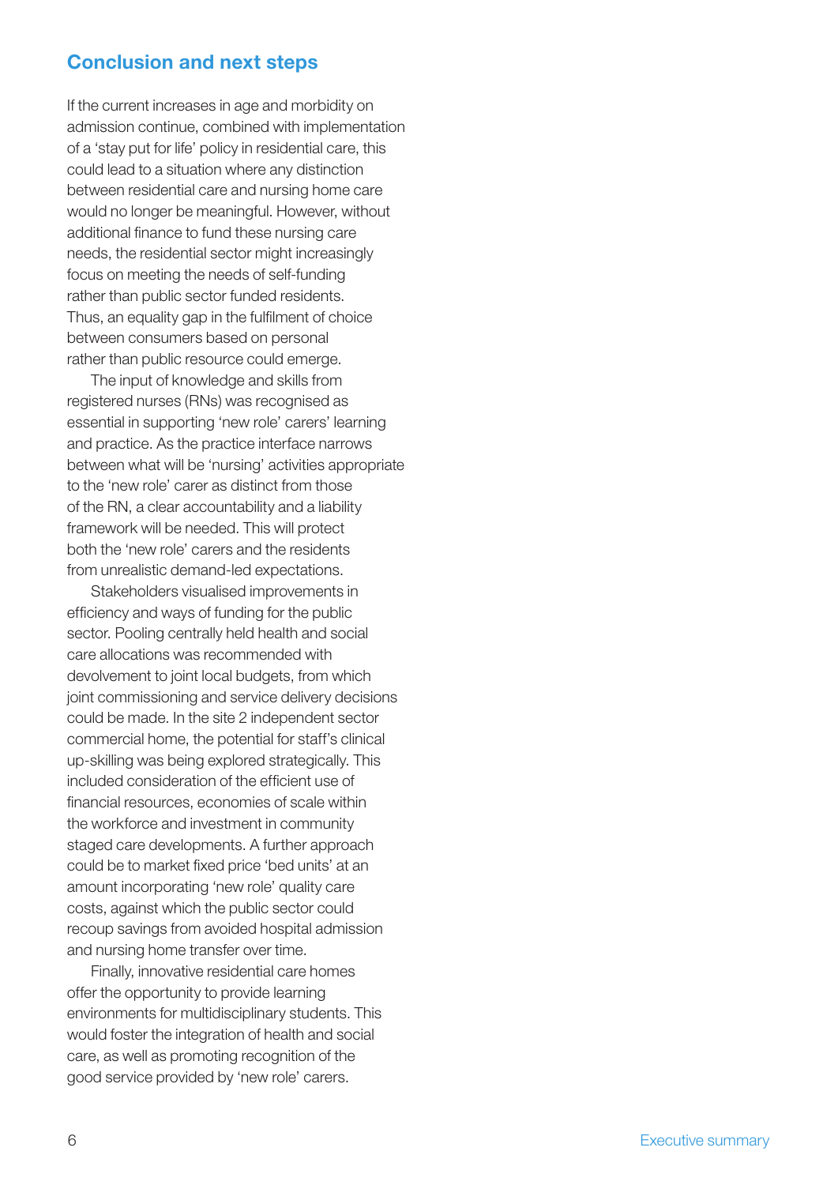## Conclusion and next steps

If the current increases in age and morbidity on admission continue, combined with implementation of a 'stay put for life' policy in residential care, this could lead to a situation where any distinction between residential care and nursing home care would no longer be meaningful. However, without additional finance to fund these nursing care needs, the residential sector might increasingly focus on meeting the needs of self-funding rather than public sector funded residents. Thus, an equality gap in the fulfilment of choice between consumers based on personal rather than public resource could emerge.

The input of knowledge and skills from registered nurses (RNs) was recognised as essential in supporting 'new role' carers' learning and practice. As the practice interface narrows between what will be 'nursing' activities appropriate to the 'new role' carer as distinct from those of the RN, a clear accountability and a liability framework will be needed. This will protect both the 'new role' carers and the residents from unrealistic demand-led expectations.

Stakeholders visualised improvements in efficiency and ways of funding for the public sector. Pooling centrally held health and social care allocations was recommended with devolvement to joint local budgets, from which joint commissioning and service delivery decisions could be made. In the site 2 independent sector commercial home, the potential for staff's clinical up-skilling was being explored strategically. This included consideration of the efficient use of financial resources, economies of scale within the workforce and investment in community staged care developments. A further approach could be to market fixed price 'bed units' at an amount incorporating 'new role' quality care costs, against which the public sector could recoup savings from avoided hospital admission and nursing home transfer over time.

Finally, innovative residential care homes offer the opportunity to provide learning environments for multidisciplinary students. This would foster the integration of health and social care, as well as promoting recognition of the good service provided by 'new role' carers.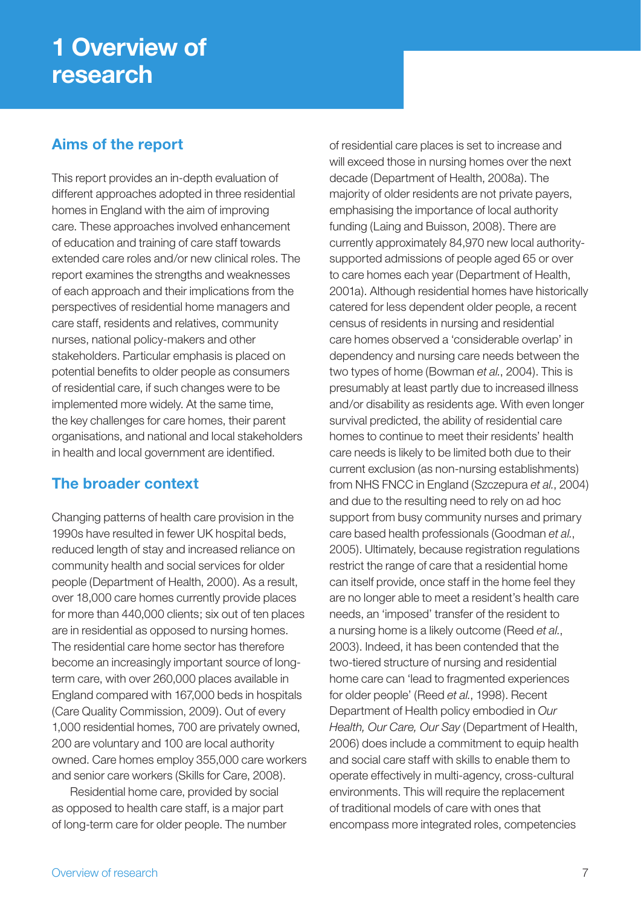# 1 Overview of research

## Aims of the report

This report provides an in-depth evaluation of different approaches adopted in three residential homes in England with the aim of improving care. These approaches involved enhancement of education and training of care staff towards extended care roles and/or new clinical roles. The report examines the strengths and weaknesses of each approach and their implications from the perspectives of residential home managers and care staff, residents and relatives, community nurses, national policy-makers and other stakeholders. Particular emphasis is placed on potential benefits to older people as consumers of residential care, if such changes were to be implemented more widely. At the same time, the key challenges for care homes, their parent organisations, and national and local stakeholders in health and local government are identified.

## The broader context

Changing patterns of health care provision in the 1990s have resulted in fewer UK hospital beds, reduced length of stay and increased reliance on community health and social services for older people (Department of Health, 2000). As a result, over 18,000 care homes currently provide places for more than 440,000 clients; six out of ten places are in residential as opposed to nursing homes. The residential care home sector has therefore become an increasingly important source of long-term care, with over 260,000 places available in England compared with 167,000 beds in hospitals (Care Quality Commission, 2009). Out of every 1,000 residential homes, 700 are privately owned, 200 are voluntary and 100 are local authority owned. Care homes employ 355,000 care workers and senior care workers (Skills for Care, 2008).

Residential home care, provided by social as opposed to health care staff, is a major part of long-term care for older people. The number of residential care places is set to increase and will exceed those in nursing homes over the next decade (Department of Health, 2008a). The majority of older residents are not private payers, emphasising the importance of local authority funding (Laing and Buisson, 2008). There are currently approximately 84,970 new local authority-supported admissions of people aged 65 or over to care homes each year (Department of Health, 2001a). Although residential homes have historically catered for less dependent older people, a recent census of residents in nursing and residential care homes observed a 'considerable overlap' in dependency and nursing care needs between the two types of home (Bowman *et al.*, 2004). This is presumably at least partly due to increased illness and/or disability as residents age. With even longer survival predicted, the ability of residential care homes to continue to meet their residents' health care needs is likely to be limited both due to their current exclusion (as non-nursing establishments) from NHS FNCC in England (Szczepura *et al.*, 2004) and due to the resulting need to rely on ad hoc support from busy community nurses and primary care based health professionals (Goodman *et al.*, 2005). Ultimately, because registration regulations restrict the range of care that a residential home can itself provide, once staff in the home feel they are no longer able to meet a resident's health care needs, an 'imposed' transfer of the resident to a nursing home is a likely outcome (Reed *et al.*, 2003). Indeed, it has been contended that the two-tiered structure of nursing and residential home care can 'lead to fragmented experiences for older people' (Reed *et al.*, 1998). Recent Department of Health policy embodied in *Our Health, Our Care, Our Say* (Department of Health, 2006) does include a commitment to equip health and social care staff with skills to enable them to operate effectively in multi-agency, cross-cultural environments. This will require the replacement of traditional models of care with ones that encompass more integrated roles, competencies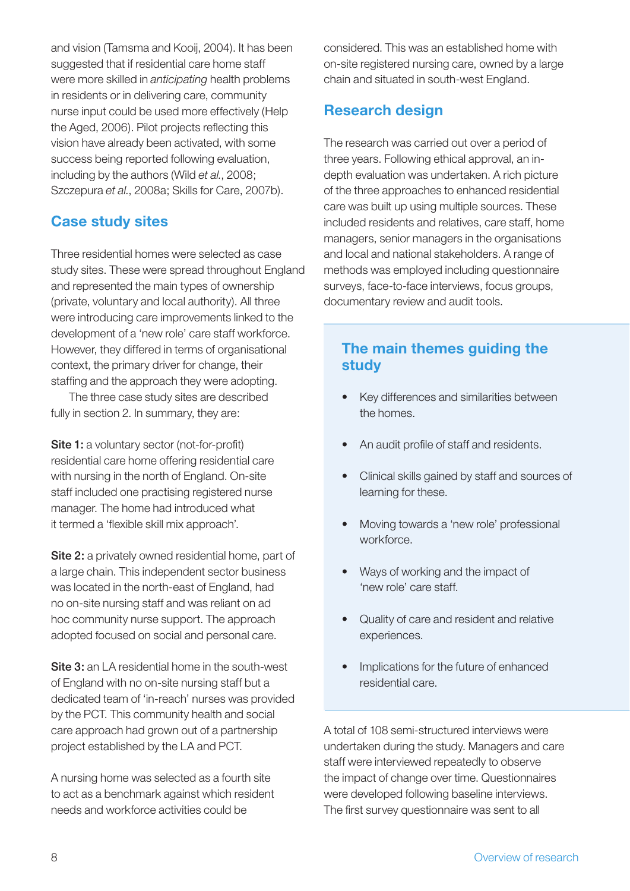and vision (Tamsma and Kooij, 2004). It has been suggested that if residential care home staff were more skilled in *anticipating* health problems in residents or in delivering care, community nurse input could be used more effectively (Help the Aged, 2006). Pilot projects reflecting this vision have already been activated, with some success being reported following evaluation, including by the authors (Wild *et al.*, 2008; Szczepura *et al.*, 2008a; Skills for Care, 2007b).

## Case study sites

Three residential homes were selected as case study sites. These were spread throughout England and represented the main types of ownership (private, voluntary and local authority). All three were introducing care improvements linked to the development of a 'new role' care staff workforce. However, they differed in terms of organisational context, the primary driver for change, their staffing and the approach they were adopting.

The three case study sites are described fully in section 2. In summary, they are:

**Site 1:** a voluntary sector (not-for-profit) residential care home offering residential care with nursing in the north of England. On-site staff included one practising registered nurse manager. The home had introduced what it termed a 'flexible skill mix approach'.

**Site 2:** a privately owned residential home, part of a large chain. This independent sector business was located in the north-east of England, had no on-site nursing staff and was reliant on ad hoc community nurse support. The approach adopted focused on social and personal care.

**Site 3:** an LA residential home in the south-west of England with no on-site nursing staff but a dedicated team of 'in-reach' nurses was provided by the PCT. This community health and social care approach had grown out of a partnership project established by the LA and PCT.

A nursing home was selected as a fourth site to act as a benchmark against which resident needs and workforce activities could be considered. This was an established home with on-site registered nursing care, owned by a large chain and situated in south-west England.

## Research design

The research was carried out over a period of three years. Following ethical approval, an in-depth evaluation was undertaken. A rich picture of the three approaches to enhanced residential care was built up using multiple sources. These included residents and relatives, care staff, home managers, senior managers in the organisations and local and national stakeholders. A range of methods was employed including questionnaire surveys, face-to-face interviews, focus groups, documentary review and audit tools.

### The main themes guiding the study

- Key differences and similarities between the homes.
- An audit profile of staff and residents.
- Clinical skills gained by staff and sources of learning for these.
- Moving towards a 'new role' professional workforce.
- Ways of working and the impact of 'new role' care staff.
- Quality of care and resident and relative experiences.
- Implications for the future of enhanced residential care.

A total of 108 semi-structured interviews were undertaken during the study. Managers and care staff were interviewed repeatedly to observe the impact of change over time. Questionnaires were developed following baseline interviews. The first survey questionnaire was sent to all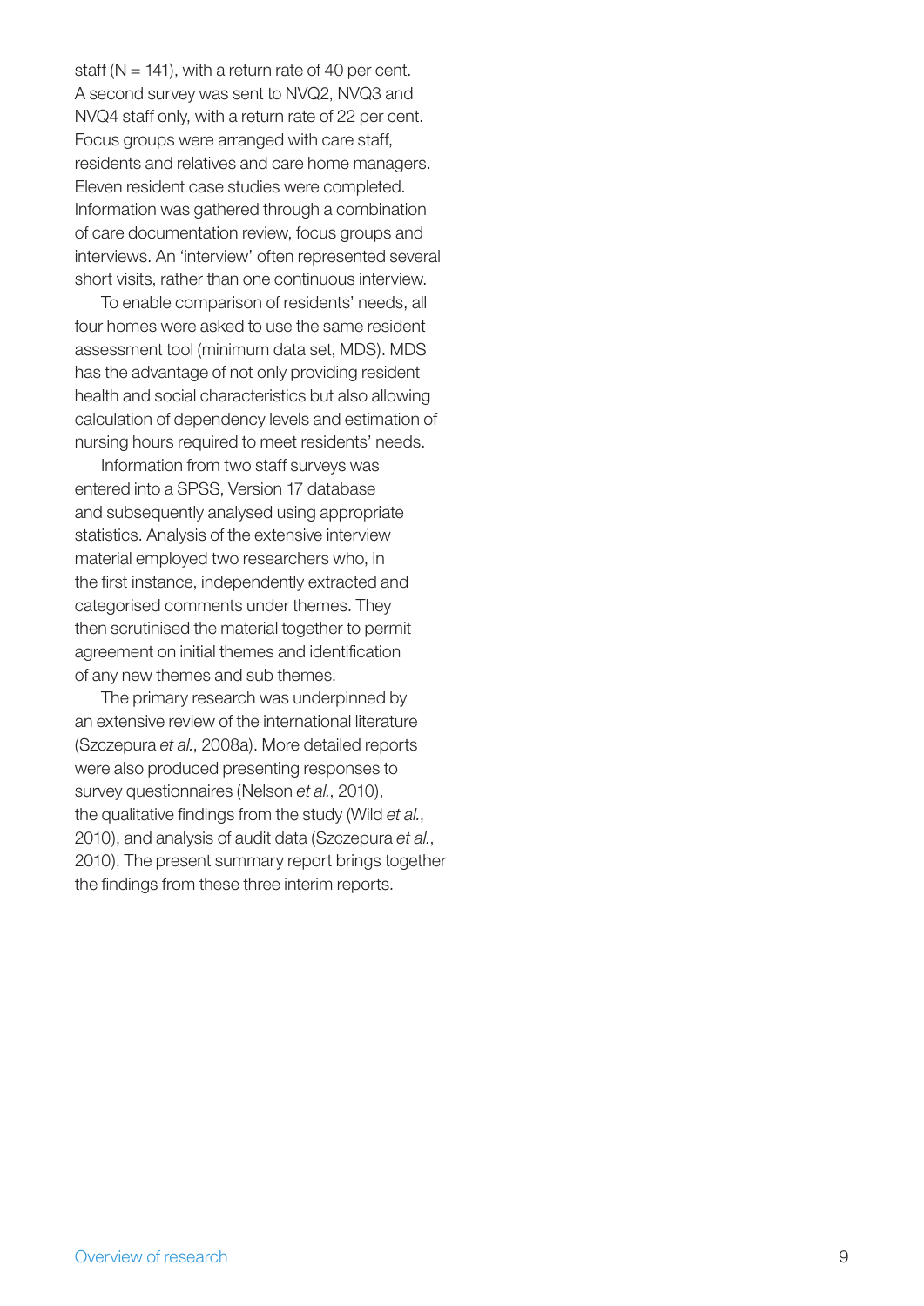staff (N = 141), with a return rate of 40 per cent. A second survey was sent to NVQ2, NVQ3 and NVQ4 staff only, with a return rate of 22 per cent. Focus groups were arranged with care staff, residents and relatives and care home managers. Eleven resident case studies were completed. Information was gathered through a combination of care documentation review, focus groups and interviews. An 'interview' often represented several short visits, rather than one continuous interview.

To enable comparison of residents' needs, all four homes were asked to use the same resident assessment tool (minimum data set, MDS). MDS has the advantage of not only providing resident health and social characteristics but also allowing calculation of dependency levels and estimation of nursing hours required to meet residents' needs.

Information from two staff surveys was entered into a SPSS, Version 17 database and subsequently analysed using appropriate statistics. Analysis of the extensive interview material employed two researchers who, in the first instance, independently extracted and categorised comments under themes. They then scrutinised the material together to permit agreement on initial themes and identification of any new themes and sub themes.

The primary research was underpinned by an extensive review of the international literature (Szczepura *et al.*, 2008a). More detailed reports were also produced presenting responses to survey questionnaires (Nelson *et al.*, 2010), the qualitative findings from the study (Wild *et al.*, 2010), and analysis of audit data (Szczepura *et al.*, 2010). The present summary report brings together the findings from these three interim reports.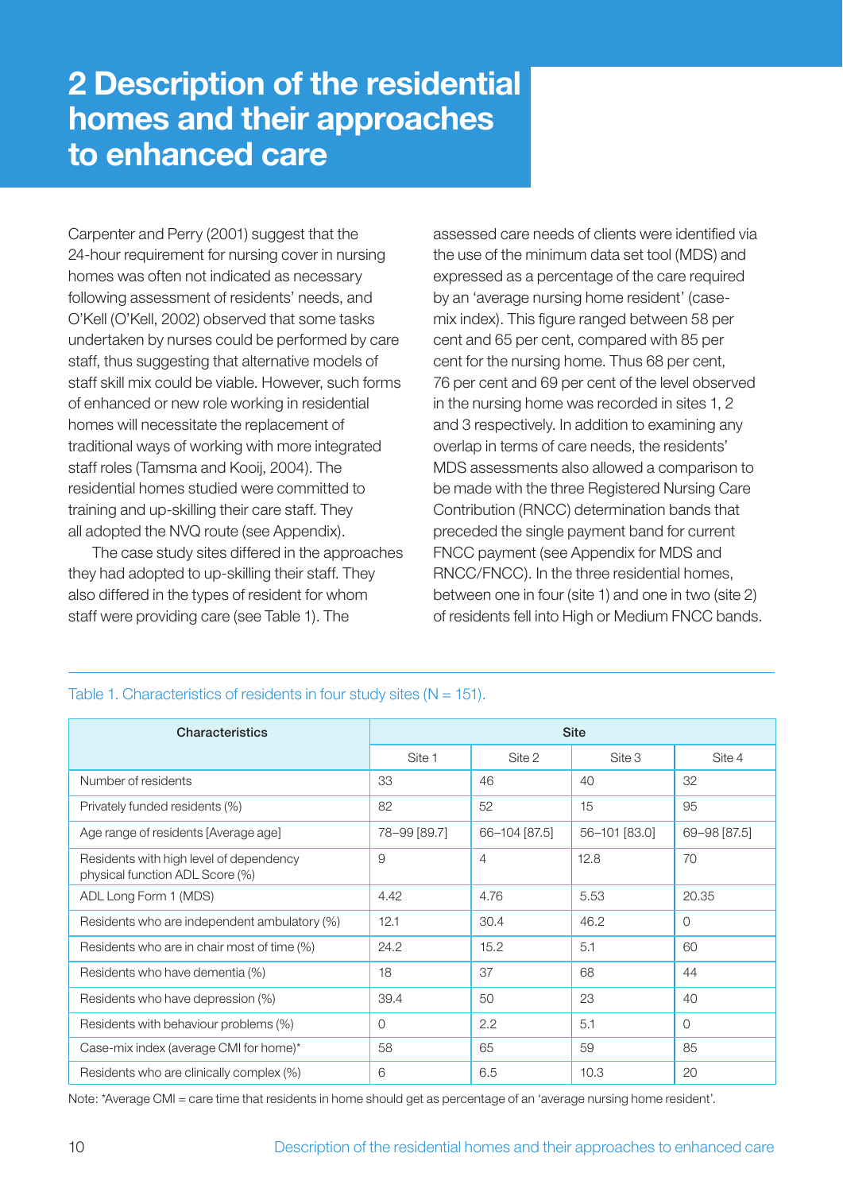# 2 Description of the residential homes and their approaches to enhanced care

Carpenter and Perry (2001) suggest that the 24-hour requirement for nursing cover in nursing homes was often not indicated as necessary following assessment of residents' needs, and O'Kell (O'Kell, 2002) observed that some tasks undertaken by nurses could be performed by care staff, thus suggesting that alternative models of staff skill mix could be viable. However, such forms of enhanced or new role working in residential homes will necessitate the replacement of traditional ways of working with more integrated staff roles (Tamsma and Kooij, 2004). The residential homes studied were committed to training and up-skilling their care staff. They all adopted the NVQ route (see Appendix).

The case study sites differed in the approaches they had adopted to up-skilling their staff. They also differed in the types of resident for whom staff were providing care (see Table 1). The assessed care needs of clients were identified via the use of the minimum data set tool (MDS) and expressed as a percentage of the care required by an 'average nursing home resident' (case-mix index). This figure ranged between 58 per cent and 65 per cent, compared with 85 per cent for the nursing home. Thus 68 per cent, 76 per cent and 69 per cent of the level observed in the nursing home was recorded in sites 1, 2 and 3 respectively. In addition to examining any overlap in terms of care needs, the residents' MDS assessments also allowed a comparison to be made with the three Registered Nursing Care Contribution (RNCC) determination bands that preceded the single payment band for current FNCC payment (see Appendix for MDS and RNCC/FNCC). In the three residential homes, between one in four (site 1) and one in two (site 2) of residents fell into High or Medium FNCC bands.

Table 1. Characteristics of residents in four study sites (N = 151).

| Characteristics | Site | | | |
|---|---|---|---|---|
| | Site 1 | Site 2 | Site 3 | Site 4 |
| Number of residents | 33 | 46 | 40 | 32 |
| Privately funded residents (%) | 82 | 52 | 15 | 95 |
| Age range of residents [Average age] | 78–99 [89.7] | 66–104 [87.5] | 56–101 [83.0] | 69–98 [87.5] |
| Residents with high level of dependency physical function ADL Score (%) | 9 | 4 | 12.8 | 70 |
| ADL Long Form 1 (MDS) | 4.42 | 4.76 | 5.53 | 20.35 |
| Residents who are independent ambulatory (%) | 12.1 | 30.4 | 46.2 | 0 |
| Residents who are in chair most of time (%) | 24.2 | 15.2 | 5.1 | 60 |
| Residents who have dementia (%) | 18 | 37 | 68 | 44 |
| Residents who have depression (%) | 39.4 | 50 | 23 | 40 |
| Residents with behaviour problems (%) | 0 | 2.2 | 5.1 | 0 |
| Case-mix index (average CMI for home)* | 58 | 65 | 59 | 85 |
| Residents who are clinically complex (%) | 6 | 6.5 | 10.3 | 20 |

Note: *Average CMI = care time that residents in home should get as percentage of an 'average nursing home resident'.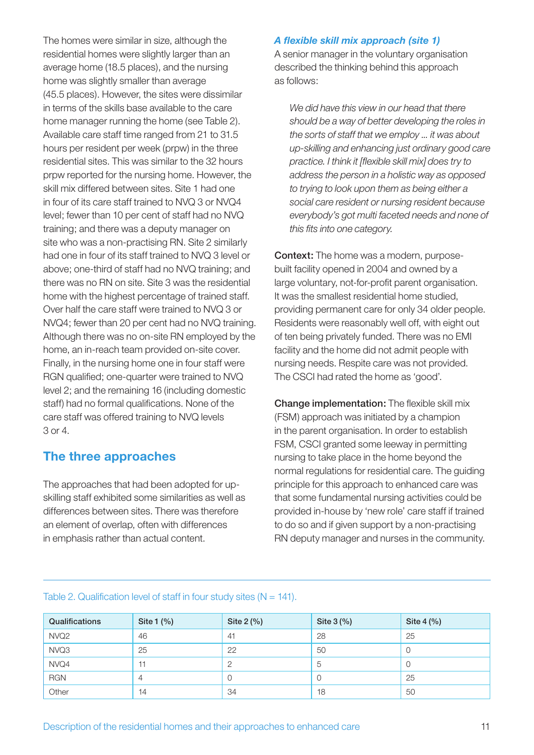The homes were similar in size, although the residential homes were slightly larger than an average home (18.5 places), and the nursing home was slightly smaller than average (45.5 places). However, the sites were dissimilar in terms of the skills base available to the care home manager running the home (see Table 2). Available care staff time ranged from 21 to 31.5 hours per resident per week (prpw) in the three residential sites. This was similar to the 32 hours prpw reported for the nursing home. However, the skill mix differed between sites. Site 1 had one in four of its care staff trained to NVQ 3 or NVQ4 level; fewer than 10 per cent of staff had no NVQ training; and there was a deputy manager on site who was a non-practising RN. Site 2 similarly had one in four of its staff trained to NVQ 3 level or above; one-third of staff had no NVQ training; and there was no RN on site. Site 3 was the residential home with the highest percentage of trained staff. Over half the care staff were trained to NVQ 3 or NVQ4; fewer than 20 per cent had no NVQ training. Although there was no on-site RN employed by the home, an in-reach team provided on-site cover. Finally, in the nursing home one in four staff were RGN qualified; one-quarter were trained to NVQ level 2; and the remaining 16 (including domestic staff) had no formal qualifications. None of the care staff was offered training to NVQ levels 3 or 4.

## The three approaches

The approaches that had been adopted for up-skilling staff exhibited some similarities as well as differences between sites. There was therefore an element of overlap, often with differences in emphasis rather than actual content.

### *A flexible skill mix approach (site 1)*

A senior manager in the voluntary organisation described the thinking behind this approach as follows:

> *We did have this view in our head that there should be a way of better developing the roles in the sorts of staff that we employ ... it was about up-skilling and enhancing just ordinary good care practice. I think it [flexible skill mix] does try to address the person in a holistic way as opposed to trying to look upon them as being either a social care resident or nursing resident because everybody's got multi faceted needs and none of this fits into one category.*

**Context:** The home was a modern, purpose-built facility opened in 2004 and owned by a large voluntary, not-for-profit parent organisation. It was the smallest residential home studied, providing permanent care for only 34 older people. Residents were reasonably well off, with eight out of ten being privately funded. There was no EMI facility and the home did not admit people with nursing needs. Respite care was not provided. The CSCI had rated the home as 'good'.

**Change implementation:** The flexible skill mix (FSM) approach was initiated by a champion in the parent organisation. In order to establish FSM, CSCI granted some leeway in permitting nursing to take place in the home beyond the normal regulations for residential care. The guiding principle for this approach to enhanced care was that some fundamental nursing activities could be provided in-house by 'new role' care staff if trained to do so and if given support by a non-practising RN deputy manager and nurses in the community.

Table 2. Qualification level of staff in four study sites (N = 141).

| Qualifications | Site 1 (%) | Site 2 (%) | Site 3 (%) | Site 4 (%) |
|---|---|---|---|---|
| NVQ2 | 46 | 41 | 28 | 25 |
| NVQ3 | 25 | 22 | 50 | 0 |
| NVQ4 | 11 | 2 | 5 | 0 |
| RGN | 4 | 0 | 0 | 25 |
| Other | 14 | 34 | 18 | 50 |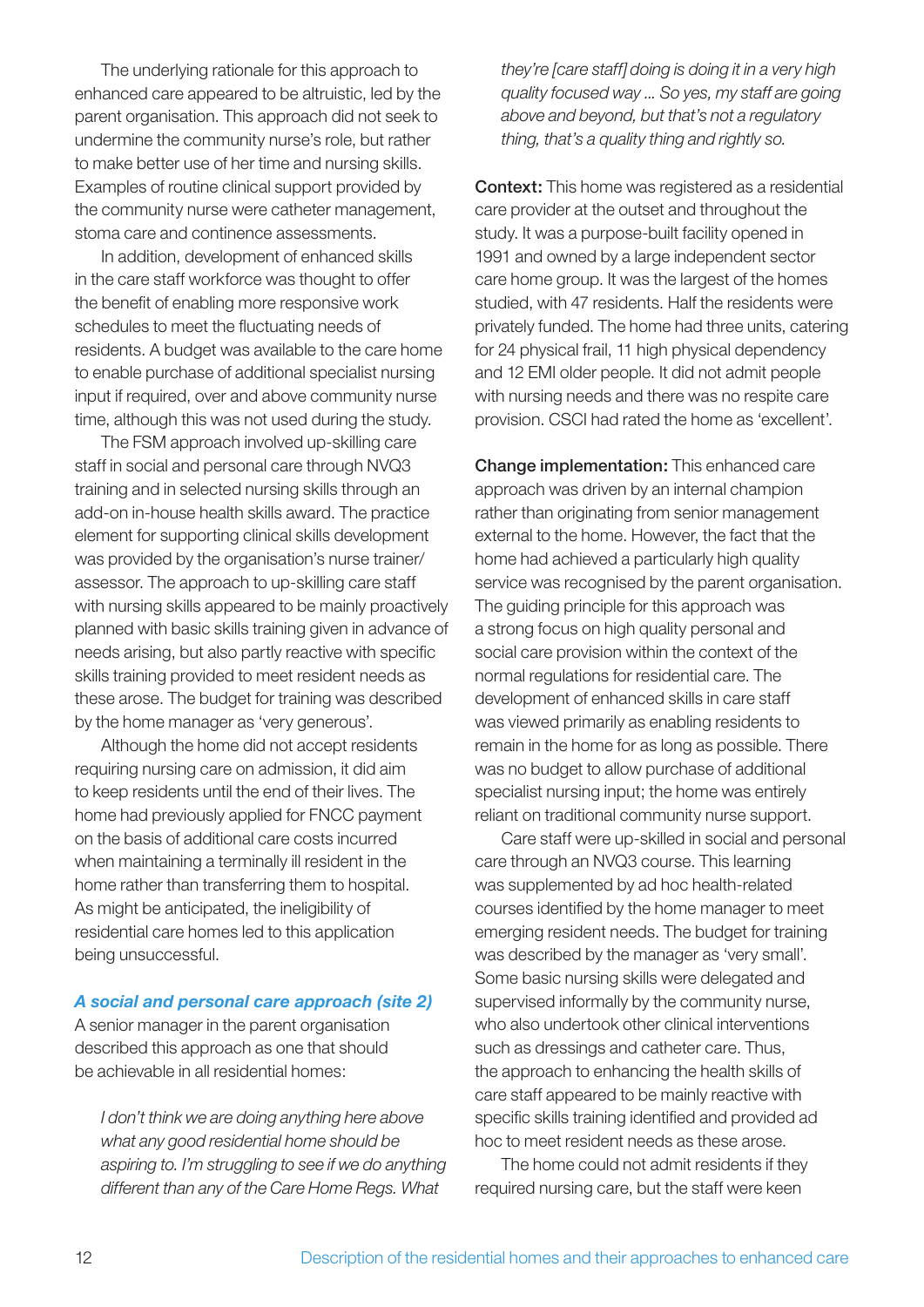The underlying rationale for this approach to enhanced care appeared to be altruistic, led by the parent organisation. This approach did not seek to undermine the community nurse's role, but rather to make better use of her time and nursing skills. Examples of routine clinical support provided by the community nurse were catheter management, stoma care and continence assessments.

In addition, development of enhanced skills in the care staff workforce was thought to offer the benefit of enabling more responsive work schedules to meet the fluctuating needs of residents. A budget was available to the care home to enable purchase of additional specialist nursing input if required, over and above community nurse time, although this was not used during the study.

The FSM approach involved up-skilling care staff in social and personal care through NVQ3 training and in selected nursing skills through an add-on in-house health skills award. The practice element for supporting clinical skills development was provided by the organisation's nurse trainer/assessor. The approach to up-skilling care staff with nursing skills appeared to be mainly proactively planned with basic skills training given in advance of needs arising, but also partly reactive with specific skills training provided to meet resident needs as these arose. The budget for training was described by the home manager as 'very generous'.

Although the home did not accept residents requiring nursing care on admission, it did aim to keep residents until the end of their lives. The home had previously applied for FNCC payment on the basis of additional care costs incurred when maintaining a terminally ill resident in the home rather than transferring them to hospital. As might be anticipated, the ineligibility of residential care homes led to this application being unsuccessful.

### *A social and personal care approach (site 2)*

A senior manager in the parent organisation described this approach as one that should be achievable in all residential homes:

> *I don't think we are doing anything here above what any good residential home should be aspiring to. I'm struggling to see if we do anything different than any of the Care Home Regs. What they're [care staff] doing is doing it in a very high quality focused way … So yes, my staff are going above and beyond, but that's not a regulatory thing, that's a quality thing and rightly so.*

**Context:** This home was registered as a residential care provider at the outset and throughout the study. It was a purpose-built facility opened in 1991 and owned by a large independent sector care home group. It was the largest of the homes studied, with 47 residents. Half the residents were privately funded. The home had three units, catering for 24 physical frail, 11 high physical dependency and 12 EMI older people. It did not admit people with nursing needs and there was no respite care provision. CSCI had rated the home as 'excellent'.

**Change implementation:** This enhanced care approach was driven by an internal champion rather than originating from senior management external to the home. However, the fact that the home had achieved a particularly high quality service was recognised by the parent organisation. The guiding principle for this approach was a strong focus on high quality personal and social care provision within the context of the normal regulations for residential care. The development of enhanced skills in care staff was viewed primarily as enabling residents to remain in the home for as long as possible. There was no budget to allow purchase of additional specialist nursing input; the home was entirely reliant on traditional community nurse support.

Care staff were up-skilled in social and personal care through an NVQ3 course. This learning was supplemented by ad hoc health-related courses identified by the home manager to meet emerging resident needs. The budget for training was described by the manager as 'very small'. Some basic nursing skills were delegated and supervised informally by the community nurse, who also undertook other clinical interventions such as dressings and catheter care. Thus, the approach to enhancing the health skills of care staff appeared to be mainly reactive with specific skills training identified and provided ad hoc to meet resident needs as these arose.

The home could not admit residents if they required nursing care, but the staff were keen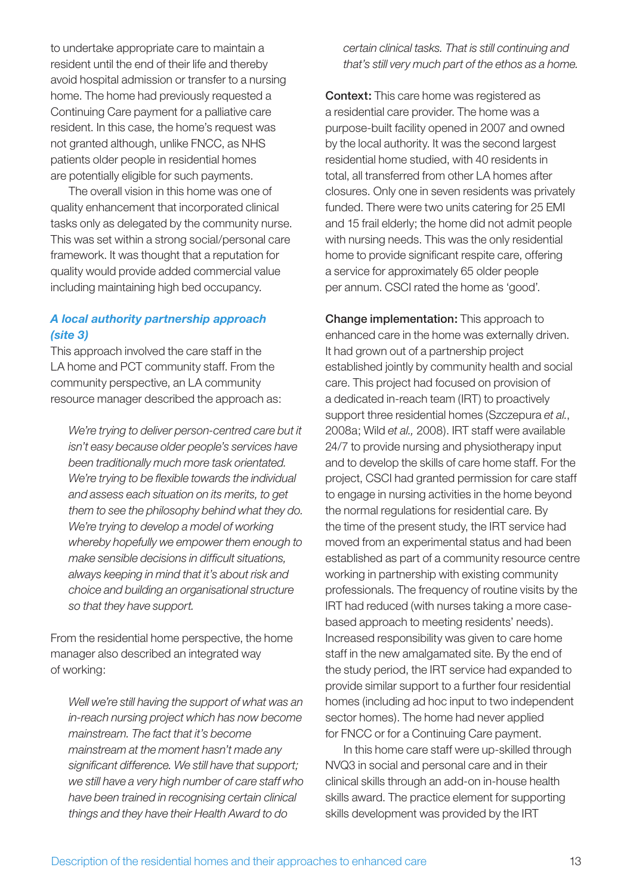to undertake appropriate care to maintain a resident until the end of their life and thereby avoid hospital admission or transfer to a nursing home. The home had previously requested a Continuing Care payment for a palliative care resident. In this case, the home's request was not granted although, unlike FNCC, as NHS patients older people in residential homes are potentially eligible for such payments.

The overall vision in this home was one of quality enhancement that incorporated clinical tasks only as delegated by the community nurse. This was set within a strong social/personal care framework. It was thought that a reputation for quality would provide added commercial value including maintaining high bed occupancy.

### *A local authority partnership approach (site 3)*

This approach involved the care staff in the LA home and PCT community staff. From the community perspective, an LA community resource manager described the approach as:

> *We're trying to deliver person-centred care but it isn't easy because older people's services have been traditionally much more task orientated. We're trying to be flexible towards the individual and assess each situation on its merits, to get them to see the philosophy behind what they do. We're trying to develop a model of working whereby hopefully we empower them enough to make sensible decisions in difficult situations, always keeping in mind that it's about risk and choice and building an organisational structure so that they have support.*

From the residential home perspective, the home manager also described an integrated way of working:

> *Well we're still having the support of what was an in-reach nursing project which has now become mainstream. The fact that it's become mainstream at the moment hasn't made any significant difference. We still have that support; we still have a very high number of care staff who have been trained in recognising certain clinical things and they have their Health Award to do certain clinical tasks. That is still continuing and that's still very much part of the ethos as a home.*

**Context:** This care home was registered as a residential care provider. The home was a purpose-built facility opened in 2007 and owned by the local authority. It was the second largest residential home studied, with 40 residents in total, all transferred from other LA homes after closures. Only one in seven residents was privately funded. There were two units catering for 25 EMI and 15 frail elderly; the home did not admit people with nursing needs. This was the only residential home to provide significant respite care, offering a service for approximately 65 older people per annum. CSCI rated the home as 'good'.

**Change implementation:** This approach to enhanced care in the home was externally driven. It had grown out of a partnership project established jointly by community health and social care. This project had focused on provision of a dedicated in-reach team (IRT) to proactively support three residential homes (Szczepura *et al.*, 2008a; Wild *et al.,* 2008). IRT staff were available 24/7 to provide nursing and physiotherapy input and to develop the skills of care home staff. For the project, CSCI had granted permission for care staff to engage in nursing activities in the home beyond the normal regulations for residential care. By the time of the present study, the IRT service had moved from an experimental status and had been established as part of a community resource centre working in partnership with existing community professionals. The frequency of routine visits by the IRT had reduced (with nurses taking a more case-based approach to meeting residents' needs). Increased responsibility was given to care home staff in the new amalgamated site. By the end of the study period, the IRT service had expanded to provide similar support to a further four residential homes (including ad hoc input to two independent sector homes). The home had never applied for FNCC or for a Continuing Care payment.

In this home care staff were up-skilled through NVQ3 in social and personal care and in their clinical skills through an add-on in-house health skills award. The practice element for supporting skills development was provided by the IRT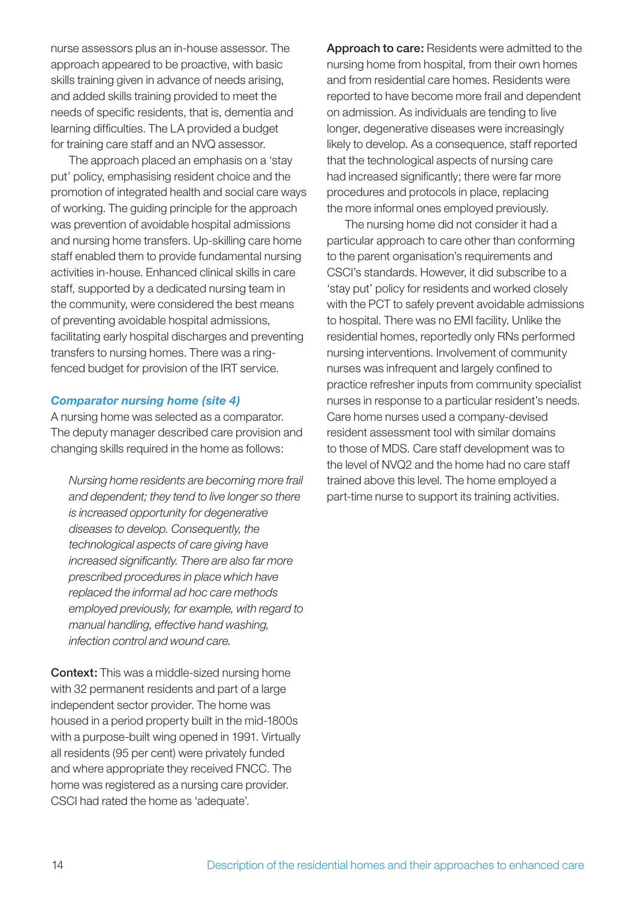nurse assessors plus an in-house assessor. The approach appeared to be proactive, with basic skills training given in advance of needs arising, and added skills training provided to meet the needs of specific residents, that is, dementia and learning difficulties. The LA provided a budget for training care staff and an NVQ assessor.

The approach placed an emphasis on a 'stay put' policy, emphasising resident choice and the promotion of integrated health and social care ways of working. The guiding principle for the approach was prevention of avoidable hospital admissions and nursing home transfers. Up-skilling care home staff enabled them to provide fundamental nursing activities in-house. Enhanced clinical skills in care staff, supported by a dedicated nursing team in the community, were considered the best means of preventing avoidable hospital admissions, facilitating early hospital discharges and preventing transfers to nursing homes. There was a ring-fenced budget for provision of the IRT service.

### *Comparator nursing home (site 4)*

A nursing home was selected as a comparator. The deputy manager described care provision and changing skills required in the home as follows:

> *Nursing home residents are becoming more frail and dependent; they tend to live longer so there is increased opportunity for degenerative diseases to develop. Consequently, the technological aspects of care giving have increased significantly. There are also far more prescribed procedures in place which have replaced the informal ad hoc care methods employed previously, for example, with regard to manual handling, effective hand washing, infection control and wound care.*

**Context:** This was a middle-sized nursing home with 32 permanent residents and part of a large independent sector provider. The home was housed in a period property built in the mid-1800s with a purpose-built wing opened in 1991. Virtually all residents (95 per cent) were privately funded and where appropriate they received FNCC. The home was registered as a nursing care provider. CSCI had rated the home as 'adequate'.

**Approach to care:** Residents were admitted to the nursing home from hospital, from their own homes and from residential care homes. Residents were reported to have become more frail and dependent on admission. As individuals are tending to live longer, degenerative diseases were increasingly likely to develop. As a consequence, staff reported that the technological aspects of nursing care had increased significantly; there were far more procedures and protocols in place, replacing the more informal ones employed previously.

The nursing home did not consider it had a particular approach to care other than conforming to the parent organisation's requirements and CSCI's standards. However, it did subscribe to a 'stay put' policy for residents and worked closely with the PCT to safely prevent avoidable admissions to hospital. There was no EMI facility. Unlike the residential homes, reportedly only RNs performed nursing interventions. Involvement of community nurses was infrequent and largely confined to practice refresher inputs from community specialist nurses in response to a particular resident's needs. Care home nurses used a company-devised resident assessment tool with similar domains to those of MDS. Care staff development was to the level of NVQ2 and the home had no care staff trained above this level. The home employed a part-time nurse to support its training activities.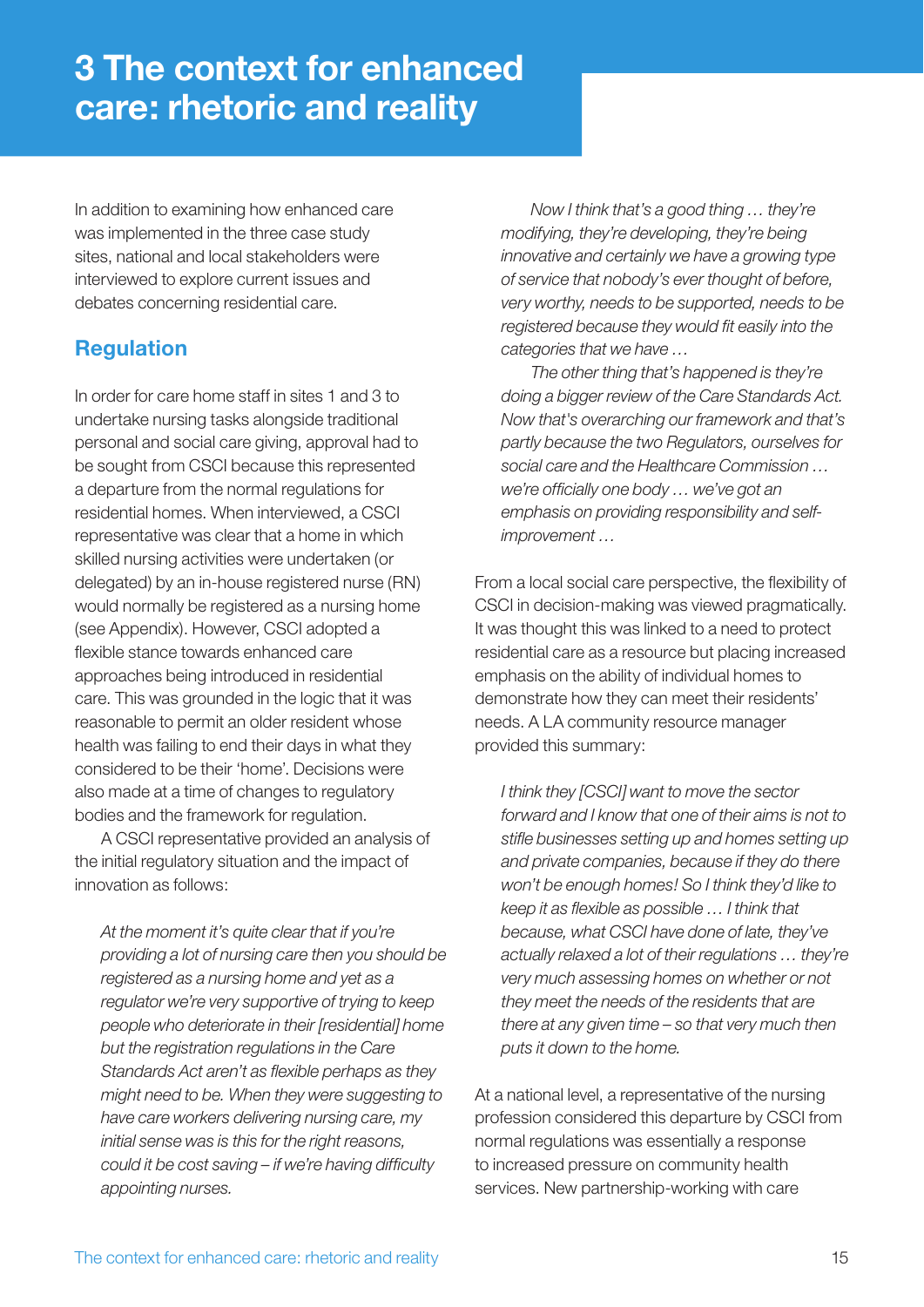# 3 The context for enhanced care: rhetoric and reality

In addition to examining how enhanced care was implemented in the three case study sites, national and local stakeholders were interviewed to explore current issues and debates concerning residential care.

## Regulation

In order for care home staff in sites 1 and 3 to undertake nursing tasks alongside traditional personal and social care giving, approval had to be sought from CSCI because this represented a departure from the normal regulations for residential homes. When interviewed, a CSCI representative was clear that a home in which skilled nursing activities were undertaken (or delegated) by an in-house registered nurse (RN) would normally be registered as a nursing home (see Appendix). However, CSCI adopted a flexible stance towards enhanced care approaches being introduced in residential care. This was grounded in the logic that it was reasonable to permit an older resident whose health was failing to end their days in what they considered to be their 'home'. Decisions were also made at a time of changes to regulatory bodies and the framework for regulation.

A CSCI representative provided an analysis of the initial regulatory situation and the impact of innovation as follows:

> *At the moment it's quite clear that if you're providing a lot of nursing care then you should be registered as a nursing home and yet as a regulator we're very supportive of trying to keep people who deteriorate in their [residential] home but the registration regulations in the Care Standards Act aren't as flexible perhaps as they might need to be. When they were suggesting to have care workers delivering nursing care, my initial sense was is this for the right reasons, could it be cost saving – if we're having difficulty appointing nurses.*
>
> *Now I think that's a good thing … they're modifying, they're developing, they're being innovative and certainly we have a growing type of service that nobody's ever thought of before, very worthy, needs to be supported, needs to be registered because they would fit easily into the categories that we have …*
>
> *The other thing that's happened is they're doing a bigger review of the Care Standards Act. Now that's overarching our framework and that's partly because the two Regulators, ourselves for social care and the Healthcare Commission … we're officially one body … we've got an emphasis on providing responsibility and self-improvement …*

From a local social care perspective, the flexibility of CSCI in decision-making was viewed pragmatically. It was thought this was linked to a need to protect residential care as a resource but placing increased emphasis on the ability of individual homes to demonstrate how they can meet their residents' needs. A LA community resource manager provided this summary:

> *I think they [CSCI] want to move the sector forward and I know that one of their aims is not to stifle businesses setting up and homes setting up and private companies, because if they do there won't be enough homes! So I think they'd like to keep it as flexible as possible … I think that because, what CSCI have done of late, they've actually relaxed a lot of their regulations … they're very much assessing homes on whether or not they meet the needs of the residents that are there at any given time – so that very much then puts it down to the home.*

At a national level, a representative of the nursing profession considered this departure by CSCI from normal regulations was essentially a response to increased pressure on community health services. New partnership-working with care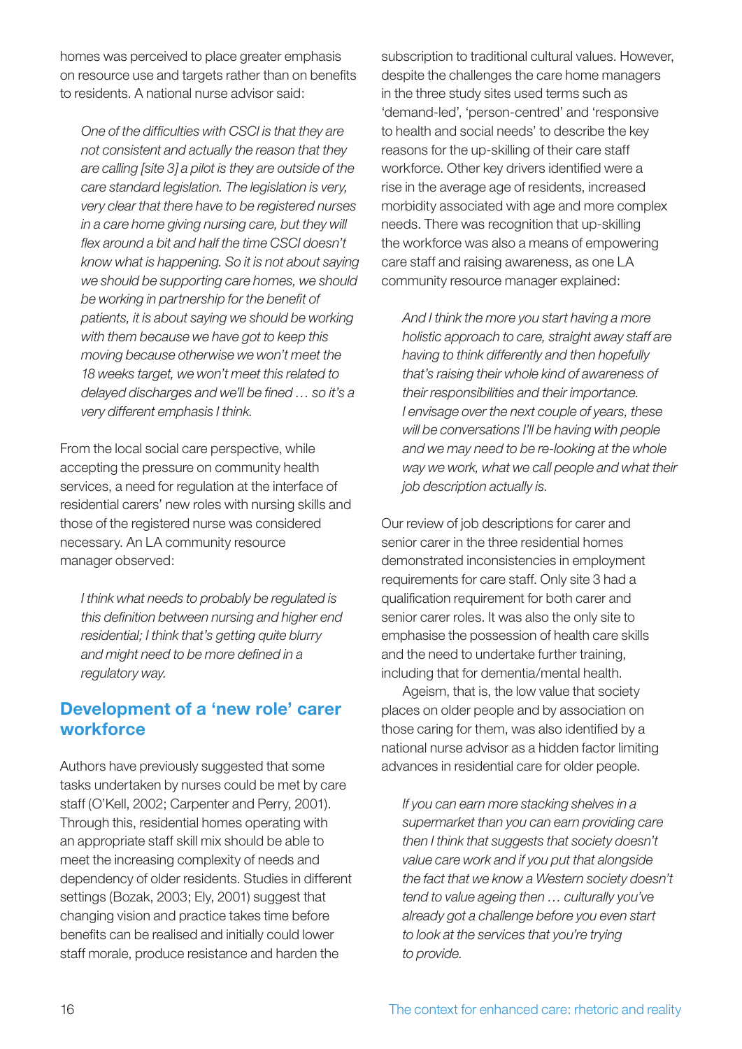homes was perceived to place greater emphasis on resource use and targets rather than on benefits to residents. A national nurse advisor said:

> *One of the difficulties with CSCI is that they are not consistent and actually the reason that they are calling [site 3] a pilot is they are outside of the care standard legislation. The legislation is very, very clear that there have to be registered nurses in a care home giving nursing care, but they will flex around a bit and half the time CSCI doesn't know what is happening. So it is not about saying we should be supporting care homes, we should be working in partnership for the benefit of patients, it is about saying we should be working with them because we have got to keep this moving because otherwise we won't meet the 18 weeks target, we won't meet this related to delayed discharges and we'll be fined … so it's a very different emphasis I think.*

From the local social care perspective, while accepting the pressure on community health services, a need for regulation at the interface of residential carers' new roles with nursing skills and those of the registered nurse was considered necessary. An LA community resource manager observed:

> *I think what needs to probably be regulated is this definition between nursing and higher end residential; I think that's getting quite blurry and might need to be more defined in a regulatory way.*

## Development of a 'new role' carer workforce

Authors have previously suggested that some tasks undertaken by nurses could be met by care staff (O'Kell, 2002; Carpenter and Perry, 2001). Through this, residential homes operating with an appropriate staff skill mix should be able to meet the increasing complexity of needs and dependency of older residents. Studies in different settings (Bozak, 2003; Ely, 2001) suggest that changing vision and practice takes time before benefits can be realised and initially could lower staff morale, produce resistance and harden the subscription to traditional cultural values. However, despite the challenges the care home managers in the three study sites used terms such as 'demand-led', 'person-centred' and 'responsive to health and social needs' to describe the key reasons for the up-skilling of their care staff workforce. Other key drivers identified were a rise in the average age of residents, increased morbidity associated with age and more complex needs. There was recognition that up-skilling the workforce was also a means of empowering care staff and raising awareness, as one LA community resource manager explained:

> *And I think the more you start having a more holistic approach to care, straight away staff are having to think differently and then hopefully that's raising their whole kind of awareness of their responsibilities and their importance. I envisage over the next couple of years, these will be conversations I'll be having with people and we may need to be re-looking at the whole way we work, what we call people and what their job description actually is.*

Our review of job descriptions for carer and senior carer in the three residential homes demonstrated inconsistencies in employment requirements for care staff. Only site 3 had a qualification requirement for both carer and senior carer roles. It was also the only site to emphasise the possession of health care skills and the need to undertake further training, including that for dementia/mental health.

Ageism, that is, the low value that society places on older people and by association on those caring for them, was also identified by a national nurse advisor as a hidden factor limiting advances in residential care for older people.

> *If you can earn more stacking shelves in a supermarket than you can earn providing care then I think that suggests that society doesn't value care work and if you put that alongside the fact that we know a Western society doesn't tend to value ageing then … culturally you've already got a challenge before you even start to look at the services that you're trying to provide.*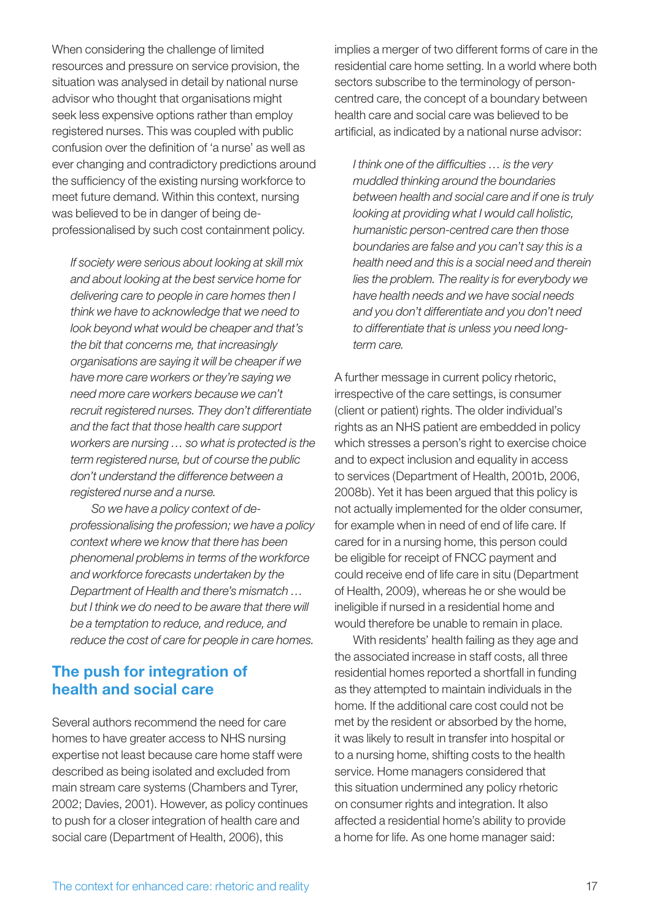When considering the challenge of limited resources and pressure on service provision, the situation was analysed in detail by national nurse advisor who thought that organisations might seek less expensive options rather than employ registered nurses. This was coupled with public confusion over the definition of 'a nurse' as well as ever changing and contradictory predictions around the sufficiency of the existing nursing workforce to meet future demand. Within this context, nursing was believed to be in danger of being de-professionalised by such cost containment policy.

> *If society were serious about looking at skill mix and about looking at the best service home for delivering care to people in care homes then I think we have to acknowledge that we need to look beyond what would be cheaper and that's the bit that concerns me, that increasingly organisations are saying it will be cheaper if we have more care workers or they're saying we need more care workers because we can't recruit registered nurses. They don't differentiate and the fact that those health care support workers are nursing … so what is protected is the term registered nurse, but of course the public don't understand the difference between a registered nurse and a nurse.*
>
> *So we have a policy context of de-professionalising the profession; we have a policy context where we know that there has been phenomenal problems in terms of the workforce and workforce forecasts undertaken by the Department of Health and there's mismatch … but I think we do need to be aware that there will be a temptation to reduce, and reduce, and reduce the cost of care for people in care homes.*

## The push for integration of health and social care

Several authors recommend the need for care homes to have greater access to NHS nursing expertise not least because care home staff were described as being isolated and excluded from main stream care systems (Chambers and Tyrer, 2002; Davies, 2001). However, as policy continues to push for a closer integration of health care and social care (Department of Health, 2006), this implies a merger of two different forms of care in the residential care home setting. In a world where both sectors subscribe to the terminology of person-centred care, the concept of a boundary between health care and social care was believed to be artificial, as indicated by a national nurse advisor:

> *I think one of the difficulties … is the very muddled thinking around the boundaries between health and social care and if one is truly looking at providing what I would call holistic, humanistic person-centred care then those boundaries are false and you can't say this is a health need and this is a social need and therein lies the problem. The reality is for everybody we have health needs and we have social needs and you don't differentiate and you don't need to differentiate that is unless you need long-term care.*

A further message in current policy rhetoric, irrespective of the care settings, is consumer (client or patient) rights. The older individual's rights as an NHS patient are embedded in policy which stresses a person's right to exercise choice and to expect inclusion and equality in access to services (Department of Health, 2001b, 2006, 2008b). Yet it has been argued that this policy is not actually implemented for the older consumer, for example when in need of end of life care. If cared for in a nursing home, this person could be eligible for receipt of FNCC payment and could receive end of life care in situ (Department of Health, 2009), whereas he or she would be ineligible if nursed in a residential home and would therefore be unable to remain in place.

With residents' health failing as they age and the associated increase in staff costs, all three residential homes reported a shortfall in funding as they attempted to maintain individuals in the home. If the additional care cost could not be met by the resident or absorbed by the home, it was likely to result in transfer into hospital or to a nursing home, shifting costs to the health service. Home managers considered that this situation undermined any policy rhetoric on consumer rights and integration. It also affected a residential home's ability to provide a home for life. As one home manager said: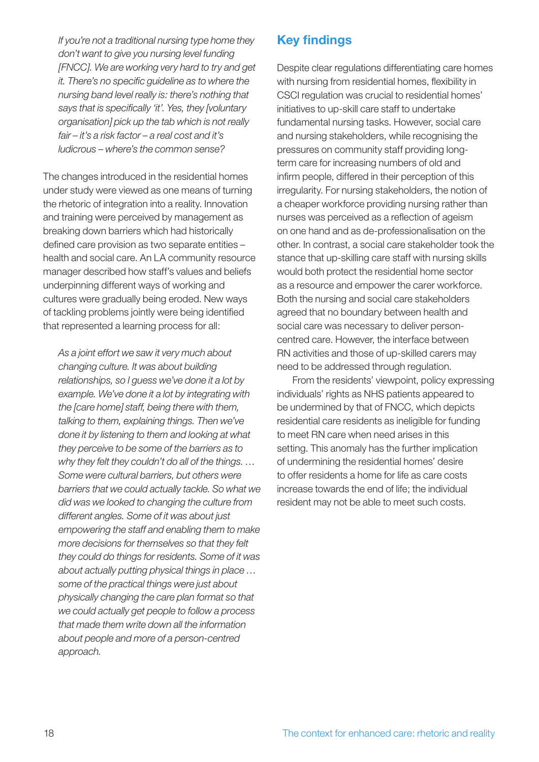*If you're not a traditional nursing type home they don't want to give you nursing level funding [FNCC]. We are working very hard to try and get it. There's no specific guideline as to where the nursing band level really is: there's nothing that says that is specifically 'it'. Yes, they [voluntary organisation] pick up the tab which is not really fair – it's a risk factor – a real cost and it's ludicrous – where's the common sense?*

The changes introduced in the residential homes under study were viewed as one means of turning the rhetoric of integration into a reality. Innovation and training were perceived by management as breaking down barriers which had historically defined care provision as two separate entities – health and social care. An LA community resource manager described how staff's values and beliefs underpinning different ways of working and cultures were gradually being eroded. New ways of tackling problems jointly were being identified that represented a learning process for all:

*As a joint effort we saw it very much about changing culture. It was about building relationships, so I guess we've done it a lot by example. We've done it a lot by integrating with the [care home] staff, being there with them, talking to them, explaining things. Then we've done it by listening to them and looking at what they perceive to be some of the barriers as to why they felt they couldn't do all of the things. … Some were cultural barriers, but others were barriers that we could actually tackle. So what we did was we looked to changing the culture from different angles. Some of it was about just empowering the staff and enabling them to make more decisions for themselves so that they felt they could do things for residents. Some of it was about actually putting physical things in place … some of the practical things were just about physically changing the care plan format so that we could actually get people to follow a process that made them write down all the information about people and more of a person-centred approach.*

## Key findings

Despite clear regulations differentiating care homes with nursing from residential homes, flexibility in CSCI regulation was crucial to residential homes' initiatives to up-skill care staff to undertake fundamental nursing tasks. However, social care and nursing stakeholders, while recognising the pressures on community staff providing long-term care for increasing numbers of old and infirm people, differed in their perception of this irregularity. For nursing stakeholders, the notion of a cheaper workforce providing nursing rather than nurses was perceived as a reflection of ageism on one hand and as de-professionalisation on the other. In contrast, a social care stakeholder took the stance that up-skilling care staff with nursing skills would both protect the residential home sector as a resource and empower the carer workforce. Both the nursing and social care stakeholders agreed that no boundary between health and social care was necessary to deliver person-centred care. However, the interface between RN activities and those of up-skilled carers may need to be addressed through regulation.

From the residents' viewpoint, policy expressing individuals' rights as NHS patients appeared to be undermined by that of FNCC, which depicts residential care residents as ineligible for funding to meet RN care when need arises in this setting. This anomaly has the further implication of undermining the residential homes' desire to offer residents a home for life as care costs increase towards the end of life; the individual resident may not be able to meet such costs.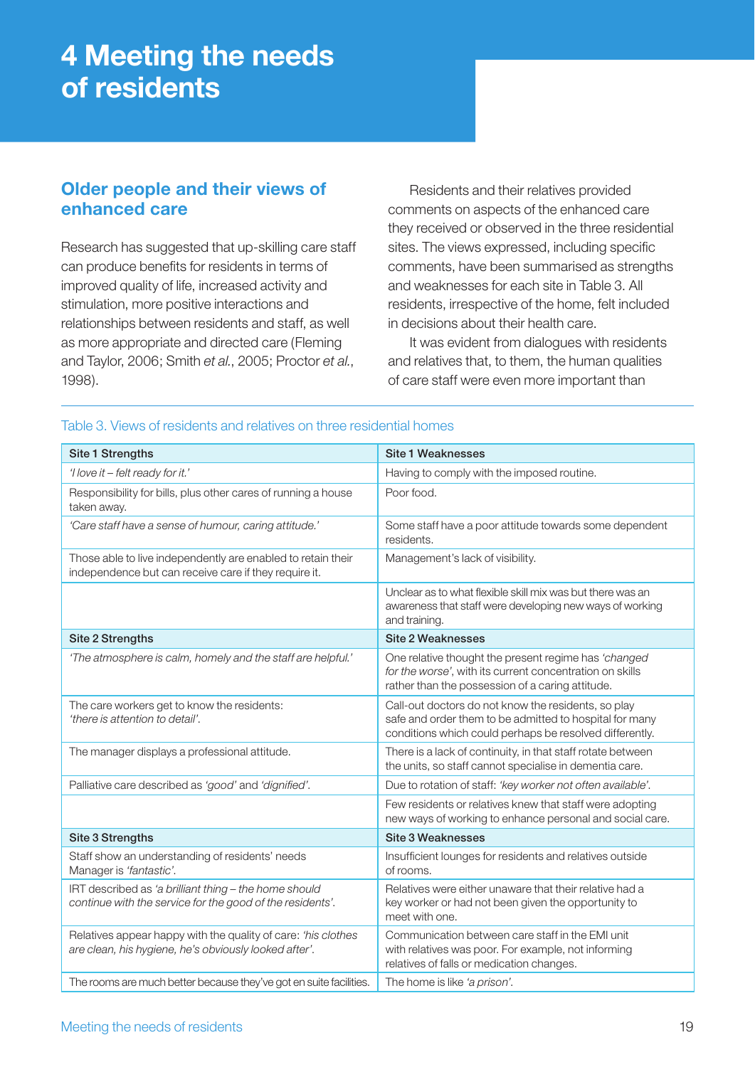# 4 Meeting the needs of residents

## Older people and their views of enhanced care

Research has suggested that up-skilling care staff can produce benefits for residents in terms of improved quality of life, increased activity and stimulation, more positive interactions and relationships between residents and staff, as well as more appropriate and directed care (Fleming and Taylor, 2006; Smith *et al.*, 2005; Proctor *et al.*, 1998).

Residents and their relatives provided comments on aspects of the enhanced care they received or observed in the three residential sites. The views expressed, including specific comments, have been summarised as strengths and weaknesses for each site in Table 3. All residents, irrespective of the home, felt included in decisions about their health care.

It was evident from dialogues with residents and relatives that, to them, the human qualities of care staff were even more important than

Table 3. Views of residents and relatives on three residential homes

| Site 1 Strengths | Site 1 Weaknesses |
|---|---|
| *'I love it – felt ready for it.'* | Having to comply with the imposed routine. |
| Responsibility for bills, plus other cares of running a house taken away. | Poor food. |
| *'Care staff have a sense of humour, caring attitude.'* | Some staff have a poor attitude towards some dependent residents. |
| Those able to live independently are enabled to retain their independence but can receive care if they require it. | Management's lack of visibility. |
| | Unclear as to what flexible skill mix was but there was an awareness that staff were developing new ways of working and training. |
| **Site 2 Strengths** | **Site 2 Weaknesses** |
| *'The atmosphere is calm, homely and the staff are helpful.'* | One relative thought the present regime has *'changed for the worse'*, with its current concentration on skills rather than the possession of a caring attitude. |
| The care workers get to know the residents: *'there is attention to detail'*. | Call-out doctors do not know the residents, so play safe and order them to be admitted to hospital for many conditions which could perhaps be resolved differently. |
| The manager displays a professional attitude. | There is a lack of continuity, in that staff rotate between the units, so staff cannot specialise in dementia care. |
| Palliative care described as *'good'* and *'dignified'*. | Due to rotation of staff: *'key worker not often available'*. |
| | Few residents or relatives knew that staff were adopting new ways of working to enhance personal and social care. |
| **Site 3 Strengths** | **Site 3 Weaknesses** |
| Staff show an understanding of residents' needs Manager is *'fantastic'*. | Insufficient lounges for residents and relatives outside of rooms. |
| IRT described as *'a brilliant thing – the home should continue with the service for the good of the residents'*. | Relatives were either unaware that their relative had a key worker or had not been given the opportunity to meet with one. |
| Relatives appear happy with the quality of care: *'his clothes are clean, his hygiene, he's obviously looked after'*. | Communication between care staff in the EMI unit with relatives was poor. For example, not informing relatives of falls or medication changes. |
| The rooms are much better because they've got en suite facilities. | The home is like *'a prison'*. |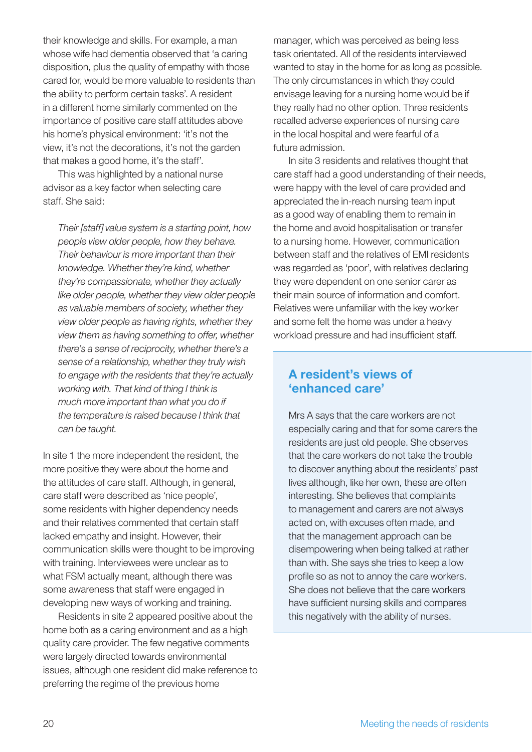their knowledge and skills. For example, a man whose wife had dementia observed that 'a caring disposition, plus the quality of empathy with those cared for, would be more valuable to residents than the ability to perform certain tasks'. A resident in a different home similarly commented on the importance of positive care staff attitudes above his home's physical environment: 'it's not the view, it's not the decorations, it's not the garden that makes a good home, it's the staff'.

This was highlighted by a national nurse advisor as a key factor when selecting care staff. She said:

> *Their [staff] value system is a starting point, how people view older people, how they behave. Their behaviour is more important than their knowledge. Whether they're kind, whether they're compassionate, whether they actually like older people, whether they view older people as valuable members of society, whether they view older people as having rights, whether they view them as having something to offer, whether there's a sense of reciprocity, whether there's a sense of a relationship, whether they truly wish to engage with the residents that they're actually working with. That kind of thing I think is much more important than what you do if the temperature is raised because I think that can be taught.*

In site 1 the more independent the resident, the more positive they were about the home and the attitudes of care staff. Although, in general, care staff were described as 'nice people', some residents with higher dependency needs and their relatives commented that certain staff lacked empathy and insight. However, their communication skills were thought to be improving with training. Interviewees were unclear as to what FSM actually meant, although there was some awareness that staff were engaged in developing new ways of working and training.

Residents in site 2 appeared positive about the home both as a caring environment and as a high quality care provider. The few negative comments were largely directed towards environmental issues, although one resident did make reference to preferring the regime of the previous home manager, which was perceived as being less task orientated. All of the residents interviewed wanted to stay in the home for as long as possible. The only circumstances in which they could envisage leaving for a nursing home would be if they really had no other option. Three residents recalled adverse experiences of nursing care in the local hospital and were fearful of a future admission.

In site 3 residents and relatives thought that care staff had a good understanding of their needs, were happy with the level of care provided and appreciated the in-reach nursing team input as a good way of enabling them to remain in the home and avoid hospitalisation or transfer to a nursing home. However, communication between staff and the relatives of EMI residents was regarded as 'poor', with relatives declaring they were dependent on one senior carer as their main source of information and comfort. Relatives were unfamiliar with the key worker and some felt the home was under a heavy workload pressure and had insufficient staff.

## A resident's views of 'enhanced care'

Mrs A says that the care workers are not especially caring and that for some carers the residents are just old people. She observes that the care workers do not take the trouble to discover anything about the residents' past lives although, like her own, these are often interesting. She believes that complaints to management and carers are not always acted on, with excuses often made, and that the management approach can be disempowering when being talked at rather than with. She says she tries to keep a low profile so as not to annoy the care workers. She does not believe that the care workers have sufficient nursing skills and compares this negatively with the ability of nurses.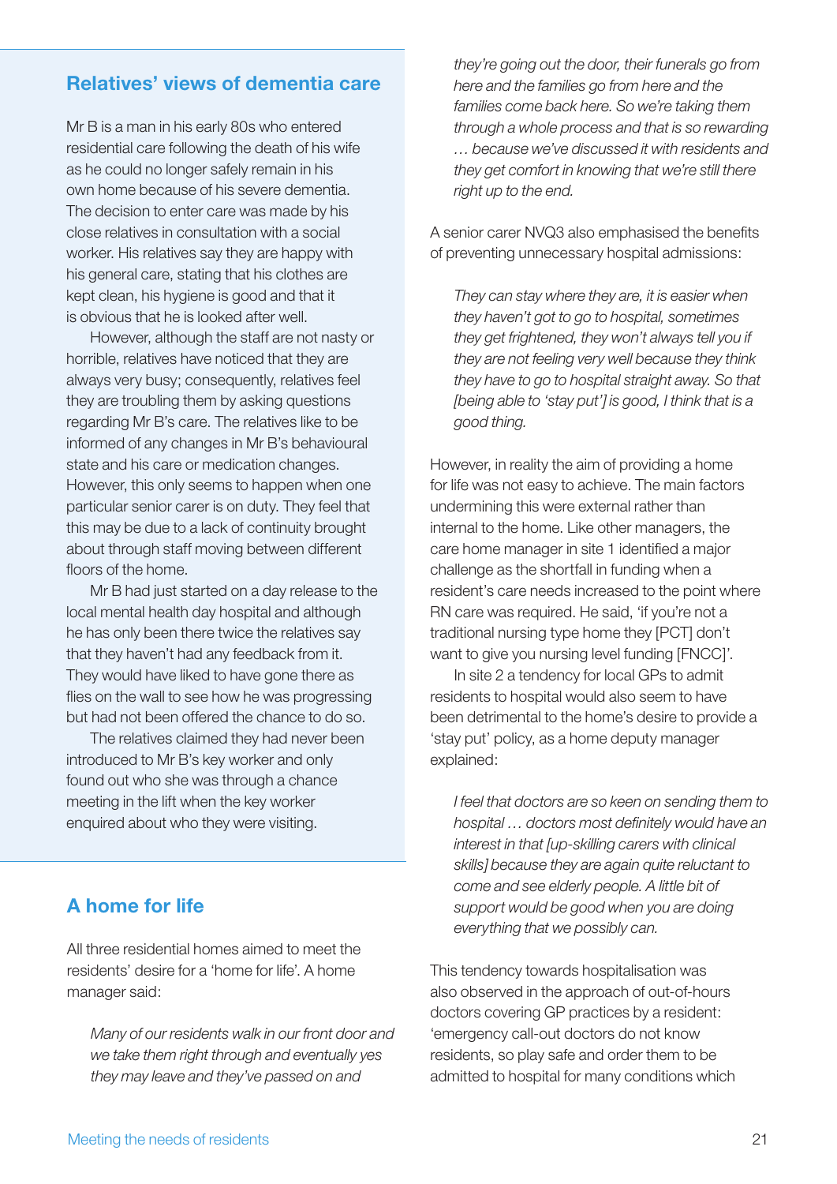## Relatives' views of dementia care

Mr B is a man in his early 80s who entered residential care following the death of his wife as he could no longer safely remain in his own home because of his severe dementia. The decision to enter care was made by his close relatives in consultation with a social worker. His relatives say they are happy with his general care, stating that his clothes are kept clean, his hygiene is good and that it is obvious that he is looked after well.

However, although the staff are not nasty or horrible, relatives have noticed that they are always very busy; consequently, relatives feel they are troubling them by asking questions regarding Mr B's care. The relatives like to be informed of any changes in Mr B's behavioural state and his care or medication changes. However, this only seems to happen when one particular senior carer is on duty. They feel that this may be due to a lack of continuity brought about through staff moving between different floors of the home.

Mr B had just started on a day release to the local mental health day hospital and although he has only been there twice the relatives say that they haven't had any feedback from it. They would have liked to have gone there as flies on the wall to see how he was progressing but had not been offered the chance to do so.

The relatives claimed they had never been introduced to Mr B's key worker and only found out who she was through a chance meeting in the lift when the key worker enquired about who they were visiting.

## A home for life

All three residential homes aimed to meet the residents' desire for a 'home for life'. A home manager said:

> *Many of our residents walk in our front door and we take them right through and eventually yes they may leave and they've passed on and they're going out the door, their funerals go from here and the families go from here and the families come back here. So we're taking them through a whole process and that is so rewarding … because we've discussed it with residents and they get comfort in knowing that we're still there right up to the end.*

A senior carer NVQ3 also emphasised the benefits of preventing unnecessary hospital admissions:

> *They can stay where they are, it is easier when they haven't got to go to hospital, sometimes they get frightened, they won't always tell you if they are not feeling very well because they think they have to go to hospital straight away. So that [being able to 'stay put'] is good, I think that is a good thing.*

However, in reality the aim of providing a home for life was not easy to achieve. The main factors undermining this were external rather than internal to the home. Like other managers, the care home manager in site 1 identified a major challenge as the shortfall in funding when a resident's care needs increased to the point where RN care was required. He said, 'if you're not a traditional nursing type home they [PCT] don't want to give you nursing level funding [FNCC]'.

In site 2 a tendency for local GPs to admit residents to hospital would also seem to have been detrimental to the home's desire to provide a 'stay put' policy, as a home deputy manager explained:

> *I feel that doctors are so keen on sending them to hospital … doctors most definitely would have an interest in that [up-skilling carers with clinical skills] because they are again quite reluctant to come and see elderly people. A little bit of support would be good when you are doing everything that we possibly can.*

This tendency towards hospitalisation was also observed in the approach of out-of-hours doctors covering GP practices by a resident: 'emergency call-out doctors do not know residents, so play safe and order them to be admitted to hospital for many conditions which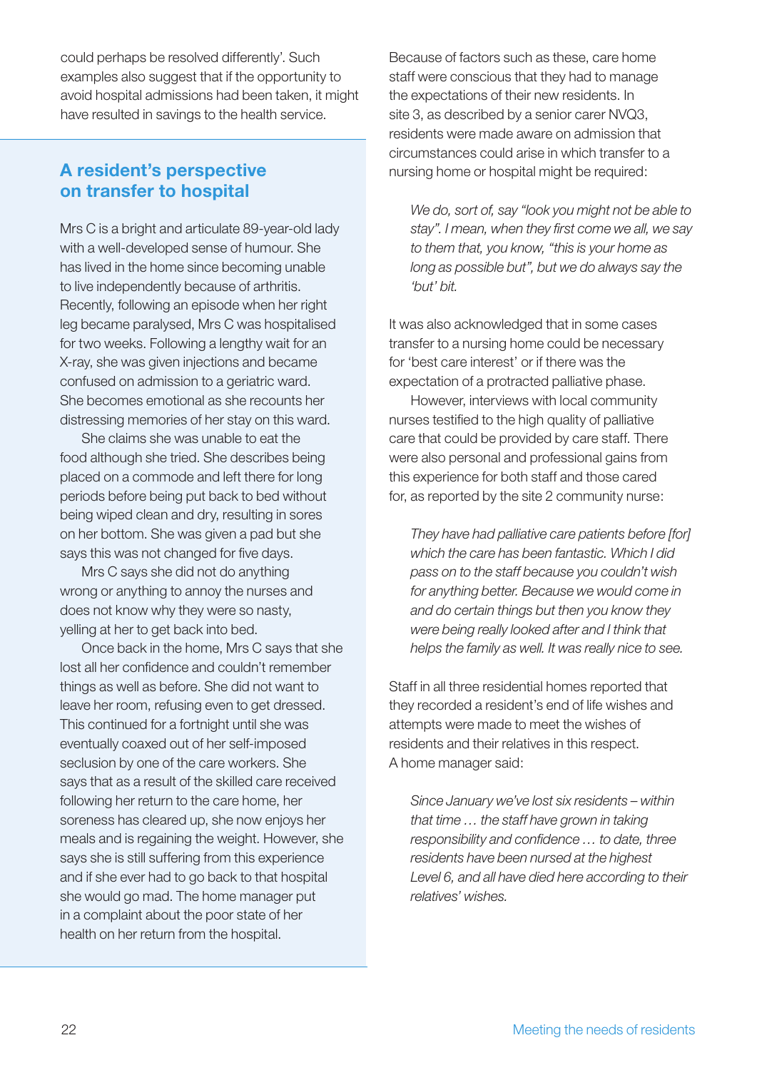could perhaps be resolved differently'. Such examples also suggest that if the opportunity to avoid hospital admissions had been taken, it might have resulted in savings to the health service.

## A resident's perspective on transfer to hospital

Mrs C is a bright and articulate 89-year-old lady with a well-developed sense of humour. She has lived in the home since becoming unable to live independently because of arthritis. Recently, following an episode when her right leg became paralysed, Mrs C was hospitalised for two weeks. Following a lengthy wait for an X-ray, she was given injections and became confused on admission to a geriatric ward. She becomes emotional as she recounts her distressing memories of her stay on this ward.

She claims she was unable to eat the food although she tried. She describes being placed on a commode and left there for long periods before being put back to bed without being wiped clean and dry, resulting in sores on her bottom. She was given a pad but she says this was not changed for five days.

Mrs C says she did not do anything wrong or anything to annoy the nurses and does not know why they were so nasty, yelling at her to get back into bed.

Once back in the home, Mrs C says that she lost all her confidence and couldn't remember things as well as before. She did not want to leave her room, refusing even to get dressed. This continued for a fortnight until she was eventually coaxed out of her self-imposed seclusion by one of the care workers. She says that as a result of the skilled care received following her return to the care home, her soreness has cleared up, she now enjoys her meals and is regaining the weight. However, she says she is still suffering from this experience and if she ever had to go back to that hospital she would go mad. The home manager put in a complaint about the poor state of her health on her return from the hospital.

Because of factors such as these, care home staff were conscious that they had to manage the expectations of their new residents. In site 3, as described by a senior carer NVQ3, residents were made aware on admission that circumstances could arise in which transfer to a nursing home or hospital might be required:

> *We do, sort of, say "look you might not be able to stay". I mean, when they first come we all, we say to them that, you know, "this is your home as long as possible but", but we do always say the 'but' bit.*

It was also acknowledged that in some cases transfer to a nursing home could be necessary for 'best care interest' or if there was the expectation of a protracted palliative phase.

However, interviews with local community nurses testified to the high quality of palliative care that could be provided by care staff. There were also personal and professional gains from this experience for both staff and those cared for, as reported by the site 2 community nurse:

> *They have had palliative care patients before [for] which the care has been fantastic. Which I did pass on to the staff because you couldn't wish for anything better. Because we would come in and do certain things but then you know they were being really looked after and I think that helps the family as well. It was really nice to see.*

Staff in all three residential homes reported that they recorded a resident's end of life wishes and attempts were made to meet the wishes of residents and their relatives in this respect. A home manager said:

> *Since January we've lost six residents – within that time … the staff have grown in taking responsibility and confidence … to date, three residents have been nursed at the highest Level 6, and all have died here according to their relatives' wishes.*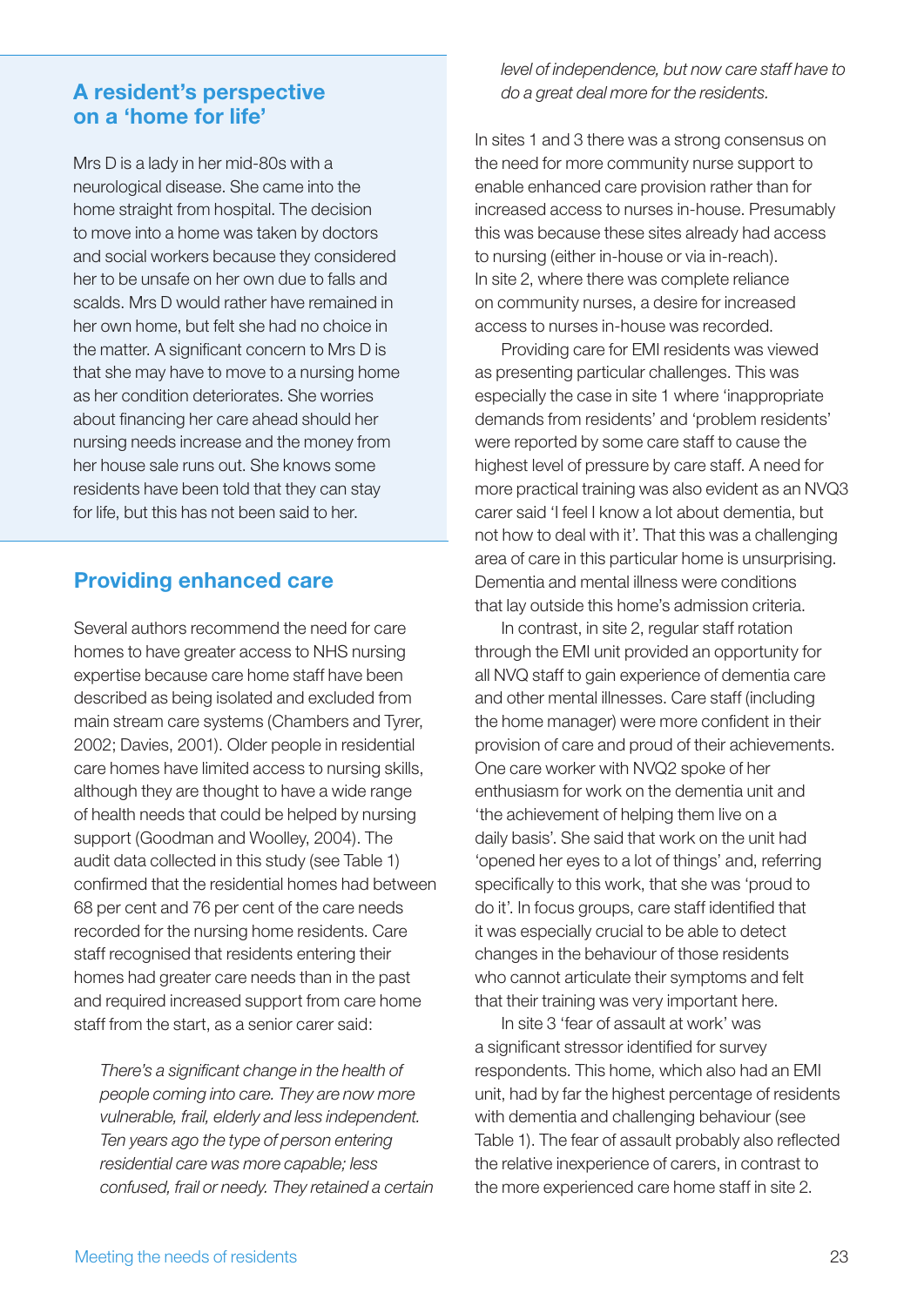## A resident's perspective on a 'home for life'

Mrs D is a lady in her mid-80s with a neurological disease. She came into the home straight from hospital. The decision to move into a home was taken by doctors and social workers because they considered her to be unsafe on her own due to falls and scalds. Mrs D would rather have remained in her own home, but felt she had no choice in the matter. A significant concern to Mrs D is that she may have to move to a nursing home as her condition deteriorates. She worries about financing her care ahead should her nursing needs increase and the money from her house sale runs out. She knows some residents have been told that they can stay for life, but this has not been said to her.

## Providing enhanced care

Several authors recommend the need for care homes to have greater access to NHS nursing expertise because care home staff have been described as being isolated and excluded from main stream care systems (Chambers and Tyrer, 2002; Davies, 2001). Older people in residential care homes have limited access to nursing skills, although they are thought to have a wide range of health needs that could be helped by nursing support (Goodman and Woolley, 2004). The audit data collected in this study (see Table 1) confirmed that the residential homes had between 68 per cent and 76 per cent of the care needs recorded for the nursing home residents. Care staff recognised that residents entering their homes had greater care needs than in the past and required increased support from care home staff from the start, as a senior carer said:

> *There's a significant change in the health of people coming into care. They are now more vulnerable, frail, elderly and less independent. Ten years ago the type of person entering residential care was more capable; less confused, frail or needy. They retained a certain level of independence, but now care staff have to do a great deal more for the residents.*

In sites 1 and 3 there was a strong consensus on the need for more community nurse support to enable enhanced care provision rather than for increased access to nurses in-house. Presumably this was because these sites already had access to nursing (either in-house or via in-reach). In site 2, where there was complete reliance on community nurses, a desire for increased access to nurses in-house was recorded.

Providing care for EMI residents was viewed as presenting particular challenges. This was especially the case in site 1 where 'inappropriate demands from residents' and 'problem residents' were reported by some care staff to cause the highest level of pressure by care staff. A need for more practical training was also evident as an NVQ3 carer said 'I feel I know a lot about dementia, but not how to deal with it'. That this was a challenging area of care in this particular home is unsurprising. Dementia and mental illness were conditions that lay outside this home's admission criteria.

In contrast, in site 2, regular staff rotation through the EMI unit provided an opportunity for all NVQ staff to gain experience of dementia care and other mental illnesses. Care staff (including the home manager) were more confident in their provision of care and proud of their achievements. One care worker with NVQ2 spoke of her enthusiasm for work on the dementia unit and 'the achievement of helping them live on a daily basis'. She said that work on the unit had 'opened her eyes to a lot of things' and, referring specifically to this work, that she was 'proud to do it'. In focus groups, care staff identified that it was especially crucial to be able to detect changes in the behaviour of those residents who cannot articulate their symptoms and felt that their training was very important here.

In site 3 'fear of assault at work' was a significant stressor identified for survey respondents. This home, which also had an EMI unit, had by far the highest percentage of residents with dementia and challenging behaviour (see Table 1). The fear of assault probably also reflected the relative inexperience of carers, in contrast to the more experienced care home staff in site 2.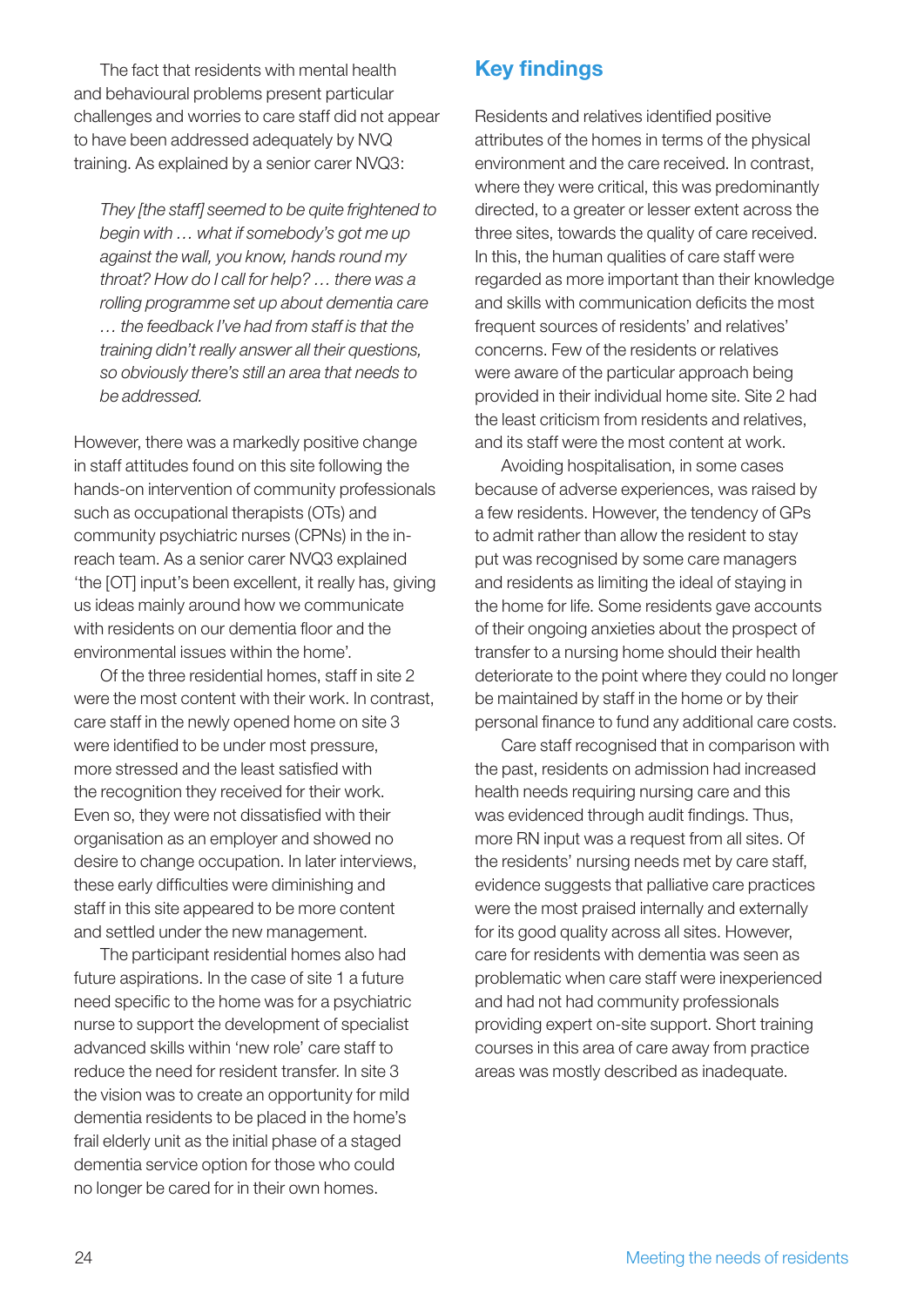The fact that residents with mental health and behavioural problems present particular challenges and worries to care staff did not appear to have been addressed adequately by NVQ training. As explained by a senior carer NVQ3:

> *They [the staff] seemed to be quite frightened to begin with … what if somebody's got me up against the wall, you know, hands round my throat? How do I call for help? … there was a rolling programme set up about dementia care … the feedback I've had from staff is that the training didn't really answer all their questions, so obviously there's still an area that needs to be addressed.*

However, there was a markedly positive change in staff attitudes found on this site following the hands-on intervention of community professionals such as occupational therapists (OTs) and community psychiatric nurses (CPNs) in the in-reach team. As a senior carer NVQ3 explained 'the [OT] input's been excellent, it really has, giving us ideas mainly around how we communicate with residents on our dementia floor and the environmental issues within the home'.

Of the three residential homes, staff in site 2 were the most content with their work. In contrast, care staff in the newly opened home on site 3 were identified to be under most pressure, more stressed and the least satisfied with the recognition they received for their work. Even so, they were not dissatisfied with their organisation as an employer and showed no desire to change occupation. In later interviews, these early difficulties were diminishing and staff in this site appeared to be more content and settled under the new management.

The participant residential homes also had future aspirations. In the case of site 1 a future need specific to the home was for a psychiatric nurse to support the development of specialist advanced skills within 'new role' care staff to reduce the need for resident transfer. In site 3 the vision was to create an opportunity for mild dementia residents to be placed in the home's frail elderly unit as the initial phase of a staged dementia service option for those who could no longer be cared for in their own homes.

## Key findings

Residents and relatives identified positive attributes of the homes in terms of the physical environment and the care received. In contrast, where they were critical, this was predominantly directed, to a greater or lesser extent across the three sites, towards the quality of care received. In this, the human qualities of care staff were regarded as more important than their knowledge and skills with communication deficits the most frequent sources of residents' and relatives' concerns. Few of the residents or relatives were aware of the particular approach being provided in their individual home site. Site 2 had the least criticism from residents and relatives, and its staff were the most content at work.

Avoiding hospitalisation, in some cases because of adverse experiences, was raised by a few residents. However, the tendency of GPs to admit rather than allow the resident to stay put was recognised by some care managers and residents as limiting the ideal of staying in the home for life. Some residents gave accounts of their ongoing anxieties about the prospect of transfer to a nursing home should their health deteriorate to the point where they could no longer be maintained by staff in the home or by their personal finance to fund any additional care costs.

Care staff recognised that in comparison with the past, residents on admission had increased health needs requiring nursing care and this was evidenced through audit findings. Thus, more RN input was a request from all sites. Of the residents' nursing needs met by care staff, evidence suggests that palliative care practices were the most praised internally and externally for its good quality across all sites. However, care for residents with dementia was seen as problematic when care staff were inexperienced and had not had community professionals providing expert on-site support. Short training courses in this area of care away from practice areas was mostly described as inadequate.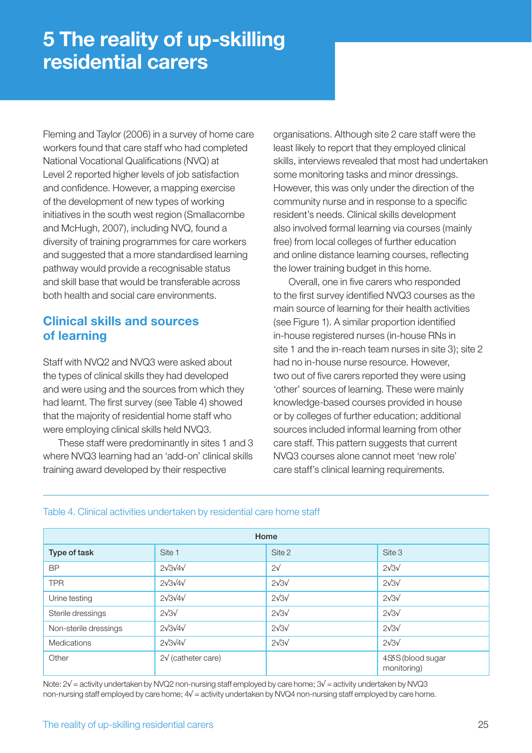# 5 The reality of up-skilling residential carers

Fleming and Taylor (2006) in a survey of home care workers found that care staff who had completed National Vocational Qualifications (NVQ) at Level 2 reported higher levels of job satisfaction and confidence. However, a mapping exercise of the development of new types of working initiatives in the south west region (Smallacombe and McHugh, 2007), including NVQ, found a diversity of training programmes for care workers and suggested that a more standardised learning pathway would provide a recognisable status and skill base that would be transferable across both health and social care environments.

## Clinical skills and sources of learning

Staff with NVQ2 and NVQ3 were asked about the types of clinical skills they had developed and were using and the sources from which they had learnt. The first survey (see Table 4) showed that the majority of residential home staff who were employing clinical skills held NVQ3.

These staff were predominantly in sites 1 and 3 where NVQ3 learning had an 'add-on' clinical skills training award developed by their respective organisations. Although site 2 care staff were the least likely to report that they employed clinical skills, interviews revealed that most had undertaken some monitoring tasks and minor dressings. However, this was only under the direction of the community nurse and in response to a specific resident's needs. Clinical skills development also involved formal learning via courses (mainly free) from local colleges of further education and online distance learning courses, reflecting the lower training budget in this home.

Overall, one in five carers who responded to the first survey identified NVQ3 courses as the main source of learning for their health activities (see Figure 1). A similar proportion identified in-house registered nurses (in-house RNs in site 1 and the in-reach team nurses in site 3); site 2 had no in-house nurse resource. However, two out of five carers reported they were using 'other' sources of learning. These were mainly knowledge-based courses provided in house or by colleges of further education; additional sources included informal learning from other care staff. This pattern suggests that current NVQ3 courses alone cannot meet 'new role' care staff's clinical learning requirements.

Table 4. Clinical activities undertaken by residential care home staff

| | Home | | |
|---|---|---|---|
| **Type of task** | Site 1 | Site 2 | Site 3 |
| BP | 2√3√4√ | 2√ | 2√3√ |
| TPR | 2√3√4√ | 2√3√ | 2√3√ |
| Urine testing | 2√3√4√ | 2√3√ | 2√3√ |
| Sterile dressings | 2√3√ | 2√3√ | 2√3√ |
| Non-sterile dressings | 2√3√4√ | 2√3√ | 2√3√ |
| Medications | 2√3√4√ | 2√3√ | 2√3√ |
| Other | 2√ (catheter care) | | 4SSS (blood sugar monitoring) |

Note: 2√ = activity undertaken by NVQ2 non-nursing staff employed by care home; 3√ = activity undertaken by NVQ3 non-nursing staff employed by care home; 4√ = activity undertaken by NVQ4 non-nursing staff employed by care home.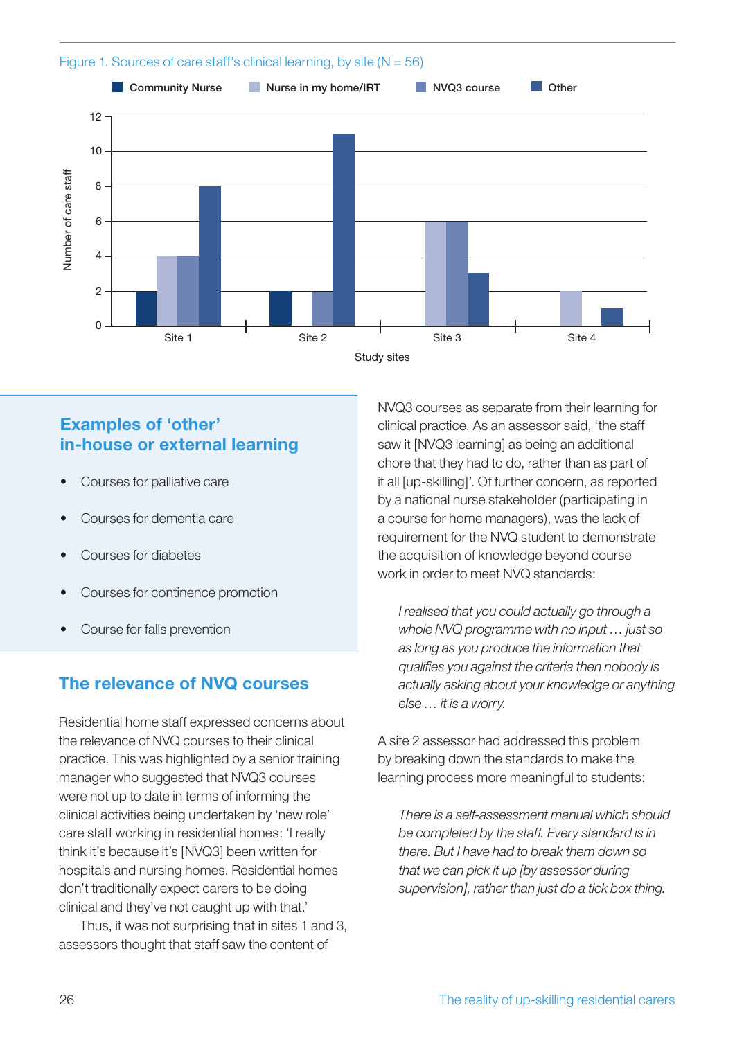Figure 1. Sources of care staff's clinical learning, by site (N = 56)

| Study sites | Community Nurse | Nurse in my home/IRT | NVQ3 course | Other |
|---|---|---|---|---|
| Site 1 | 2 | 4 | 4 | 8 |
| Site 2 | 2 | 0 | 2 | 11 |
| Site 3 | 0 | 6 | 6 | 3 |
| Site 4 | 0 | 2 | 0 | 1 |

## Examples of 'other' in-house or external learning

- Courses for palliative care
- Courses for dementia care
- Courses for diabetes
- Courses for continence promotion
- Course for falls prevention

## The relevance of NVQ courses

Residential home staff expressed concerns about the relevance of NVQ courses to their clinical practice. This was highlighted by a senior training manager who suggested that NVQ3 courses were not up to date in terms of informing the clinical activities being undertaken by 'new role' care staff working in residential homes: 'I really think it's because it's [NVQ3] been written for hospitals and nursing homes. Residential homes don't traditionally expect carers to be doing clinical and they've not caught up with that.'

Thus, it was not surprising that in sites 1 and 3, assessors thought that staff saw the content of NVQ3 courses as separate from their learning for clinical practice. As an assessor said, 'the staff saw it [NVQ3 learning] as being an additional chore that they had to do, rather than as part of it all [up-skilling]'. Of further concern, as reported by a national nurse stakeholder (participating in a course for home managers), was the lack of requirement for the NVQ student to demonstrate the acquisition of knowledge beyond course work in order to meet NVQ standards:

> *I realised that you could actually go through a whole NVQ programme with no input … just so as long as you produce the information that qualifies you against the criteria then nobody is actually asking about your knowledge or anything else … it is a worry.*

A site 2 assessor had addressed this problem by breaking down the standards to make the learning process more meaningful to students:

> *There is a self-assessment manual which should be completed by the staff. Every standard is in there. But I have had to break them down so that we can pick it up [by assessor during supervision], rather than just do a tick box thing.*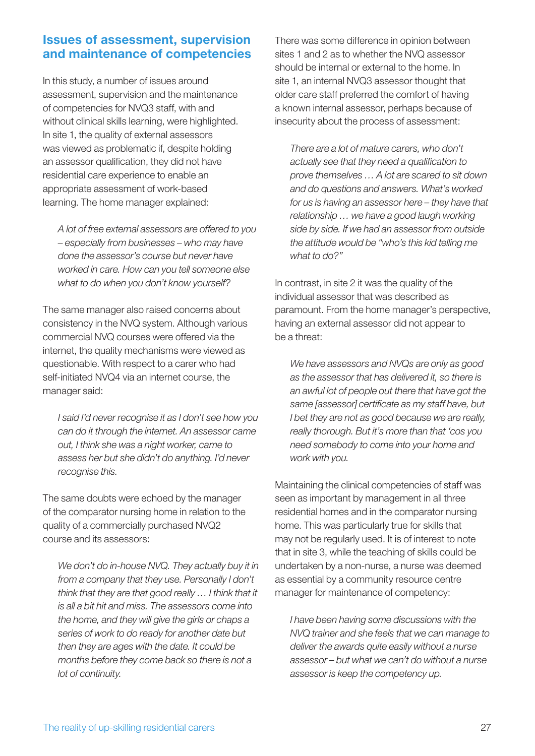## Issues of assessment, supervision and maintenance of competencies

In this study, a number of issues around assessment, supervision and the maintenance of competencies for NVQ3 staff, with and without clinical skills learning, were highlighted. In site 1, the quality of external assessors was viewed as problematic if, despite holding an assessor qualification, they did not have residential care experience to enable an appropriate assessment of work-based learning. The home manager explained:

> *A lot of free external assessors are offered to you – especially from businesses – who may have done the assessor's course but never have worked in care. How can you tell someone else what to do when you don't know yourself?*

The same manager also raised concerns about consistency in the NVQ system. Although various commercial NVQ courses were offered via the internet, the quality mechanisms were viewed as questionable. With respect to a carer who had self-initiated NVQ4 via an internet course, the manager said:

> *I said I'd never recognise it as I don't see how you can do it through the internet. An assessor came out, I think she was a night worker, came to assess her but she didn't do anything. I'd never recognise this.*

The same doubts were echoed by the manager of the comparator nursing home in relation to the quality of a commercially purchased NVQ2 course and its assessors:

> *We don't do in-house NVQ. They actually buy it in from a company that they use. Personally I don't think that they are that good really … I think that it is all a bit hit and miss. The assessors come into the home, and they will give the girls or chaps a series of work to do ready for another date but then they are ages with the date. It could be months before they come back so there is not a lot of continuity.*

There was some difference in opinion between sites 1 and 2 as to whether the NVQ assessor should be internal or external to the home. In site 1, an internal NVQ3 assessor thought that older care staff preferred the comfort of having a known internal assessor, perhaps because of insecurity about the process of assessment:

> *There are a lot of mature carers, who don't actually see that they need a qualification to prove themselves … A lot are scared to sit down and do questions and answers. What's worked for us is having an assessor here – they have that relationship … we have a good laugh working side by side. If we had an assessor from outside the attitude would be "who's this kid telling me what to do?"*

In contrast, in site 2 it was the quality of the individual assessor that was described as paramount. From the home manager's perspective, having an external assessor did not appear to be a threat:

> *We have assessors and NVQs are only as good as the assessor that has delivered it, so there is an awful lot of people out there that have got the same [assessor] certificate as my staff have, but I bet they are not as good because we are really, really thorough. But it's more than that 'cos you need somebody to come into your home and work with you.*

Maintaining the clinical competencies of staff was seen as important by management in all three residential homes and in the comparator nursing home. This was particularly true for skills that may not be regularly used. It is of interest to note that in site 3, while the teaching of skills could be undertaken by a non-nurse, a nurse was deemed as essential by a community resource centre manager for maintenance of competency:

> *I have been having some discussions with the NVQ trainer and she feels that we can manage to deliver the awards quite easily without a nurse assessor – but what we can't do without a nurse assessor is keep the competency up.*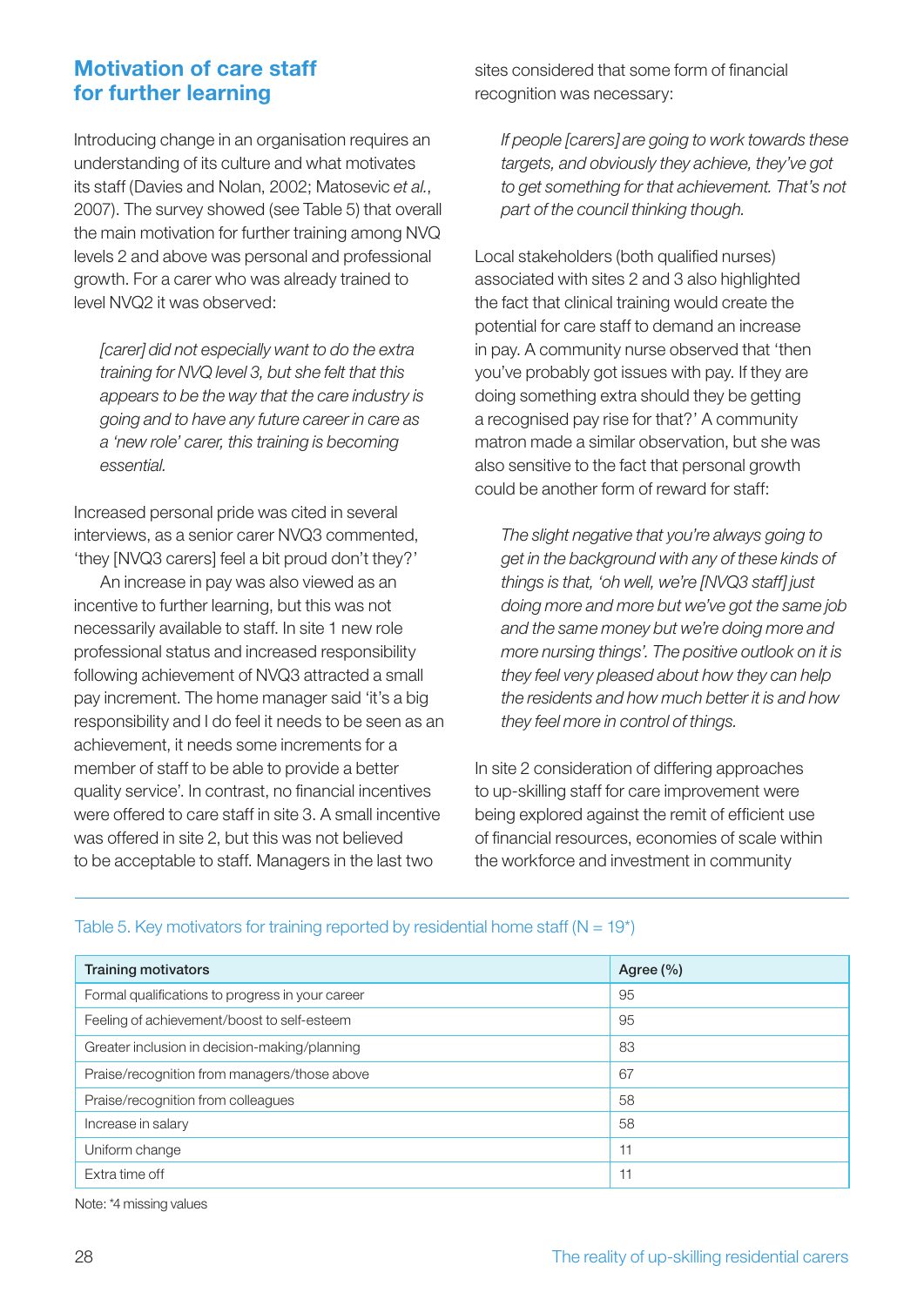## Motivation of care staff for further learning

Introducing change in an organisation requires an understanding of its culture and what motivates its staff (Davies and Nolan, 2002; Matosevic *et al.*, 2007). The survey showed (see Table 5) that overall the main motivation for further training among NVQ levels 2 and above was personal and professional growth. For a carer who was already trained to level NVQ2 it was observed:

> *[carer] did not especially want to do the extra training for NVQ level 3, but she felt that this appears to be the way that the care industry is going and to have any future career in care as a 'new role' carer, this training is becoming essential.*

Increased personal pride was cited in several interviews, as a senior carer NVQ3 commented, 'they [NVQ3 carers] feel a bit proud don't they?'

An increase in pay was also viewed as an incentive to further learning, but this was not necessarily available to staff. In site 1 new role professional status and increased responsibility following achievement of NVQ3 attracted a small pay increment. The home manager said 'it's a big responsibility and I do feel it needs to be seen as an achievement, it needs some increments for a member of staff to be able to provide a better quality service'. In contrast, no financial incentives were offered to care staff in site 3. A small incentive was offered in site 2, but this was not believed to be acceptable to staff. Managers in the last two sites considered that some form of financial recognition was necessary:

> *If people [carers] are going to work towards these targets, and obviously they achieve, they've got to get something for that achievement. That's not part of the council thinking though.*

Local stakeholders (both qualified nurses) associated with sites 2 and 3 also highlighted the fact that clinical training would create the potential for care staff to demand an increase in pay. A community nurse observed that 'then you've probably got issues with pay. If they are doing something extra should they be getting a recognised pay rise for that?' A community matron made a similar observation, but she was also sensitive to the fact that personal growth could be another form of reward for staff:

> *The slight negative that you're always going to get in the background with any of these kinds of things is that, 'oh well, we're [NVQ3 staff] just doing more and more but we've got the same job and the same money but we're doing more and more nursing things'. The positive outlook on it is they feel very pleased about how they can help the residents and how much better it is and how they feel more in control of things.*

In site 2 consideration of differing approaches to up-skilling staff for care improvement were being explored against the remit of efficient use of financial resources, economies of scale within the workforce and investment in community

Table 5. Key motivators for training reported by residential home staff (N = 19*)

| Training motivators | Agree (%) |
|---|---|
| Formal qualifications to progress in your career | 95 |
| Feeling of achievement/boost to self-esteem | 95 |
| Greater inclusion in decision-making/planning | 83 |
| Praise/recognition from managers/those above | 67 |
| Praise/recognition from colleagues | 58 |
| Increase in salary | 58 |
| Uniform change | 11 |
| Extra time off | 11 |

Note: *4 missing values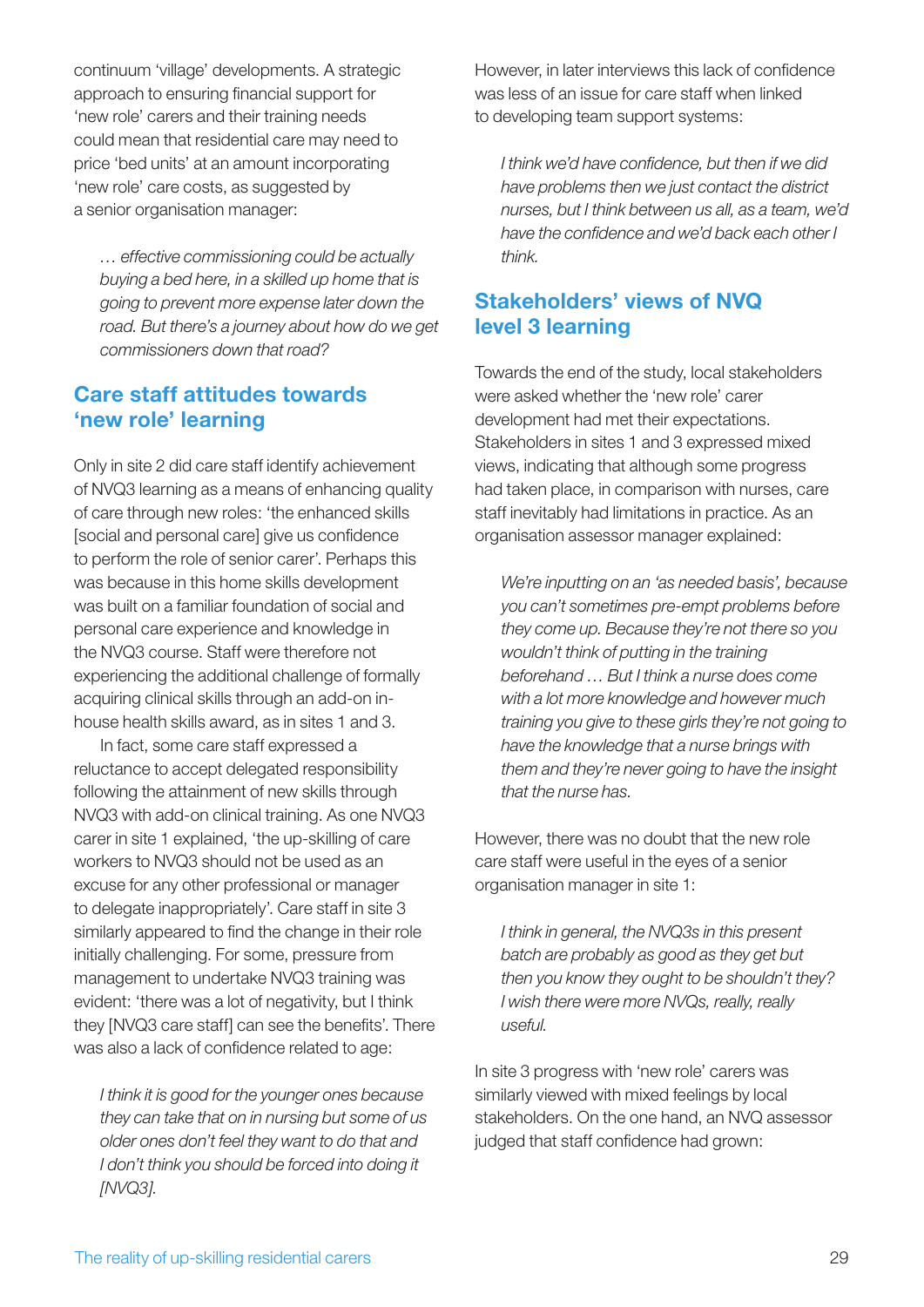continuum 'village' developments. A strategic approach to ensuring financial support for 'new role' carers and their training needs could mean that residential care may need to price 'bed units' at an amount incorporating 'new role' care costs, as suggested by a senior organisation manager:

> *… effective commissioning could be actually buying a bed here, in a skilled up home that is going to prevent more expense later down the road. But there's a journey about how do we get commissioners down that road?*

## Care staff attitudes towards 'new role' learning

Only in site 2 did care staff identify achievement of NVQ3 learning as a means of enhancing quality of care through new roles: 'the enhanced skills [social and personal care] give us confidence to perform the role of senior carer'. Perhaps this was because in this home skills development was built on a familiar foundation of social and personal care experience and knowledge in the NVQ3 course. Staff were therefore not experiencing the additional challenge of formally acquiring clinical skills through an add-on in-house health skills award, as in sites 1 and 3.

In fact, some care staff expressed a reluctance to accept delegated responsibility following the attainment of new skills through NVQ3 with add-on clinical training. As one NVQ3 carer in site 1 explained, 'the up-skilling of care workers to NVQ3 should not be used as an excuse for any other professional or manager to delegate inappropriately'. Care staff in site 3 similarly appeared to find the change in their role initially challenging. For some, pressure from management to undertake NVQ3 training was evident: 'there was a lot of negativity, but I think they [NVQ3 care staff] can see the benefits'. There was also a lack of confidence related to age:

> *I think it is good for the younger ones because they can take that on in nursing but some of us older ones don't feel they want to do that and I don't think you should be forced into doing it [NVQ3].*

However, in later interviews this lack of confidence was less of an issue for care staff when linked to developing team support systems:

> *I think we'd have confidence, but then if we did have problems then we just contact the district nurses, but I think between us all, as a team, we'd have the confidence and we'd back each other I think.*

## Stakeholders' views of NVQ level 3 learning

Towards the end of the study, local stakeholders were asked whether the 'new role' carer development had met their expectations. Stakeholders in sites 1 and 3 expressed mixed views, indicating that although some progress had taken place, in comparison with nurses, care staff inevitably had limitations in practice. As an organisation assessor manager explained:

> *We're inputting on an 'as needed basis', because you can't sometimes pre-empt problems before they come up. Because they're not there so you wouldn't think of putting in the training beforehand … But I think a nurse does come with a lot more knowledge and however much training you give to these girls they're not going to have the knowledge that a nurse brings with them and they're never going to have the insight that the nurse has.*

However, there was no doubt that the new role care staff were useful in the eyes of a senior organisation manager in site 1:

> *I think in general, the NVQ3s in this present batch are probably as good as they get but then you know they ought to be shouldn't they? I wish there were more NVQs, really, really useful.*

In site 3 progress with 'new role' carers was similarly viewed with mixed feelings by local stakeholders. On the one hand, an NVQ assessor judged that staff confidence had grown: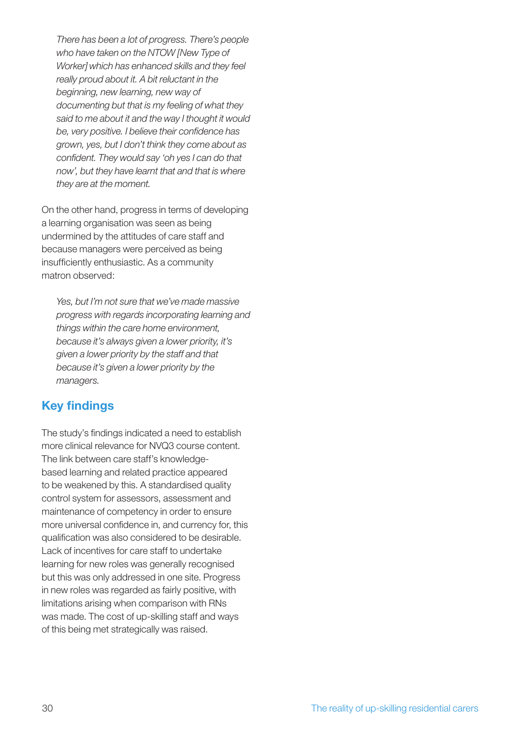*There has been a lot of progress. There's people who have taken on the NTOW [New Type of Worker] which has enhanced skills and they feel really proud about it. A bit reluctant in the beginning, new learning, new way of documenting but that is my feeling of what they said to me about it and the way I thought it would be, very positive. I believe their confidence has grown, yes, but I don't think they come about as confident. They would say 'oh yes I can do that now', but they have learnt that and that is where they are at the moment.*

On the other hand, progress in terms of developing a learning organisation was seen as being undermined by the attitudes of care staff and because managers were perceived as being insufficiently enthusiastic. As a community matron observed:

*Yes, but I'm not sure that we've made massive progress with regards incorporating learning and things within the care home environment, because it's always given a lower priority, it's given a lower priority by the staff and that because it's given a lower priority by the managers.*

## Key findings

The study's findings indicated a need to establish more clinical relevance for NVQ3 course content. The link between care staff's knowledge-based learning and related practice appeared to be weakened by this. A standardised quality control system for assessors, assessment and maintenance of competency in order to ensure more universal confidence in, and currency for, this qualification was also considered to be desirable. Lack of incentives for care staff to undertake learning for new roles was generally recognised but this was only addressed in one site. Progress in new roles was regarded as fairly positive, with limitations arising when comparison with RNs was made. The cost of up-skilling staff and ways of this being met strategically was raised.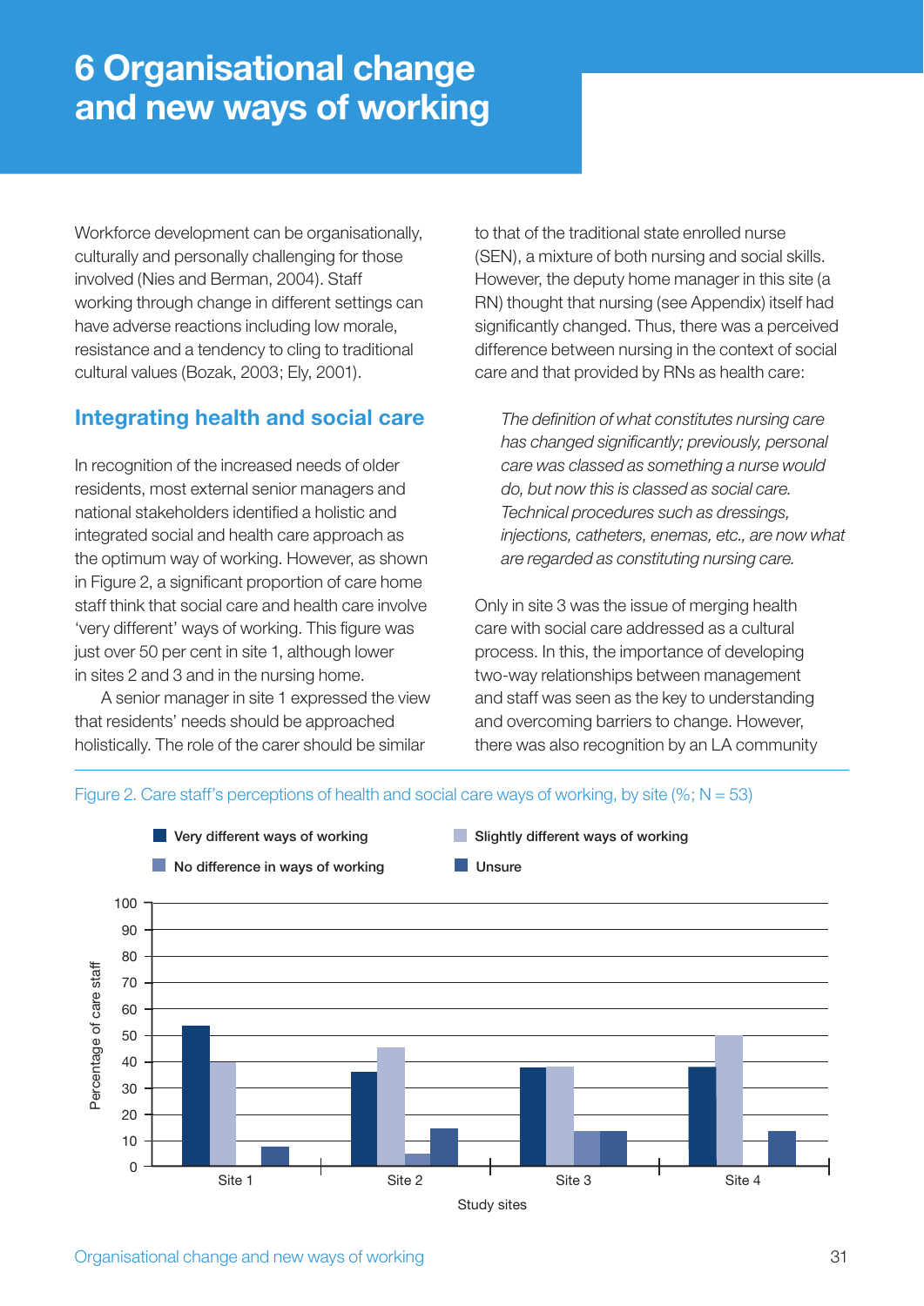# 6 Organisational change and new ways of working

Workforce development can be organisationally, culturally and personally challenging for those involved (Nies and Berman, 2004). Staff working through change in different settings can have adverse reactions including low morale, resistance and a tendency to cling to traditional cultural values (Bozak, 2003; Ely, 2001).

## Integrating health and social care

In recognition of the increased needs of older residents, most external senior managers and national stakeholders identified a holistic and integrated social and health care approach as the optimum way of working. However, as shown in Figure 2, a significant proportion of care home staff think that social care and health care involve 'very different' ways of working. This figure was just over 50 per cent in site 1, although lower in sites 2 and 3 and in the nursing home.

A senior manager in site 1 expressed the view that residents' needs should be approached holistically. The role of the carer should be similar to that of the traditional state enrolled nurse (SEN), a mixture of both nursing and social skills. However, the deputy home manager in this site (a RN) thought that nursing (see Appendix) itself had significantly changed. Thus, there was a perceived difference between nursing in the context of social care and that provided by RNs as health care:

> *The definition of what constitutes nursing care has changed significantly; previously, personal care was classed as something a nurse would do, but now this is classed as social care. Technical procedures such as dressings, injections, catheters, enemas, etc., are now what are regarded as constituting nursing care.*

Only in site 3 was the issue of merging health care with social care addressed as a cultural process. In this, the importance of developing two-way relationships between management and staff was seen as the key to understanding and overcoming barriers to change. However, there was also recognition by an LA community

Figure 2. Care staff's perceptions of health and social care ways of working, by site (%; N = 53)

| Study sites | Very different ways of working | Slightly different ways of working | No difference in ways of working | Unsure |
|---|---|---|---|---|
| Site 1 | 53 | 40 | 0 | 7 |
| Site 2 | 36 | 45 | 5 | 14 |
| Site 3 | 38 | 38 | 13 | 13 |
| Site 4 | 38 | 50 | 0 | 13 |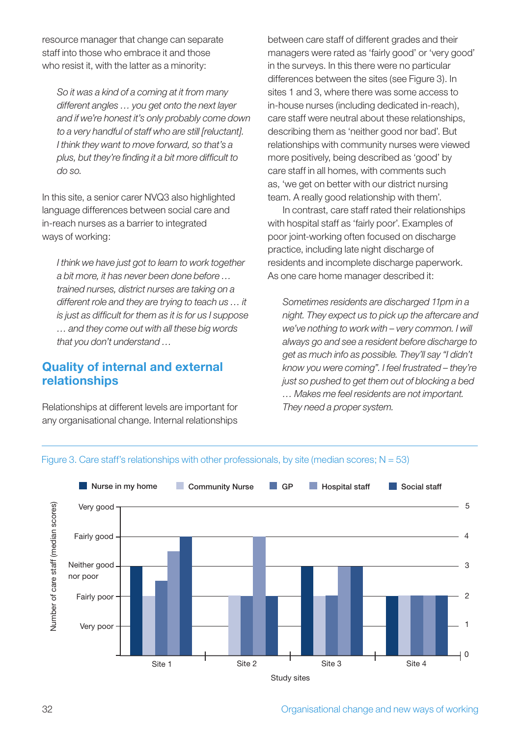resource manager that change can separate staff into those who embrace it and those who resist it, with the latter as a minority:

> *So it was a kind of a coming at it from many different angles … you get onto the next layer and if we're honest it's only probably come down to a very handful of staff who are still [reluctant]. I think they want to move forward, so that's a plus, but they're finding it a bit more difficult to do so.*

In this site, a senior carer NVQ3 also highlighted language differences between social care and in-reach nurses as a barrier to integrated ways of working:

> *I think we have just got to learn to work together a bit more, it has never been done before … trained nurses, district nurses are taking on a different role and they are trying to teach us … it is just as difficult for them as it is for us I suppose … and they come out with all these big words that you don't understand …*

## Quality of internal and external relationships

Relationships at different levels are important for any organisational change. Internal relationships between care staff of different grades and their managers were rated as 'fairly good' or 'very good' in the surveys. In this there were no particular differences between the sites (see Figure 3). In sites 1 and 3, where there was some access to in-house nurses (including dedicated in-reach), care staff were neutral about these relationships, describing them as 'neither good nor bad'. But relationships with community nurses were viewed more positively, being described as 'good' by care staff in all homes, with comments such as, 'we get on better with our district nursing team. A really good relationship with them'.

In contrast, care staff rated their relationships with hospital staff as 'fairly poor'. Examples of poor joint-working often focused on discharge practice, including late night discharge of residents and incomplete discharge paperwork. As one care home manager described it:

> *Sometimes residents are discharged 11pm in a night. They expect us to pick up the aftercare and we've nothing to work with – very common. I will always go and see a resident before discharge to get as much info as possible. They'll say "I didn't know you were coming". I feel frustrated – they're just so pushed to get them out of blocking a bed … Makes me feel residents are not important. They need a proper system.*

Figure 3. Care staff's relationships with other professionals, by site (median scores; N = 53)

| Study site | Nurse in my home | Community Nurse | GP | Hospital staff | Social staff |
|---|---|---|---|---|---|
| Site 1 | 3 | 2 | 2.5 | 3.5 | 4 |
| Site 2 | | 2 | 2 | 4 | 2 |
| Site 3 | 3 | 2 | 2 | 3 | 3 |
| Site 4 | 2 | 2 | 2 | 2 | 2 |

Scale: 1 = Very poor, 2 = Fairly poor, 3 = Neither good nor poor, 4 = Fairly good, 5 = Very good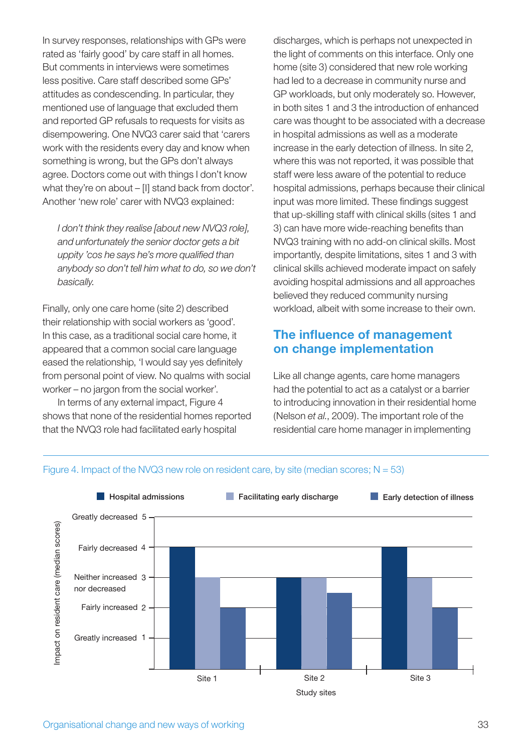In survey responses, relationships with GPs were rated as 'fairly good' by care staff in all homes. But comments in interviews were sometimes less positive. Care staff described some GPs' attitudes as condescending. In particular, they mentioned use of language that excluded them and reported GP refusals to requests for visits as disempowering. One NVQ3 carer said that 'carers work with the residents every day and know when something is wrong, but the GPs don't always agree. Doctors come out with things I don't know what they're on about – [I] stand back from doctor'. Another 'new role' carer with NVQ3 explained:

> *I don't think they realise [about new NVQ3 role], and unfortunately the senior doctor gets a bit uppity 'cos he says he's more qualified than anybody so don't tell him what to do, so we don't basically.*

Finally, only one care home (site 2) described their relationship with social workers as 'good'. In this case, as a traditional social care home, it appeared that a common social care language eased the relationship, 'I would say yes definitely from personal point of view. No qualms with social worker – no jargon from the social worker'.

In terms of any external impact, Figure 4 shows that none of the residential homes reported that the NVQ3 role had facilitated early hospital discharges, which is perhaps not unexpected in the light of comments on this interface. Only one home (site 3) considered that new role working had led to a decrease in community nurse and GP workloads, but only moderately so. However, in both sites 1 and 3 the introduction of enhanced care was thought to be associated with a decrease in hospital admissions as well as a moderate increase in the early detection of illness. In site 2, where this was not reported, it was possible that staff were less aware of the potential to reduce hospital admissions, perhaps because their clinical input was more limited. These findings suggest that up-skilling staff with clinical skills (sites 1 and 3) can have more wide-reaching benefits than NVQ3 training with no add-on clinical skills. Most importantly, despite limitations, sites 1 and 3 with clinical skills achieved moderate impact on safely avoiding hospital admissions and all approaches believed they reduced community nursing workload, albeit with some increase to their own.

## The influence of management on change implementation

Like all change agents, care home managers had the potential to act as a catalyst or a barrier to introducing innovation in their residential home (Nelson *et al.*, 2009). The important role of the residential care home manager in implementing

Figure 4. Impact of the NVQ3 new role on resident care, by site (median scores; N = 53)

| Study sites | Hospital admissions | Facilitating early discharge | Early detection of illness |
|---|---|---|---|
| Site 1 | 4 | 3 | 2 |
| Site 2 | 3 | 3 | 2.5 |
| Site 3 | 4 | 3 | 2 |

Impact on resident care (median scores): 5 = Greatly decreased; 4 = Fairly decreased; 3 = Neither increased nor decreased; 2 = Fairly increased; 1 = Greatly increased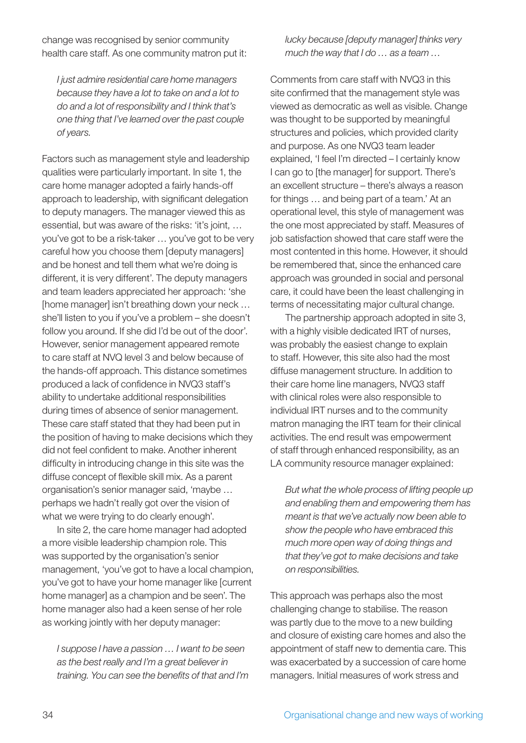change was recognised by senior community health care staff. As one community matron put it:

*I just admire residential care home managers because they have a lot to take on and a lot to do and a lot of responsibility and I think that's one thing that I've learned over the past couple of years.*

Factors such as management style and leadership qualities were particularly important. In site 1, the care home manager adopted a fairly hands-off approach to leadership, with significant delegation to deputy managers. The manager viewed this as essential, but was aware of the risks: 'it's joint, … you've got to be a risk-taker … you've got to be very careful how you choose them [deputy managers] and be honest and tell them what we're doing is different, it is very different'. The deputy managers and team leaders appreciated her approach: 'she [home manager] isn't breathing down your neck … she'll listen to you if you've a problem – she doesn't follow you around. If she did I'd be out of the door'. However, senior management appeared remote to care staff at NVQ level 3 and below because of the hands-off approach. This distance sometimes produced a lack of confidence in NVQ3 staff's ability to undertake additional responsibilities during times of absence of senior management. These care staff stated that they had been put in the position of having to make decisions which they did not feel confident to make. Another inherent difficulty in introducing change in this site was the diffuse concept of flexible skill mix. As a parent organisation's senior manager said, 'maybe … perhaps we hadn't really got over the vision of what we were trying to do clearly enough'.

In site 2, the care home manager had adopted a more visible leadership champion role. This was supported by the organisation's senior management, 'you've got to have a local champion, you've got to have your home manager like [current home manager] as a champion and be seen'. The home manager also had a keen sense of her role as working jointly with her deputy manager:

*I suppose I have a passion … I want to be seen as the best really and I'm a great believer in training. You can see the benefits of that and I'm lucky because [deputy manager] thinks very much the way that I do … as a team …*

Comments from care staff with NVQ3 in this site confirmed that the management style was viewed as democratic as well as visible. Change was thought to be supported by meaningful structures and policies, which provided clarity and purpose. As one NVQ3 team leader explained, 'I feel I'm directed – I certainly know I can go to [the manager] for support. There's an excellent structure – there's always a reason for things … and being part of a team.' At an operational level, this style of management was the one most appreciated by staff. Measures of job satisfaction showed that care staff were the most contented in this home. However, it should be remembered that, since the enhanced care approach was grounded in social and personal care, it could have been the least challenging in terms of necessitating major cultural change.

The partnership approach adopted in site 3, with a highly visible dedicated IRT of nurses, was probably the easiest change to explain to staff. However, this site also had the most diffuse management structure. In addition to their care home line managers, NVQ3 staff with clinical roles were also responsible to individual IRT nurses and to the community matron managing the IRT team for their clinical activities. The end result was empowerment of staff through enhanced responsibility, as an LA community resource manager explained:

*But what the whole process of lifting people up and enabling them and empowering them has meant is that we've actually now been able to show the people who have embraced this much more open way of doing things and that they've got to make decisions and take on responsibilities.*

This approach was perhaps also the most challenging change to stabilise. The reason was partly due to the move to a new building and closure of existing care homes and also the appointment of staff new to dementia care. This was exacerbated by a succession of care home managers. Initial measures of work stress and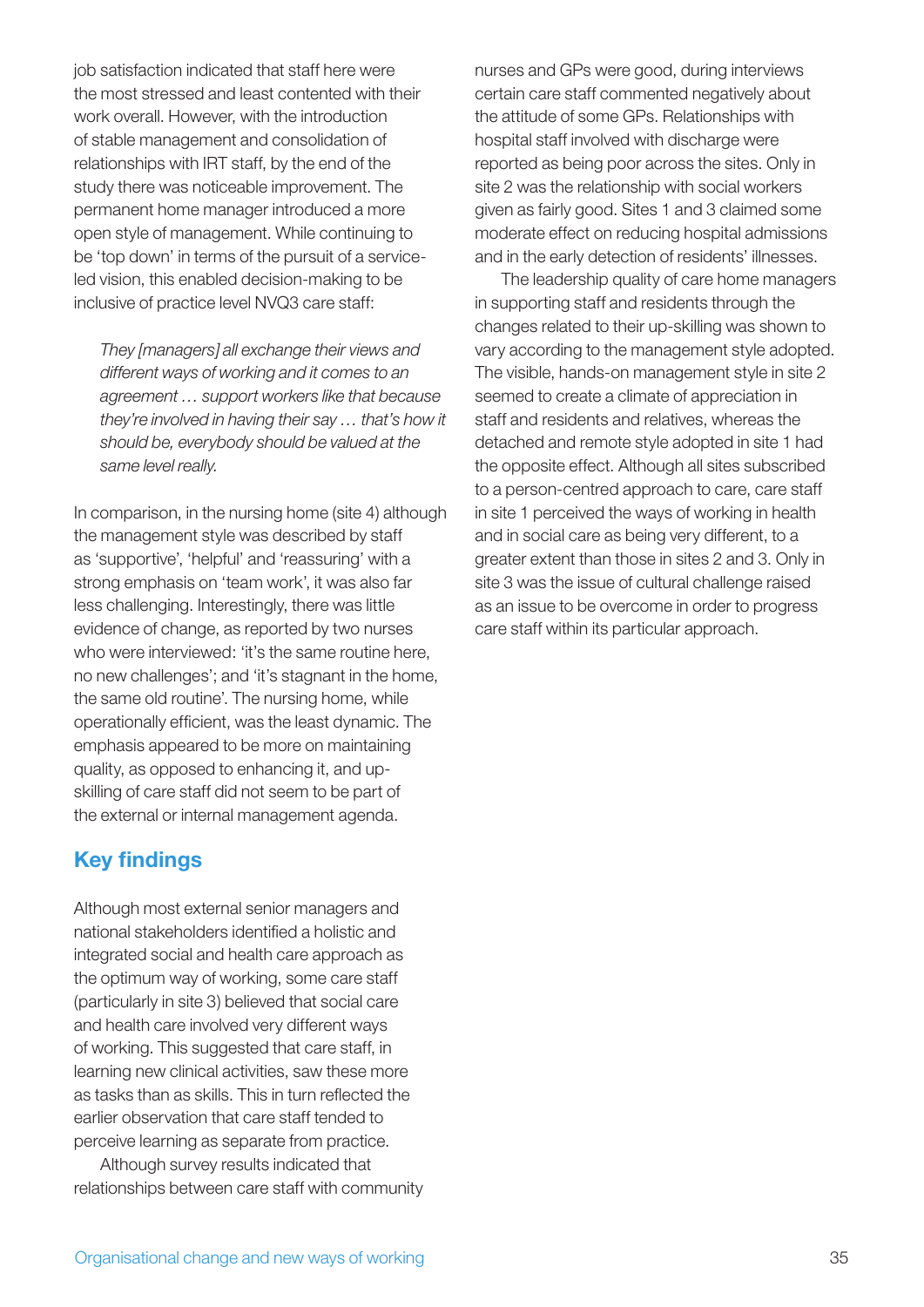job satisfaction indicated that staff here were the most stressed and least contented with their work overall. However, with the introduction of stable management and consolidation of relationships with IRT staff, by the end of the study there was noticeable improvement. The permanent home manager introduced a more open style of management. While continuing to be 'top down' in terms of the pursuit of a service-led vision, this enabled decision-making to be inclusive of practice level NVQ3 care staff:

> *They [managers] all exchange their views and different ways of working and it comes to an agreement … support workers like that because they're involved in having their say … that's how it should be, everybody should be valued at the same level really.*

In comparison, in the nursing home (site 4) although the management style was described by staff as 'supportive', 'helpful' and 'reassuring' with a strong emphasis on 'team work', it was also far less challenging. Interestingly, there was little evidence of change, as reported by two nurses who were interviewed: 'it's the same routine here, no new challenges'; and 'it's stagnant in the home, the same old routine'. The nursing home, while operationally efficient, was the least dynamic. The emphasis appeared to be more on maintaining quality, as opposed to enhancing it, and up-skilling of care staff did not seem to be part of the external or internal management agenda.

## Key findings

Although most external senior managers and national stakeholders identified a holistic and integrated social and health care approach as the optimum way of working, some care staff (particularly in site 3) believed that social care and health care involved very different ways of working. This suggested that care staff, in learning new clinical activities, saw these more as tasks than as skills. This in turn reflected the earlier observation that care staff tended to perceive learning as separate from practice.

Although survey results indicated that relationships between care staff with community nurses and GPs were good, during interviews certain care staff commented negatively about the attitude of some GPs. Relationships with hospital staff involved with discharge were reported as being poor across the sites. Only in site 2 was the relationship with social workers given as fairly good. Sites 1 and 3 claimed some moderate effect on reducing hospital admissions and in the early detection of residents' illnesses.

The leadership quality of care home managers in supporting staff and residents through the changes related to their up-skilling was shown to vary according to the management style adopted. The visible, hands-on management style in site 2 seemed to create a climate of appreciation in staff and residents and relatives, whereas the detached and remote style adopted in site 1 had the opposite effect. Although all sites subscribed to a person-centred approach to care, care staff in site 1 perceived the ways of working in health and in social care as being very different, to a greater extent than those in sites 2 and 3. Only in site 3 was the issue of cultural challenge raised as an issue to be overcome in order to progress care staff within its particular approach.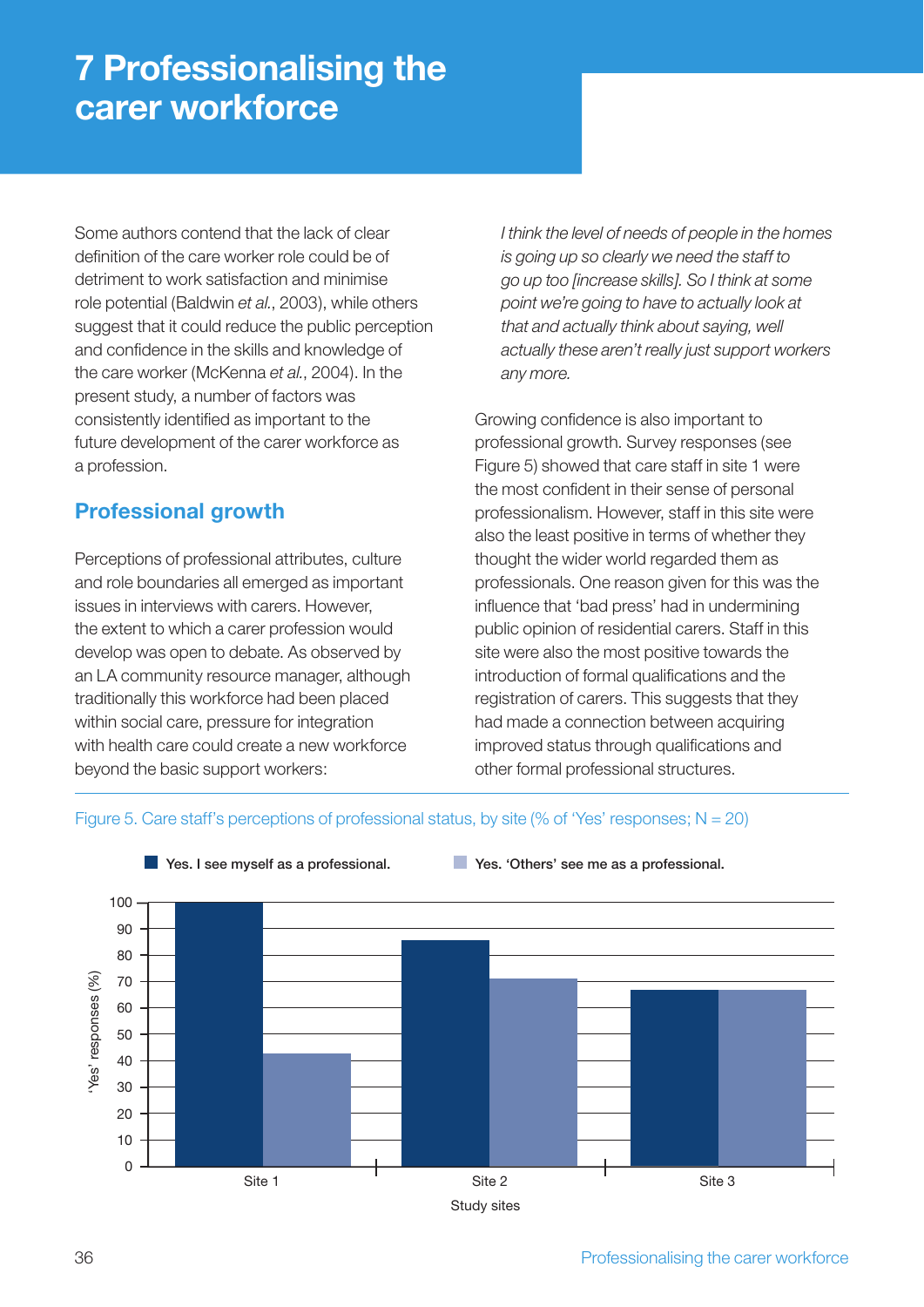# 7 Professionalising the carer workforce

Some authors contend that the lack of clear definition of the care worker role could be of detriment to work satisfaction and minimise role potential (Baldwin *et al.*, 2003), while others suggest that it could reduce the public perception and confidence in the skills and knowledge of the care worker (McKenna *et al.*, 2004). In the present study, a number of factors was consistently identified as important to the future development of the carer workforce as a profession.

## Professional growth

Perceptions of professional attributes, culture and role boundaries all emerged as important issues in interviews with carers. However, the extent to which a carer profession would develop was open to debate. As observed by an LA community resource manager, although traditionally this workforce had been placed within social care, pressure for integration with health care could create a new workforce beyond the basic support workers:

> *I think the level of needs of people in the homes is going up so clearly we need the staff to go up too [increase skills]. So I think at some point we're going to have to actually look at that and actually think about saying, well actually these aren't really just support workers any more.*

Growing confidence is also important to professional growth. Survey responses (see Figure 5) showed that care staff in site 1 were the most confident in their sense of personal professionalism. However, staff in this site were also the least positive in terms of whether they thought the wider world regarded them as professionals. One reason given for this was the influence that 'bad press' had in undermining public opinion of residential carers. Staff in this site were also the most positive towards the introduction of formal qualifications and the registration of carers. This suggests that they had made a connection between acquiring improved status through qualifications and other formal professional structures.

Figure 5. Care staff's perceptions of professional status, by site (% of 'Yes' responses; N = 20)

| Study sites | Yes. I see myself as a professional. | Yes. 'Others' see me as a professional. |
|---|---|---|
| Site 1 | 100 | 43 |
| Site 2 | 86 | 71 |
| Site 3 | 67 | 67 |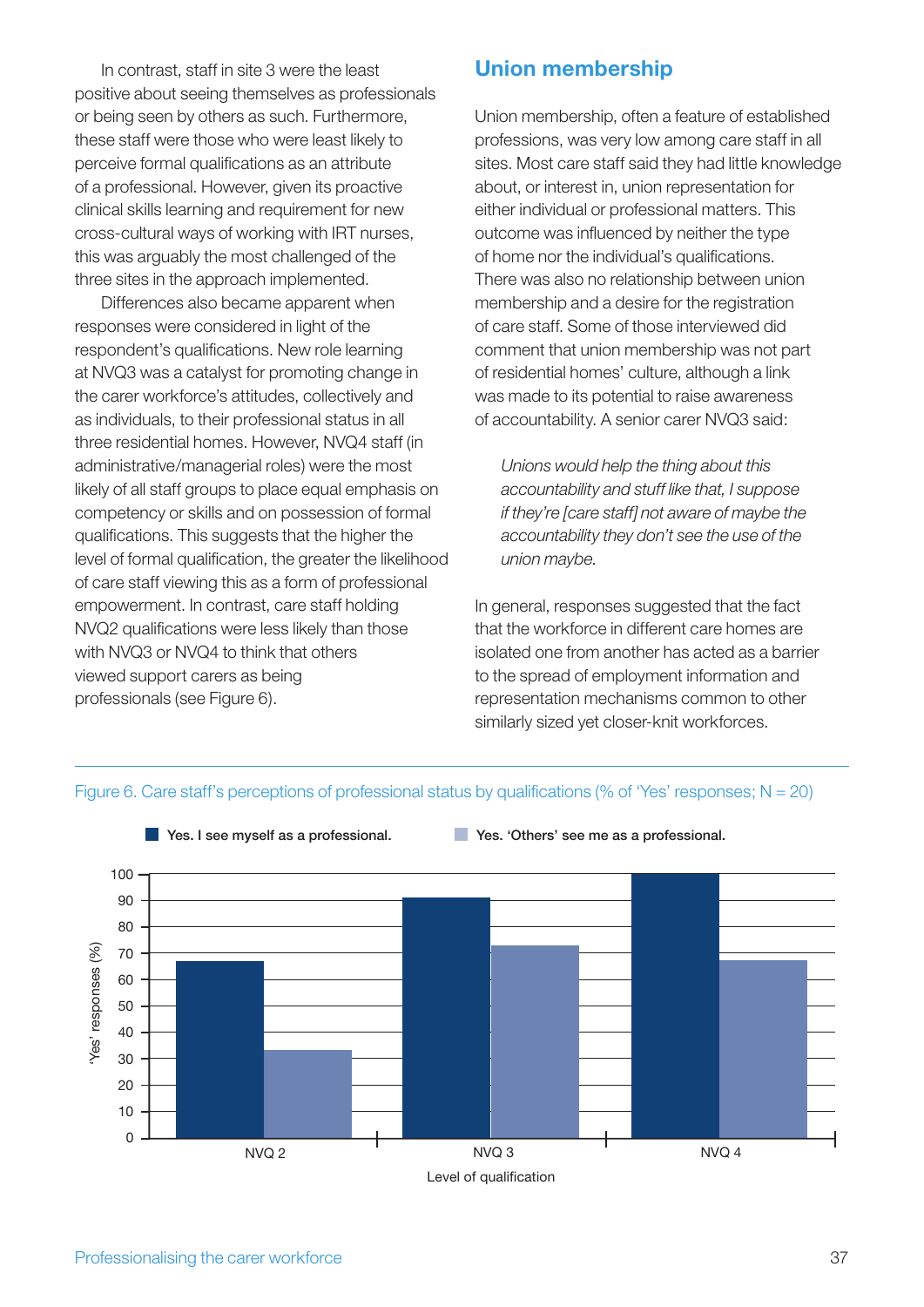In contrast, staff in site 3 were the least positive about seeing themselves as professionals or being seen by others as such. Furthermore, these staff were those who were least likely to perceive formal qualifications as an attribute of a professional. However, given its proactive clinical skills learning and requirement for new cross-cultural ways of working with IRT nurses, this was arguably the most challenged of the three sites in the approach implemented.

Differences also became apparent when responses were considered in light of the respondent's qualifications. New role learning at NVQ3 was a catalyst for promoting change in the carer workforce's attitudes, collectively and as individuals, to their professional status in all three residential homes. However, NVQ4 staff (in administrative/managerial roles) were the most likely of all staff groups to place equal emphasis on competency or skills and on possession of formal qualifications. This suggests that the higher the level of formal qualification, the greater the likelihood of care staff viewing this as a form of professional empowerment. In contrast, care staff holding NVQ2 qualifications were less likely than those with NVQ3 or NVQ4 to think that others viewed support carers as being professionals (see Figure 6).

## Union membership

Union membership, often a feature of established professions, was very low among care staff in all sites. Most care staff said they had little knowledge about, or interest in, union representation for either individual or professional matters. This outcome was influenced by neither the type of home nor the individual's qualifications. There was also no relationship between union membership and a desire for the registration of care staff. Some of those interviewed did comment that union membership was not part of residential homes' culture, although a link was made to its potential to raise awareness of accountability. A senior carer NVQ3 said:

> *Unions would help the thing about this accountability and stuff like that, I suppose if they're [care staff] not aware of maybe the accountability they don't see the use of the union maybe.*

In general, responses suggested that the fact that the workforce in different care homes are isolated one from another has acted as a barrier to the spread of employment information and representation mechanisms common to other similarly sized yet closer-knit workforces.

Figure 6. Care staff's perceptions of professional status by qualifications (% of 'Yes' responses; N = 20)

| Level of qualification | Yes. I see myself as a professional. | Yes. 'Others' see me as a professional. |
|---|---|---|
| NVQ 2 | 67 | 33 |
| NVQ 3 | 91 | 73 |
| NVQ 4 | 100 | 67 |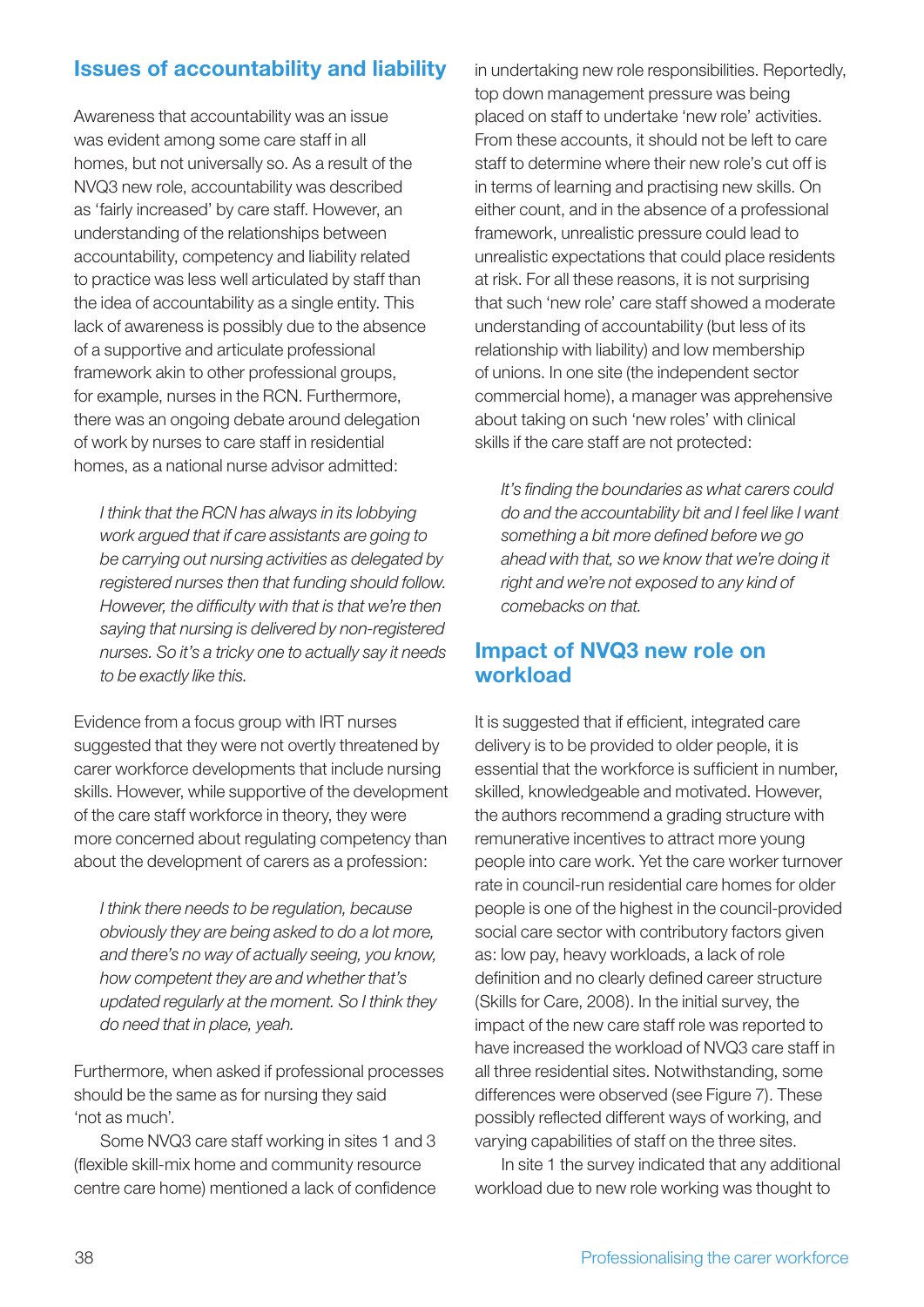## Issues of accountability and liability

Awareness that accountability was an issue was evident among some care staff in all homes, but not universally so. As a result of the NVQ3 new role, accountability was described as 'fairly increased' by care staff. However, an understanding of the relationships between accountability, competency and liability related to practice was less well articulated by staff than the idea of accountability as a single entity. This lack of awareness is possibly due to the absence of a supportive and articulate professional framework akin to other professional groups, for example, nurses in the RCN. Furthermore, there was an ongoing debate around delegation of work by nurses to care staff in residential homes, as a national nurse advisor admitted:

> *I think that the RCN has always in its lobbying work argued that if care assistants are going to be carrying out nursing activities as delegated by registered nurses then that funding should follow. However, the difficulty with that is that we're then saying that nursing is delivered by non-registered nurses. So it's a tricky one to actually say it needs to be exactly like this.*

Evidence from a focus group with IRT nurses suggested that they were not overtly threatened by carer workforce developments that include nursing skills. However, while supportive of the development of the care staff workforce in theory, they were more concerned about regulating competency than about the development of carers as a profession:

> *I think there needs to be regulation, because obviously they are being asked to do a lot more, and there's no way of actually seeing, you know, how competent they are and whether that's updated regularly at the moment. So I think they do need that in place, yeah.*

Furthermore, when asked if professional processes should be the same as for nursing they said 'not as much'.

Some NVQ3 care staff working in sites 1 and 3 (flexible skill-mix home and community resource centre care home) mentioned a lack of confidence in undertaking new role responsibilities. Reportedly, top down management pressure was being placed on staff to undertake 'new role' activities. From these accounts, it should not be left to care staff to determine where their new role's cut off is in terms of learning and practising new skills. On either count, and in the absence of a professional framework, unrealistic pressure could lead to unrealistic expectations that could place residents at risk. For all these reasons, it is not surprising that such 'new role' care staff showed a moderate understanding of accountability (but less of its relationship with liability) and low membership of unions. In one site (the independent sector commercial home), a manager was apprehensive about taking on such 'new roles' with clinical skills if the care staff are not protected:

> *It's finding the boundaries as what carers could do and the accountability bit and I feel like I want something a bit more defined before we go ahead with that, so we know that we're doing it right and we're not exposed to any kind of comebacks on that.*

## Impact of NVQ3 new role on workload

It is suggested that if efficient, integrated care delivery is to be provided to older people, it is essential that the workforce is sufficient in number, skilled, knowledgeable and motivated. However, the authors recommend a grading structure with remunerative incentives to attract more young people into care work. Yet the care worker turnover rate in council-run residential care homes for older people is one of the highest in the council-provided social care sector with contributory factors given as: low pay, heavy workloads, a lack of role definition and no clearly defined career structure (Skills for Care, 2008). In the initial survey, the impact of the new care staff role was reported to have increased the workload of NVQ3 care staff in all three residential sites. Notwithstanding, some differences were observed (see Figure 7). These possibly reflected different ways of working, and varying capabilities of staff on the three sites.

In site 1 the survey indicated that any additional workload due to new role working was thought to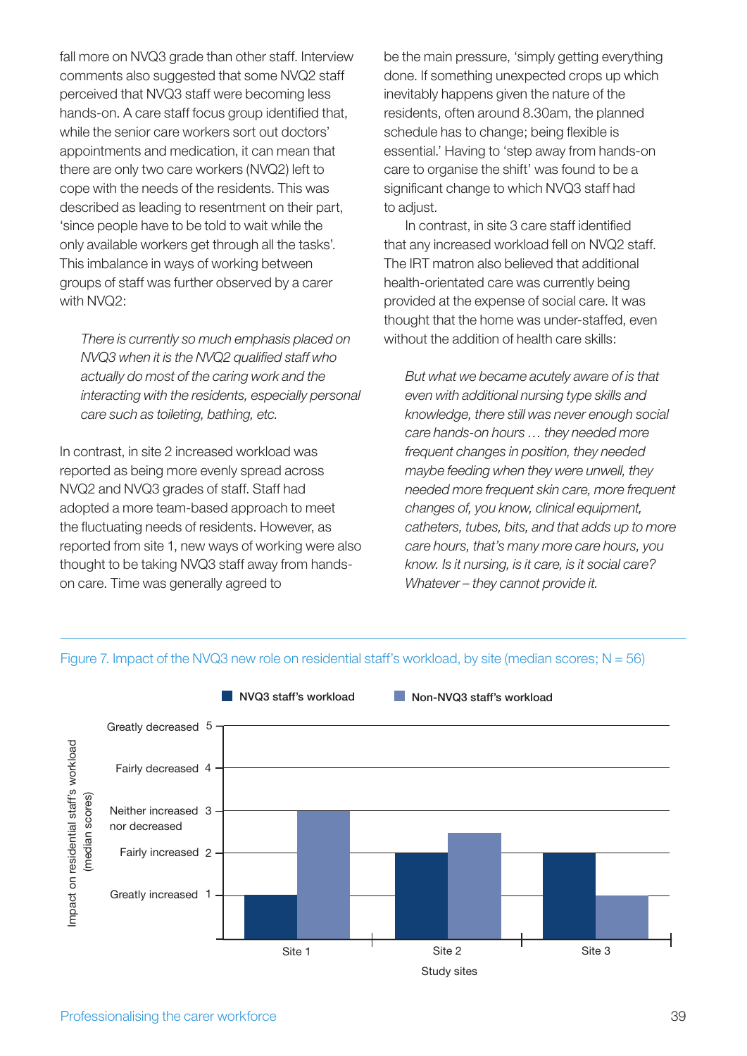fall more on NVQ3 grade than other staff. Interview comments also suggested that some NVQ2 staff perceived that NVQ3 staff were becoming less hands-on. A care staff focus group identified that, while the senior care workers sort out doctors' appointments and medication, it can mean that there are only two care workers (NVQ2) left to cope with the needs of the residents. This was described as leading to resentment on their part, 'since people have to be told to wait while the only available workers get through all the tasks'. This imbalance in ways of working between groups of staff was further observed by a carer with NVQ2:

> *There is currently so much emphasis placed on NVQ3 when it is the NVQ2 qualified staff who actually do most of the caring work and the interacting with the residents, especially personal care such as toileting, bathing, etc.*

In contrast, in site 2 increased workload was reported as being more evenly spread across NVQ2 and NVQ3 grades of staff. Staff had adopted a more team-based approach to meet the fluctuating needs of residents. However, as reported from site 1, new ways of working were also thought to be taking NVQ3 staff away from hands-on care. Time was generally agreed to be the main pressure, 'simply getting everything done. If something unexpected crops up which inevitably happens given the nature of the residents, often around 8.30am, the planned schedule has to change; being flexible is essential.' Having to 'step away from hands-on care to organise the shift' was found to be a significant change to which NVQ3 staff had to adjust.

In contrast, in site 3 care staff identified that any increased workload fell on NVQ2 staff. The IRT matron also believed that additional health-orientated care was currently being provided at the expense of social care. It was thought that the home was under-staffed, even without the addition of health care skills:

> *But what we became acutely aware of is that even with additional nursing type skills and knowledge, there still was never enough social care hands-on hours … they needed more frequent changes in position, they needed maybe feeding when they were unwell, they needed more frequent skin care, more frequent changes of, you know, clinical equipment, catheters, tubes, bits, and that adds up to more care hours, that's many more care hours, you know. Is it nursing, is it care, is it social care? Whatever – they cannot provide it.*

Figure 7. Impact of the NVQ3 new role on residential staff's workload, by site (median scores; N = 56)

Impact on residential staff's workload (median scores): 5 = Greatly decreased, 4 = Fairly decreased, 3 = Neither increased nor decreased, 2 = Fairly increased, 1 = Greatly increased

| Study sites | NVQ3 staff's workload | Non-NVQ3 staff's workload |
|---|---|---|
| Site 1 | 1 | 3 |
| Site 2 | 2 | 2.5 |
| Site 3 | 2 | 1 |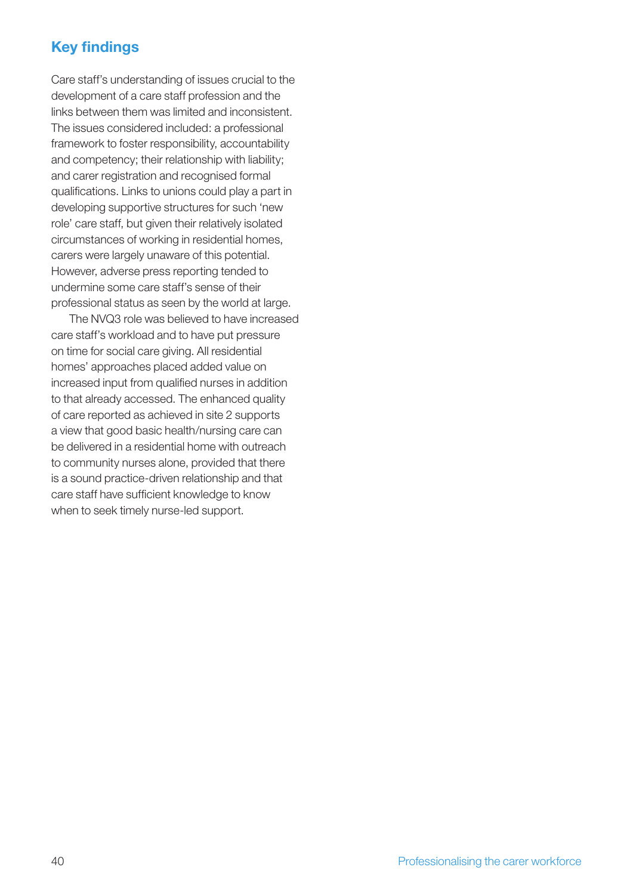## Key findings

Care staff's understanding of issues crucial to the development of a care staff profession and the links between them was limited and inconsistent. The issues considered included: a professional framework to foster responsibility, accountability and competency; their relationship with liability; and carer registration and recognised formal qualifications. Links to unions could play a part in developing supportive structures for such 'new role' care staff, but given their relatively isolated circumstances of working in residential homes, carers were largely unaware of this potential. However, adverse press reporting tended to undermine some care staff's sense of their professional status as seen by the world at large.

The NVQ3 role was believed to have increased care staff's workload and to have put pressure on time for social care giving. All residential homes' approaches placed added value on increased input from qualified nurses in addition to that already accessed. The enhanced quality of care reported as achieved in site 2 supports a view that good basic health/nursing care can be delivered in a residential home with outreach to community nurses alone, provided that there is a sound practice-driven relationship and that care staff have sufficient knowledge to know when to seek timely nurse-led support.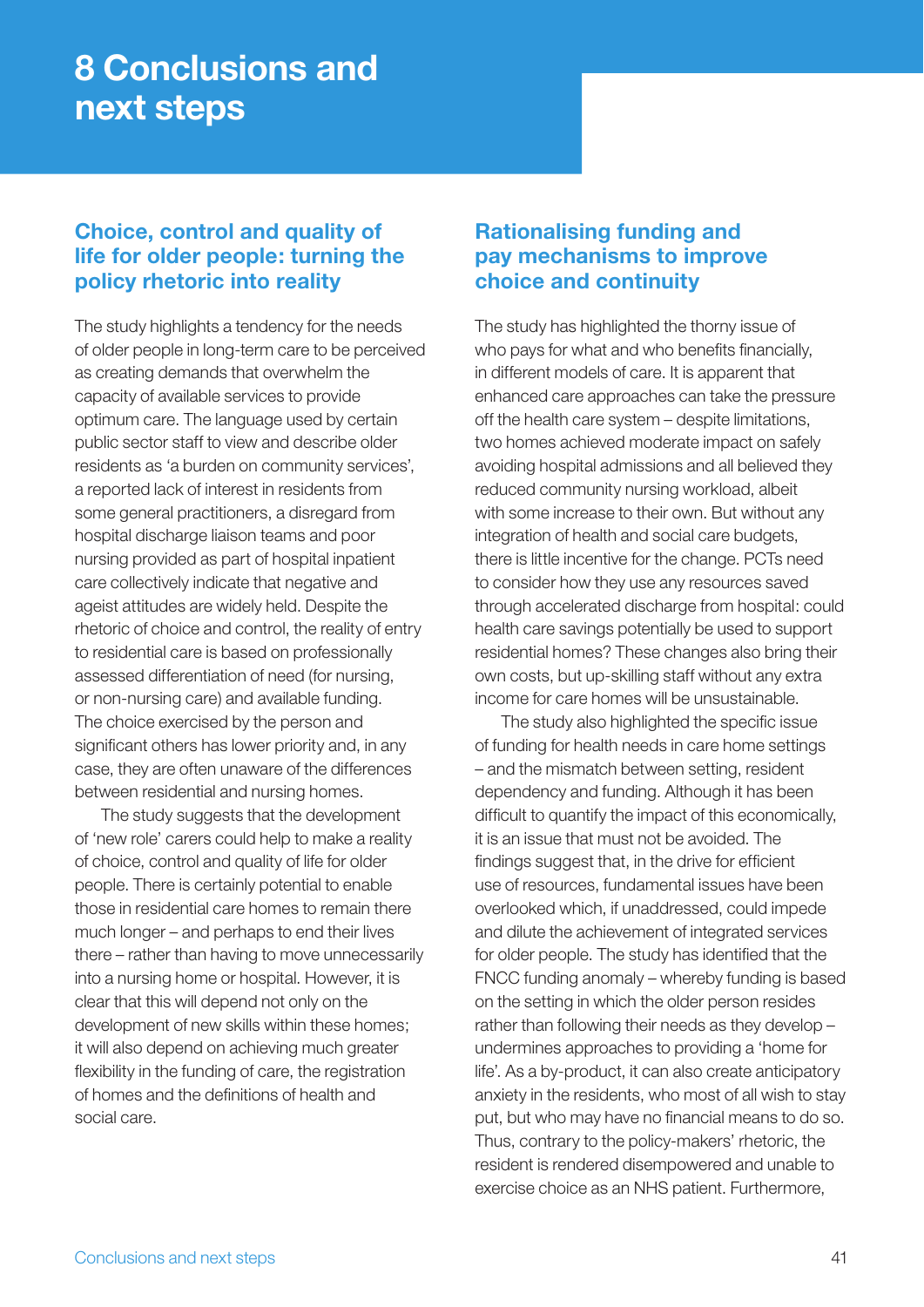# 8 Conclusions and next steps

## Choice, control and quality of life for older people: turning the policy rhetoric into reality

The study highlights a tendency for the needs of older people in long-term care to be perceived as creating demands that overwhelm the capacity of available services to provide optimum care. The language used by certain public sector staff to view and describe older residents as 'a burden on community services', a reported lack of interest in residents from some general practitioners, a disregard from hospital discharge liaison teams and poor nursing provided as part of hospital inpatient care collectively indicate that negative and ageist attitudes are widely held. Despite the rhetoric of choice and control, the reality of entry to residential care is based on professionally assessed differentiation of need (for nursing, or non-nursing care) and available funding. The choice exercised by the person and significant others has lower priority and, in any case, they are often unaware of the differences between residential and nursing homes.

The study suggests that the development of 'new role' carers could help to make a reality of choice, control and quality of life for older people. There is certainly potential to enable those in residential care homes to remain there much longer – and perhaps to end their lives there – rather than having to move unnecessarily into a nursing home or hospital. However, it is clear that this will depend not only on the development of new skills within these homes; it will also depend on achieving much greater flexibility in the funding of care, the registration of homes and the definitions of health and social care.

## Rationalising funding and pay mechanisms to improve choice and continuity

The study has highlighted the thorny issue of who pays for what and who benefits financially, in different models of care. It is apparent that enhanced care approaches can take the pressure off the health care system – despite limitations, two homes achieved moderate impact on safely avoiding hospital admissions and all believed they reduced community nursing workload, albeit with some increase to their own. But without any integration of health and social care budgets, there is little incentive for the change. PCTs need to consider how they use any resources saved through accelerated discharge from hospital: could health care savings potentially be used to support residential homes? These changes also bring their own costs, but up-skilling staff without any extra income for care homes will be unsustainable.

The study also highlighted the specific issue of funding for health needs in care home settings – and the mismatch between setting, resident dependency and funding. Although it has been difficult to quantify the impact of this economically, it is an issue that must not be avoided. The findings suggest that, in the drive for efficient use of resources, fundamental issues have been overlooked which, if unaddressed, could impede and dilute the achievement of integrated services for older people. The study has identified that the FNCC funding anomaly – whereby funding is based on the setting in which the older person resides rather than following their needs as they develop – undermines approaches to providing a 'home for life'. As a by-product, it can also create anticipatory anxiety in the residents, who most of all wish to stay put, but who may have no financial means to do so. Thus, contrary to the policy-makers' rhetoric, the resident is rendered disempowered and unable to exercise choice as an NHS patient. Furthermore,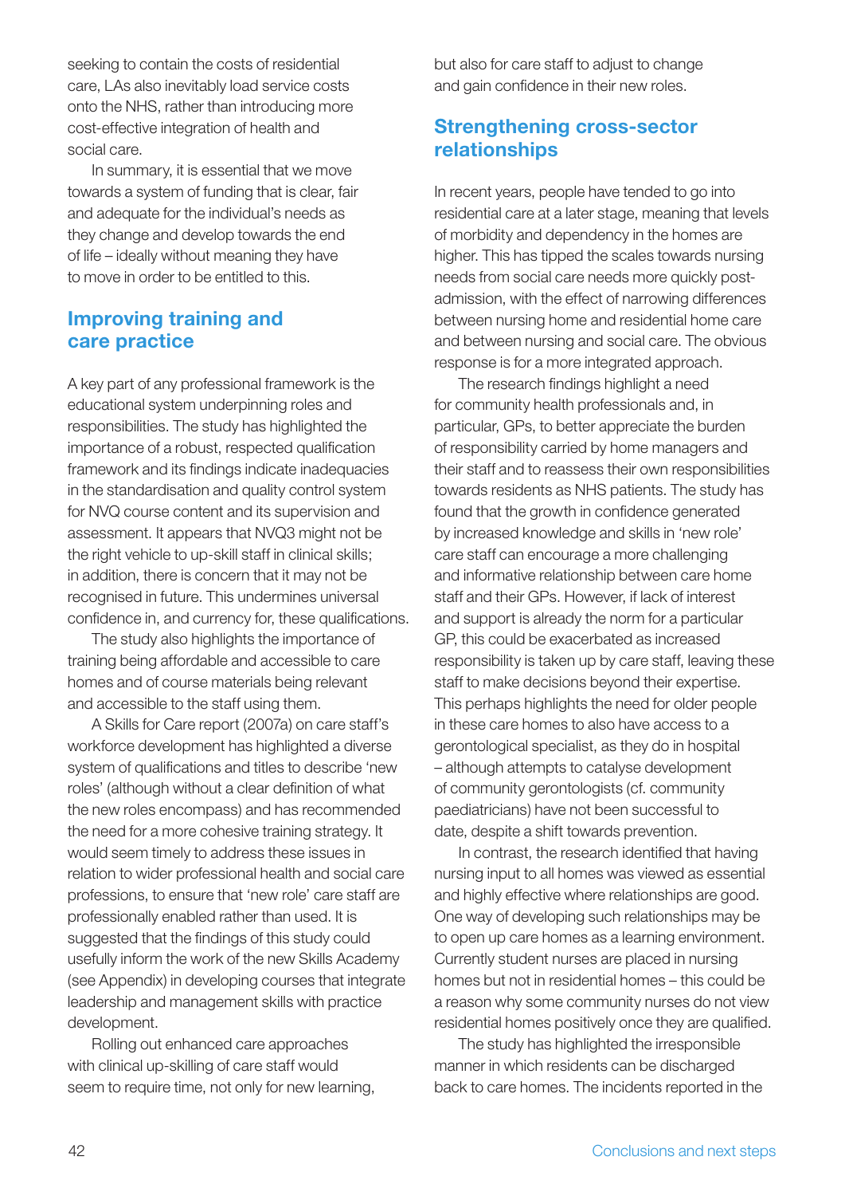seeking to contain the costs of residential care, LAs also inevitably load service costs onto the NHS, rather than introducing more cost-effective integration of health and social care.

In summary, it is essential that we move towards a system of funding that is clear, fair and adequate for the individual's needs as they change and develop towards the end of life – ideally without meaning they have to move in order to be entitled to this.

## Improving training and care practice

A key part of any professional framework is the educational system underpinning roles and responsibilities. The study has highlighted the importance of a robust, respected qualification framework and its findings indicate inadequacies in the standardisation and quality control system for NVQ course content and its supervision and assessment. It appears that NVQ3 might not be the right vehicle to up-skill staff in clinical skills; in addition, there is concern that it may not be recognised in future. This undermines universal confidence in, and currency for, these qualifications.

The study also highlights the importance of training being affordable and accessible to care homes and of course materials being relevant and accessible to the staff using them.

A Skills for Care report (2007a) on care staff's workforce development has highlighted a diverse system of qualifications and titles to describe 'new roles' (although without a clear definition of what the new roles encompass) and has recommended the need for a more cohesive training strategy. It would seem timely to address these issues in relation to wider professional health and social care professions, to ensure that 'new role' care staff are professionally enabled rather than used. It is suggested that the findings of this study could usefully inform the work of the new Skills Academy (see Appendix) in developing courses that integrate leadership and management skills with practice development.

Rolling out enhanced care approaches with clinical up-skilling of care staff would seem to require time, not only for new learning, but also for care staff to adjust to change and gain confidence in their new roles.

## Strengthening cross-sector relationships

In recent years, people have tended to go into residential care at a later stage, meaning that levels of morbidity and dependency in the homes are higher. This has tipped the scales towards nursing needs from social care needs more quickly post-admission, with the effect of narrowing differences between nursing home and residential home care and between nursing and social care. The obvious response is for a more integrated approach.

The research findings highlight a need for community health professionals and, in particular, GPs, to better appreciate the burden of responsibility carried by home managers and their staff and to reassess their own responsibilities towards residents as NHS patients. The study has found that the growth in confidence generated by increased knowledge and skills in 'new role' care staff can encourage a more challenging and informative relationship between care home staff and their GPs. However, if lack of interest and support is already the norm for a particular GP, this could be exacerbated as increased responsibility is taken up by care staff, leaving these staff to make decisions beyond their expertise. This perhaps highlights the need for older people in these care homes to also have access to a gerontological specialist, as they do in hospital – although attempts to catalyse development of community gerontologists (cf. community paediatricians) have not been successful to date, despite a shift towards prevention.

In contrast, the research identified that having nursing input to all homes was viewed as essential and highly effective where relationships are good. One way of developing such relationships may be to open up care homes as a learning environment. Currently student nurses are placed in nursing homes but not in residential homes – this could be a reason why some community nurses do not view residential homes positively once they are qualified.

The study has highlighted the irresponsible manner in which residents can be discharged back to care homes. The incidents reported in the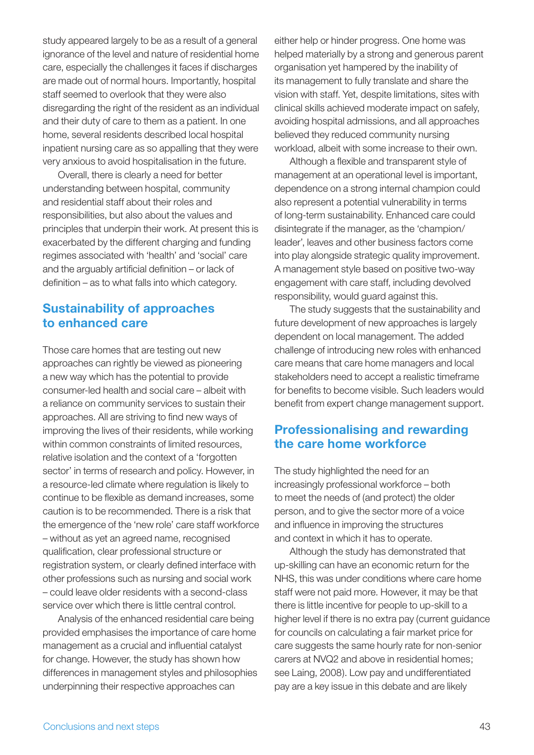study appeared largely to be as a result of a general ignorance of the level and nature of residential home care, especially the challenges it faces if discharges are made out of normal hours. Importantly, hospital staff seemed to overlook that they were also disregarding the right of the resident as an individual and their duty of care to them as a patient. In one home, several residents described local hospital inpatient nursing care as so appalling that they were very anxious to avoid hospitalisation in the future.

Overall, there is clearly a need for better understanding between hospital, community and residential staff about their roles and responsibilities, but also about the values and principles that underpin their work. At present this is exacerbated by the different charging and funding regimes associated with 'health' and 'social' care and the arguably artificial definition – or lack of definition – as to what falls into which category.

## Sustainability of approaches to enhanced care

Those care homes that are testing out new approaches can rightly be viewed as pioneering a new way which has the potential to provide consumer-led health and social care – albeit with a reliance on community services to sustain their approaches. All are striving to find new ways of improving the lives of their residents, while working within common constraints of limited resources, relative isolation and the context of a 'forgotten sector' in terms of research and policy. However, in a resource-led climate where regulation is likely to continue to be flexible as demand increases, some caution is to be recommended. There is a risk that the emergence of the 'new role' care staff workforce – without as yet an agreed name, recognised qualification, clear professional structure or registration system, or clearly defined interface with other professions such as nursing and social work – could leave older residents with a second-class service over which there is little central control.

Analysis of the enhanced residential care being provided emphasises the importance of care home management as a crucial and influential catalyst for change. However, the study has shown how differences in management styles and philosophies underpinning their respective approaches can either help or hinder progress. One home was helped materially by a strong and generous parent organisation yet hampered by the inability of its management to fully translate and share the vision with staff. Yet, despite limitations, sites with clinical skills achieved moderate impact on safely, avoiding hospital admissions, and all approaches believed they reduced community nursing workload, albeit with some increase to their own.

Although a flexible and transparent style of management at an operational level is important, dependence on a strong internal champion could also represent a potential vulnerability in terms of long-term sustainability. Enhanced care could disintegrate if the manager, as the 'champion/leader', leaves and other business factors come into play alongside strategic quality improvement. A management style based on positive two-way engagement with care staff, including devolved responsibility, would guard against this.

The study suggests that the sustainability and future development of new approaches is largely dependent on local management. The added challenge of introducing new roles with enhanced care means that care home managers and local stakeholders need to accept a realistic timeframe for benefits to become visible. Such leaders would benefit from expert change management support.

## Professionalising and rewarding the care home workforce

The study highlighted the need for an increasingly professional workforce – both to meet the needs of (and protect) the older person, and to give the sector more of a voice and influence in improving the structures and context in which it has to operate.

Although the study has demonstrated that up-skilling can have an economic return for the NHS, this was under conditions where care home staff were not paid more. However, it may be that there is little incentive for people to up-skill to a higher level if there is no extra pay (current guidance for councils on calculating a fair market price for care suggests the same hourly rate for non-senior carers at NVQ2 and above in residential homes; see Laing, 2008). Low pay and undifferentiated pay are a key issue in this debate and are likely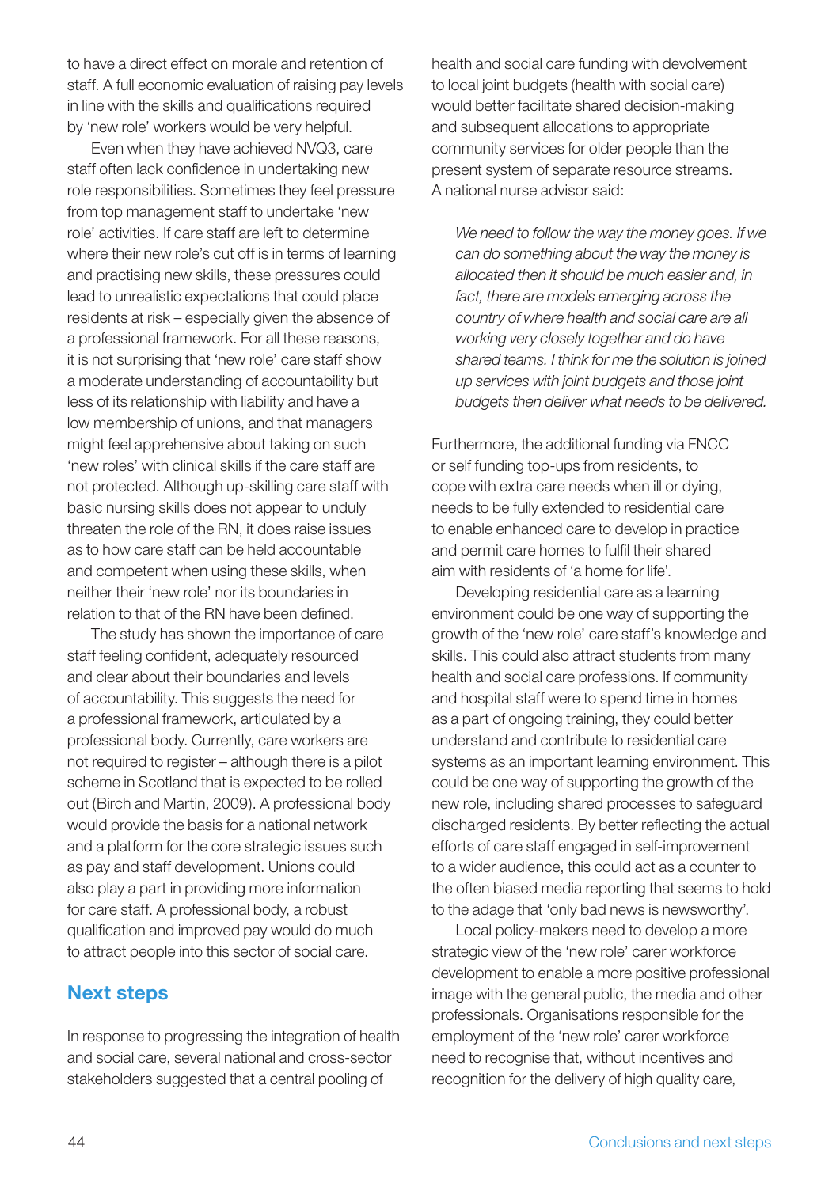to have a direct effect on morale and retention of staff. A full economic evaluation of raising pay levels in line with the skills and qualifications required by 'new role' workers would be very helpful.

Even when they have achieved NVQ3, care staff often lack confidence in undertaking new role responsibilities. Sometimes they feel pressure from top management staff to undertake 'new role' activities. If care staff are left to determine where their new role's cut off is in terms of learning and practising new skills, these pressures could lead to unrealistic expectations that could place residents at risk – especially given the absence of a professional framework. For all these reasons, it is not surprising that 'new role' care staff show a moderate understanding of accountability but less of its relationship with liability and have a low membership of unions, and that managers might feel apprehensive about taking on such 'new roles' with clinical skills if the care staff are not protected. Although up-skilling care staff with basic nursing skills does not appear to unduly threaten the role of the RN, it does raise issues as to how care staff can be held accountable and competent when using these skills, when neither their 'new role' nor its boundaries in relation to that of the RN have been defined.

The study has shown the importance of care staff feeling confident, adequately resourced and clear about their boundaries and levels of accountability. This suggests the need for a professional framework, articulated by a professional body. Currently, care workers are not required to register – although there is a pilot scheme in Scotland that is expected to be rolled out (Birch and Martin, 2009). A professional body would provide the basis for a national network and a platform for the core strategic issues such as pay and staff development. Unions could also play a part in providing more information for care staff. A professional body, a robust qualification and improved pay would do much to attract people into this sector of social care.

## Next steps

In response to progressing the integration of health and social care, several national and cross-sector stakeholders suggested that a central pooling of health and social care funding with devolvement to local joint budgets (health with social care) would better facilitate shared decision-making and subsequent allocations to appropriate community services for older people than the present system of separate resource streams. A national nurse advisor said:

> *We need to follow the way the money goes. If we can do something about the way the money is allocated then it should be much easier and, in fact, there are models emerging across the country of where health and social care are all working very closely together and do have shared teams. I think for me the solution is joined up services with joint budgets and those joint budgets then deliver what needs to be delivered.*

Furthermore, the additional funding via FNCC or self funding top-ups from residents, to cope with extra care needs when ill or dying, needs to be fully extended to residential care to enable enhanced care to develop in practice and permit care homes to fulfil their shared aim with residents of 'a home for life'.

Developing residential care as a learning environment could be one way of supporting the growth of the 'new role' care staff's knowledge and skills. This could also attract students from many health and social care professions. If community and hospital staff were to spend time in homes as a part of ongoing training, they could better understand and contribute to residential care systems as an important learning environment. This could be one way of supporting the growth of the new role, including shared processes to safeguard discharged residents. By better reflecting the actual efforts of care staff engaged in self-improvement to a wider audience, this could act as a counter to the often biased media reporting that seems to hold to the adage that 'only bad news is newsworthy'.

Local policy-makers need to develop a more strategic view of the 'new role' carer workforce development to enable a more positive professional image with the general public, the media and other professionals. Organisations responsible for the employment of the 'new role' carer workforce need to recognise that, without incentives and recognition for the delivery of high quality care,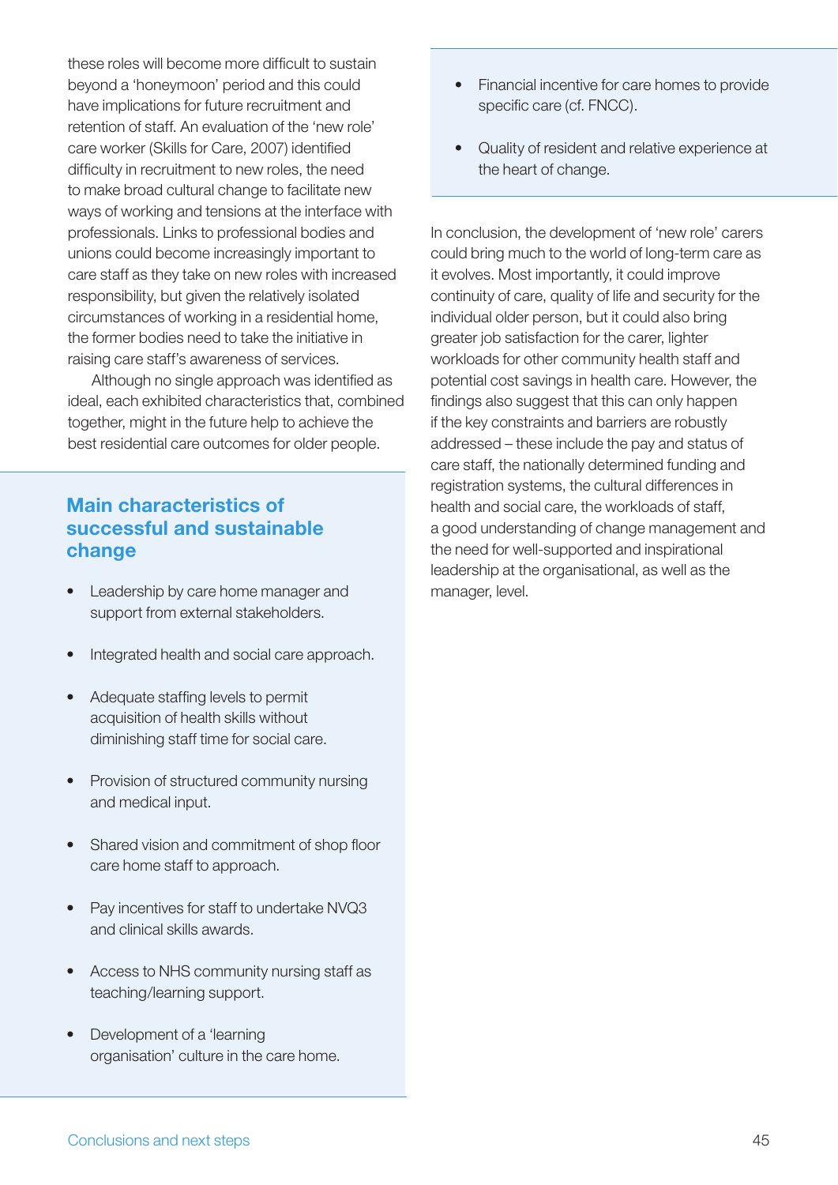these roles will become more difficult to sustain beyond a 'honeymoon' period and this could have implications for future recruitment and retention of staff. An evaluation of the 'new role' care worker (Skills for Care, 2007) identified difficulty in recruitment to new roles, the need to make broad cultural change to facilitate new ways of working and tensions at the interface with professionals. Links to professional bodies and unions could become increasingly important to care staff as they take on new roles with increased responsibility, but given the relatively isolated circumstances of working in a residential home, the former bodies need to take the initiative in raising care staff's awareness of services.

Although no single approach was identified as ideal, each exhibited characteristics that, combined together, might in the future help to achieve the best residential care outcomes for older people.

## Main characteristics of successful and sustainable change

- Leadership by care home manager and support from external stakeholders.
- Integrated health and social care approach.
- Adequate staffing levels to permit acquisition of health skills without diminishing staff time for social care.
- Provision of structured community nursing and medical input.
- Shared vision and commitment of shop floor care home staff to approach.
- Pay incentives for staff to undertake NVQ3 and clinical skills awards.
- Access to NHS community nursing staff as teaching/learning support.
- Development of a 'learning organisation' culture in the care home.
- Financial incentive for care homes to provide specific care (cf. FNCC).
- Quality of resident and relative experience at the heart of change.

In conclusion, the development of 'new role' carers could bring much to the world of long-term care as it evolves. Most importantly, it could improve continuity of care, quality of life and security for the individual older person, but it could also bring greater job satisfaction for the carer, lighter workloads for other community health staff and potential cost savings in health care. However, the findings also suggest that this can only happen if the key constraints and barriers are robustly addressed – these include the pay and status of care staff, the nationally determined funding and registration systems, the cultural differences in health and social care, the workloads of staff, a good understanding of change management and the need for well-supported and inspirational leadership at the organisational, as well as the manager, level.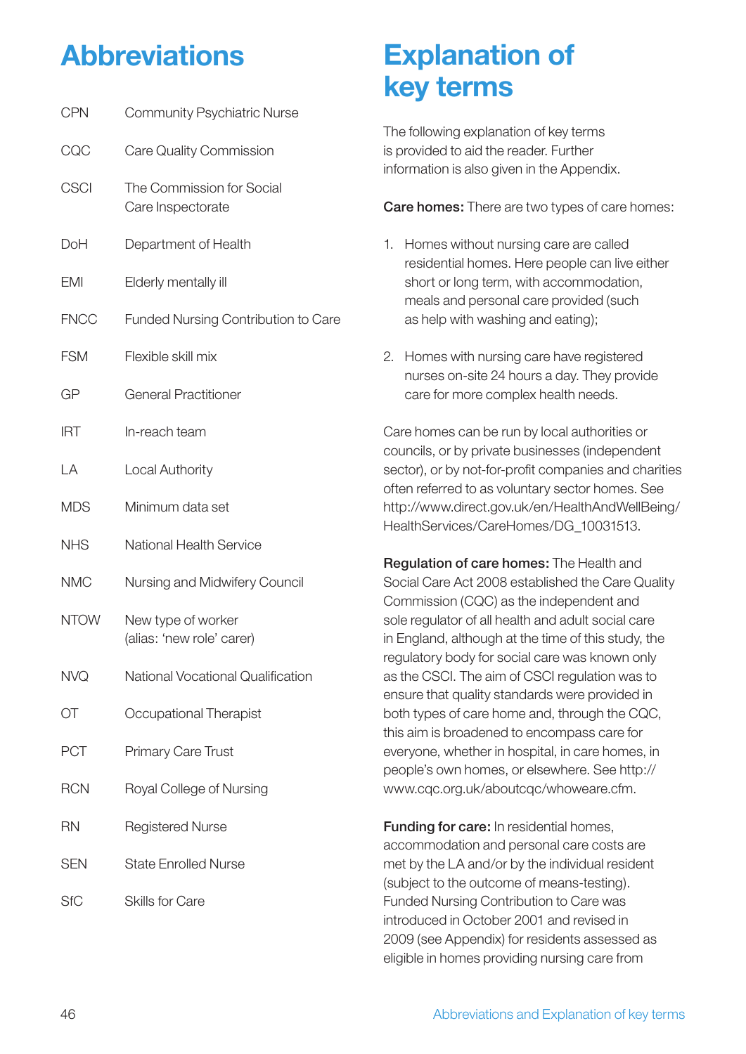# Abbreviations

| | |
|---|---|
| CPN | Community Psychiatric Nurse |
| CQC | Care Quality Commission |
| CSCI | The Commission for Social Care Inspectorate |
| DoH | Department of Health |
| EMI | Elderly mentally ill |
| FNCC | Funded Nursing Contribution to Care |
| FSM | Flexible skill mix |
| GP | General Practitioner |
| IRT | In-reach team |
| LA | Local Authority |
| MDS | Minimum data set |
| NHS | National Health Service |
| NMC | Nursing and Midwifery Council |
| NTOW | New type of worker (alias: 'new role' carer) |
| NVQ | National Vocational Qualification |
| OT | Occupational Therapist |
| PCT | Primary Care Trust |
| RCN | Royal College of Nursing |
| RN | Registered Nurse |
| SEN | State Enrolled Nurse |
| SfC | Skills for Care |

# Explanation of key terms

The following explanation of key terms is provided to aid the reader. Further information is also given in the Appendix.

**Care homes:** There are two types of care homes:

1. Homes without nursing care are called residential homes. Here people can live either short or long term, with accommodation, meals and personal care provided (such as help with washing and eating);
2. Homes with nursing care have registered nurses on-site 24 hours a day. They provide care for more complex health needs.

Care homes can be run by local authorities or councils, or by private businesses (independent sector), or by not-for-profit companies and charities often referred to as voluntary sector homes. See http://www.direct.gov.uk/en/HealthAndWellBeing/HealthServices/CareHomes/DG_10031513.

**Regulation of care homes:** The Health and Social Care Act 2008 established the Care Quality Commission (CQC) as the independent and sole regulator of all health and adult social care in England, although at the time of this study, the regulatory body for social care was known only as the CSCI. The aim of CSCI regulation was to ensure that quality standards were provided in both types of care home and, through the CQC, this aim is broadened to encompass care for everyone, whether in hospital, in care homes, in people's own homes, or elsewhere. See http://www.cqc.org.uk/aboutcqc/whoweare.cfm.

**Funding for care:** In residential homes, accommodation and personal care costs are met by the LA and/or by the individual resident (subject to the outcome of means-testing). Funded Nursing Contribution to Care was introduced in October 2001 and revised in 2009 (see Appendix) for residents assessed as eligible in homes providing nursing care from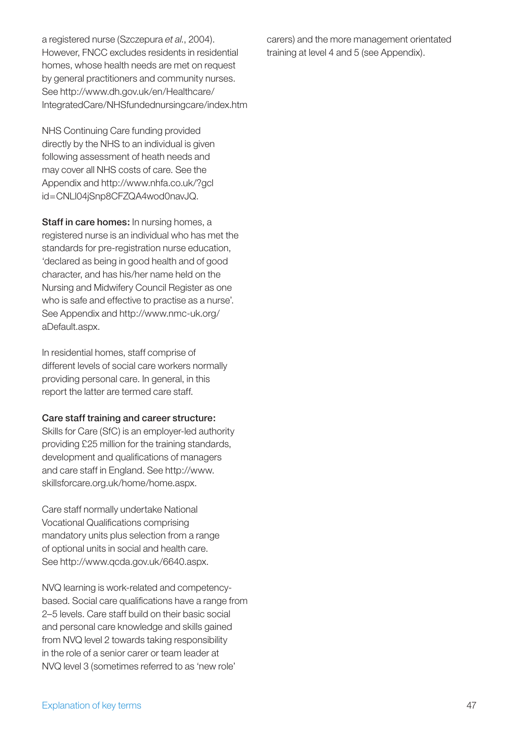a registered nurse (Szczepura *et al.*, 2004). However, FNCC excludes residents in residential homes, whose health needs are met on request by general practitioners and community nurses. See http://www.dh.gov.uk/en/Healthcare/IntegratedCare/NHSfundednursingcare/index.htm

NHS Continuing Care funding provided directly by the NHS to an individual is given following assessment of heath needs and may cover all NHS costs of care. See the Appendix and http://www.nhfa.co.uk/?gclid=CNLl04jSnp8CFZQA4wod0navJQ.

**Staff in care homes:** In nursing homes, a registered nurse is an individual who has met the standards for pre-registration nurse education, 'declared as being in good health and of good character, and has his/her name held on the Nursing and Midwifery Council Register as one who is safe and effective to practise as a nurse'. See Appendix and http://www.nmc-uk.org/aDefault.aspx.

In residential homes, staff comprise of different levels of social care workers normally providing personal care. In general, in this report the latter are termed care staff.

**Care staff training and career structure:** Skills for Care (SfC) is an employer-led authority providing £25 million for the training standards, development and qualifications of managers and care staff in England. See http://www.skillsforcare.org.uk/home/home.aspx.

Care staff normally undertake National Vocational Qualifications comprising mandatory units plus selection from a range of optional units in social and health care. See http://www.qcda.gov.uk/6640.aspx.

NVQ learning is work-related and competency-based. Social care qualifications have a range from 2–5 levels. Care staff build on their basic social and personal care knowledge and skills gained from NVQ level 2 towards taking responsibility in the role of a senior carer or team leader at NVQ level 3 (sometimes referred to as 'new role' carers) and the more management orientated training at level 4 and 5 (see Appendix).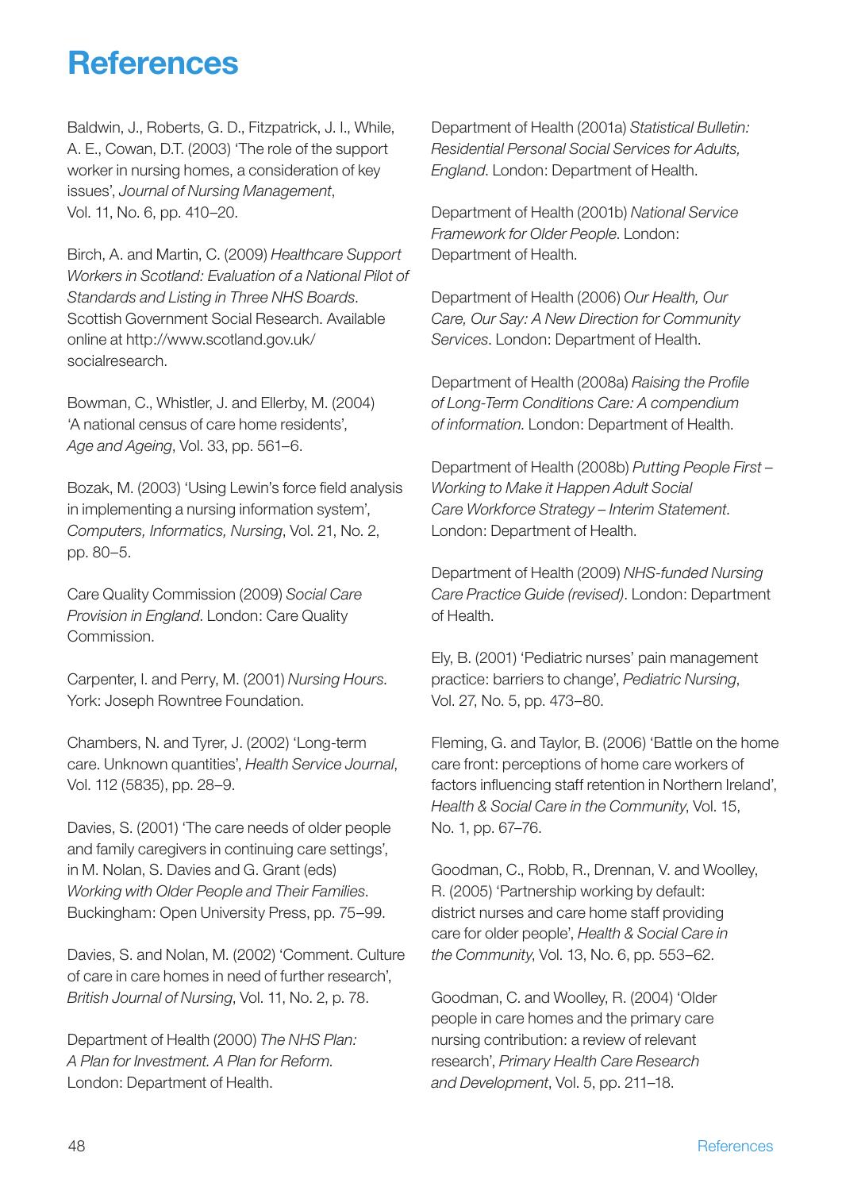# References

Baldwin, J., Roberts, G. D., Fitzpatrick, J. I., While, A. E., Cowan, D.T. (2003) 'The role of the support worker in nursing homes, a consideration of key issues', *Journal of Nursing Management*, Vol. 11, No. 6, pp. 410–20.

Birch, A. and Martin, C. (2009) *Healthcare Support Workers in Scotland: Evaluation of a National Pilot of Standards and Listing in Three NHS Boards*. Scottish Government Social Research. Available online at http://www.scotland.gov.uk/socialresearch.

Bowman, C., Whistler, J. and Ellerby, M. (2004) 'A national census of care home residents', *Age and Ageing*, Vol. 33, pp. 561–6.

Bozak, M. (2003) 'Using Lewin's force field analysis in implementing a nursing information system', *Computers, Informatics, Nursing*, Vol. 21, No. 2, pp. 80–5.

Care Quality Commission (2009) *Social Care Provision in England*. London: Care Quality Commission.

Carpenter, I. and Perry, M. (2001) *Nursing Hours*. York: Joseph Rowntree Foundation.

Chambers, N. and Tyrer, J. (2002) 'Long-term care. Unknown quantities', *Health Service Journal*, Vol. 112 (5835), pp. 28–9.

Davies, S. (2001) 'The care needs of older people and family caregivers in continuing care settings', in M. Nolan, S. Davies and G. Grant (eds) *Working with Older People and Their Families*. Buckingham: Open University Press, pp. 75–99.

Davies, S. and Nolan, M. (2002) 'Comment. Culture of care in care homes in need of further research', *British Journal of Nursing*, Vol. 11, No. 2, p. 78.

Department of Health (2000) *The NHS Plan: A Plan for Investment. A Plan for Reform*. London: Department of Health.

Department of Health (2001a) *Statistical Bulletin: Residential Personal Social Services for Adults, England*. London: Department of Health.

Department of Health (2001b) *National Service Framework for Older People*. London: Department of Health.

Department of Health (2006) *Our Health, Our Care, Our Say: A New Direction for Community Services*. London: Department of Health.

Department of Health (2008a) *Raising the Profile of Long-Term Conditions Care: A compendium of information*. London: Department of Health.

Department of Health (2008b) *Putting People First – Working to Make it Happen Adult Social Care Workforce Strategy – Interim Statement*. London: Department of Health.

Department of Health (2009) *NHS-funded Nursing Care Practice Guide (revised)*. London: Department of Health.

Ely, B. (2001) 'Pediatric nurses' pain management practice: barriers to change', *Pediatric Nursing*, Vol. 27, No. 5, pp. 473–80.

Fleming, G. and Taylor, B. (2006) 'Battle on the home care front: perceptions of home care workers of factors influencing staff retention in Northern Ireland', *Health & Social Care in the Community*, Vol. 15, No. 1, pp. 67–76.

Goodman, C., Robb, R., Drennan, V. and Woolley, R. (2005) 'Partnership working by default: district nurses and care home staff providing care for older people', *Health & Social Care in the Community*, Vol. 13, No. 6, pp. 553–62.

Goodman, C. and Woolley, R. (2004) 'Older people in care homes and the primary care nursing contribution: a review of relevant research', *Primary Health Care Research and Development*, Vol. 5, pp. 211–18.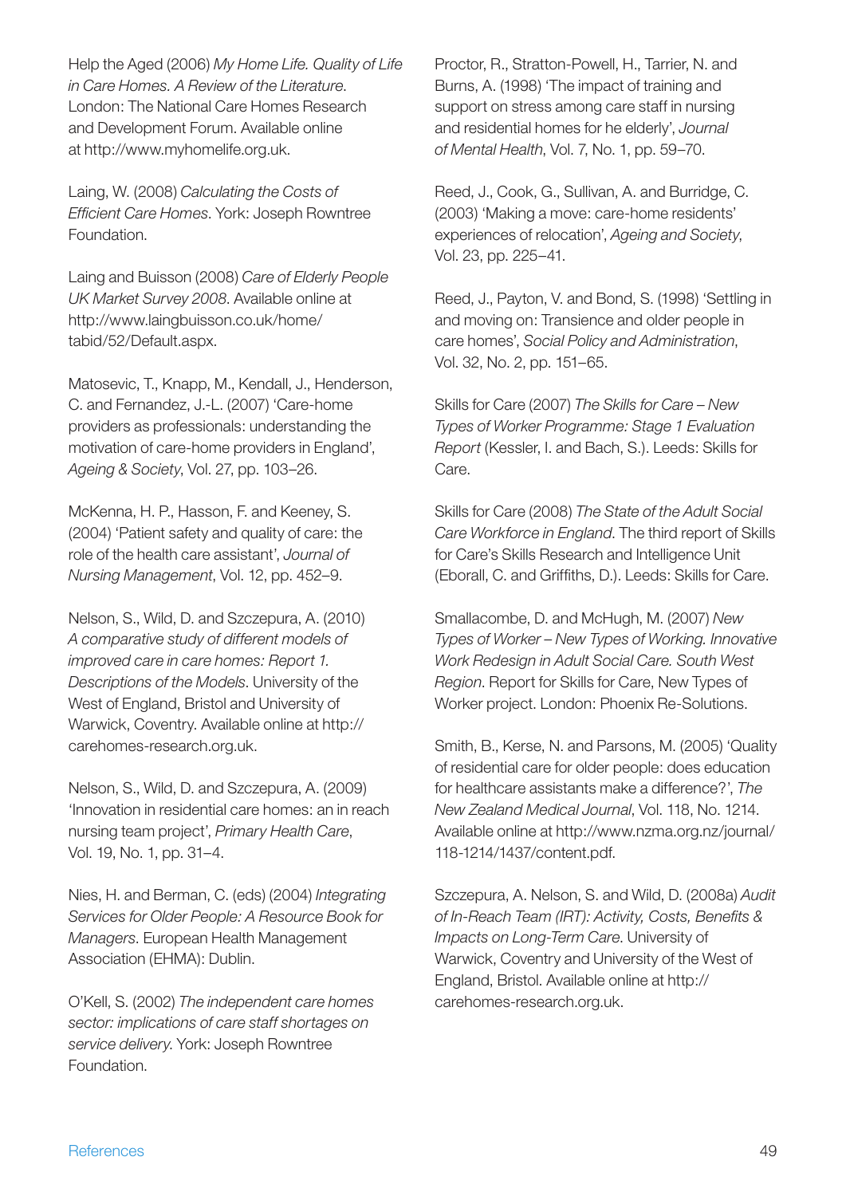Help the Aged (2006) *My Home Life. Quality of Life in Care Homes. A Review of the Literature*. London: The National Care Homes Research and Development Forum. Available online at http://www.myhomelife.org.uk.

Laing, W. (2008) *Calculating the Costs of Efficient Care Homes*. York: Joseph Rowntree Foundation.

Laing and Buisson (2008) *Care of Elderly People UK Market Survey 2008*. Available online at http://www.laingbuisson.co.uk/home/tabid/52/Default.aspx.

Matosevic, T., Knapp, M., Kendall, J., Henderson, C. and Fernandez, J.-L. (2007) 'Care-home providers as professionals: understanding the motivation of care-home providers in England', *Ageing & Society*, Vol. 27, pp. 103–26.

McKenna, H. P., Hasson, F. and Keeney, S. (2004) 'Patient safety and quality of care: the role of the health care assistant', *Journal of Nursing Management*, Vol. 12, pp. 452–9.

Nelson, S., Wild, D. and Szczepura, A. (2010) *A comparative study of different models of improved care in care homes: Report 1. Descriptions of the Models*. University of the West of England, Bristol and University of Warwick, Coventry. Available online at http://carehomes-research.org.uk.

Nelson, S., Wild, D. and Szczepura, A. (2009) 'Innovation in residential care homes: an in reach nursing team project', *Primary Health Care*, Vol. 19, No. 1, pp. 31–4.

Nies, H. and Berman, C. (eds) (2004) *Integrating Services for Older People: A Resource Book for Managers*. European Health Management Association (EHMA): Dublin.

O'Kell, S. (2002) *The independent care homes sector: implications of care staff shortages on service delivery*. York: Joseph Rowntree Foundation.

Proctor, R., Stratton-Powell, H., Tarrier, N. and Burns, A. (1998) 'The impact of training and support on stress among care staff in nursing and residential homes for he elderly', *Journal of Mental Health*, Vol. 7, No. 1, pp. 59–70.

Reed, J., Cook, G., Sullivan, A. and Burridge, C. (2003) 'Making a move: care-home residents' experiences of relocation', *Ageing and Society*, Vol. 23, pp. 225–41.

Reed, J., Payton, V. and Bond, S. (1998) 'Settling in and moving on: Transience and older people in care homes', *Social Policy and Administration*, Vol. 32, No. 2, pp. 151–65.

Skills for Care (2007) *The Skills for Care – New Types of Worker Programme: Stage 1 Evaluation Report* (Kessler, I. and Bach, S.). Leeds: Skills for Care.

Skills for Care (2008) *The State of the Adult Social Care Workforce in England*. The third report of Skills for Care's Skills Research and Intelligence Unit (Eborall, C. and Griffiths, D.). Leeds: Skills for Care.

Smallacombe, D. and McHugh, M. (2007) *New Types of Worker – New Types of Working. Innovative Work Redesign in Adult Social Care. South West Region*. Report for Skills for Care, New Types of Worker project. London: Phoenix Re-Solutions.

Smith, B., Kerse, N. and Parsons, M. (2005) 'Quality of residential care for older people: does education for healthcare assistants make a difference?', *The New Zealand Medical Journal*, Vol. 118, No. 1214. Available online at http://www.nzma.org.nz/journal/118-1214/1437/content.pdf.

Szczepura, A. Nelson, S. and Wild, D. (2008a) *Audit of In-Reach Team (IRT): Activity, Costs, Benefits & Impacts on Long-Term Care*. University of Warwick, Coventry and University of the West of England, Bristol. Available online at http://carehomes-research.org.uk.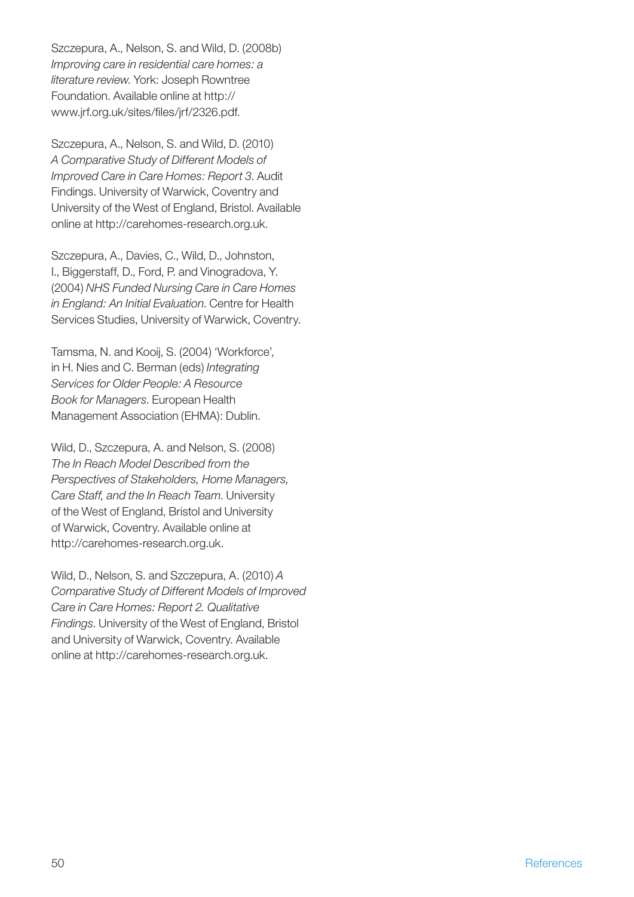Szczepura, A., Nelson, S. and Wild, D. (2008b) *Improving care in residential care homes: a literature review.* York: Joseph Rowntree Foundation. Available online at http://www.jrf.org.uk/sites/files/jrf/2326.pdf.

Szczepura, A., Nelson, S. and Wild, D. (2010) *A Comparative Study of Different Models of Improved Care in Care Homes: Report 3*. Audit Findings. University of Warwick, Coventry and University of the West of England, Bristol. Available online at http://carehomes-research.org.uk.

Szczepura, A., Davies, C., Wild, D., Johnston, I., Biggerstaff, D., Ford, P. and Vinogradova, Y. (2004) *NHS Funded Nursing Care in Care Homes in England: An Initial Evaluation.* Centre for Health Services Studies, University of Warwick, Coventry.

Tamsma, N. and Kooij, S. (2004) 'Workforce', in H. Nies and C. Berman (eds) *Integrating Services for Older People: A Resource Book for Managers*. European Health Management Association (EHMA): Dublin.

Wild, D., Szczepura, A. and Nelson, S. (2008) *The In Reach Model Described from the Perspectives of Stakeholders, Home Managers, Care Staff, and the In Reach Team*. University of the West of England, Bristol and University of Warwick, Coventry. Available online at http://carehomes-research.org.uk.

Wild, D., Nelson, S. and Szczepura, A. (2010) *A Comparative Study of Different Models of Improved Care in Care Homes: Report 2. Qualitative Findings*. University of the West of England, Bristol and University of Warwick, Coventry. Available online at http://carehomes-research.org.uk.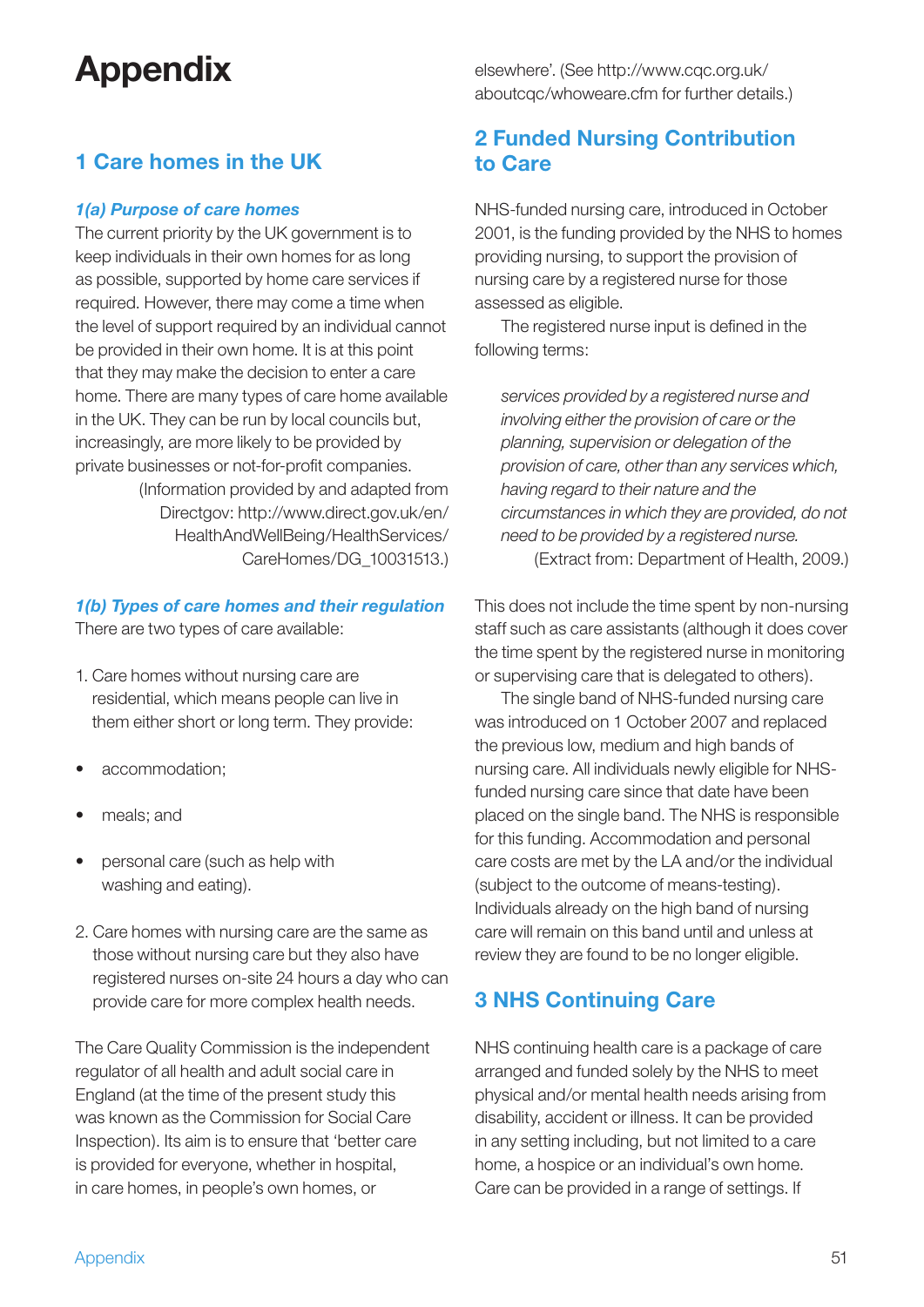# Appendix

## 1 Care homes in the UK

### *1(a) Purpose of care homes*

The current priority by the UK government is to keep individuals in their own homes for as long as possible, supported by home care services if required. However, there may come a time when the level of support required by an individual cannot be provided in their own home. It is at this point that they may make the decision to enter a care home. There are many types of care home available in the UK. They can be run by local councils but, increasingly, are more likely to be provided by private businesses or not-for-profit companies.

(Information provided by and adapted from Directgov: http://www.direct.gov.uk/en/HealthAndWellBeing/HealthServices/CareHomes/DG_10031513.)

### *1(b) Types of care homes and their regulation*

There are two types of care available:

1. Care homes without nursing care are residential, which means people can live in them either short or long term. They provide:

- accommodation;
- meals; and
- personal care (such as help with washing and eating).

2. Care homes with nursing care are the same as those without nursing care but they also have registered nurses on-site 24 hours a day who can provide care for more complex health needs.

The Care Quality Commission is the independent regulator of all health and adult social care in England (at the time of the present study this was known as the Commission for Social Care Inspection). Its aim is to ensure that 'better care is provided for everyone, whether in hospital, in care homes, in people's own homes, or elsewhere'. (See http://www.cqc.org.uk/aboutcqc/whoweare.cfm for further details.)

## 2 Funded Nursing Contribution to Care

NHS-funded nursing care, introduced in October 2001, is the funding provided by the NHS to homes providing nursing, to support the provision of nursing care by a registered nurse for those assessed as eligible.

The registered nurse input is defined in the following terms:

> *services provided by a registered nurse and involving either the provision of care or the planning, supervision or delegation of the provision of care, other than any services which, having regard to their nature and the circumstances in which they are provided, do not need to be provided by a registered nurse.*
>
> (Extract from: Department of Health, 2009.)

This does not include the time spent by non-nursing staff such as care assistants (although it does cover the time spent by the registered nurse in monitoring or supervising care that is delegated to others).

The single band of NHS-funded nursing care was introduced on 1 October 2007 and replaced the previous low, medium and high bands of nursing care. All individuals newly eligible for NHS-funded nursing care since that date have been placed on the single band. The NHS is responsible for this funding. Accommodation and personal care costs are met by the LA and/or the individual (subject to the outcome of means-testing). Individuals already on the high band of nursing care will remain on this band until and unless at review they are found to be no longer eligible.

## 3 NHS Continuing Care

NHS continuing health care is a package of care arranged and funded solely by the NHS to meet physical and/or mental health needs arising from disability, accident or illness. It can be provided in any setting including, but not limited to a care home, a hospice or an individual's own home. Care can be provided in a range of settings. If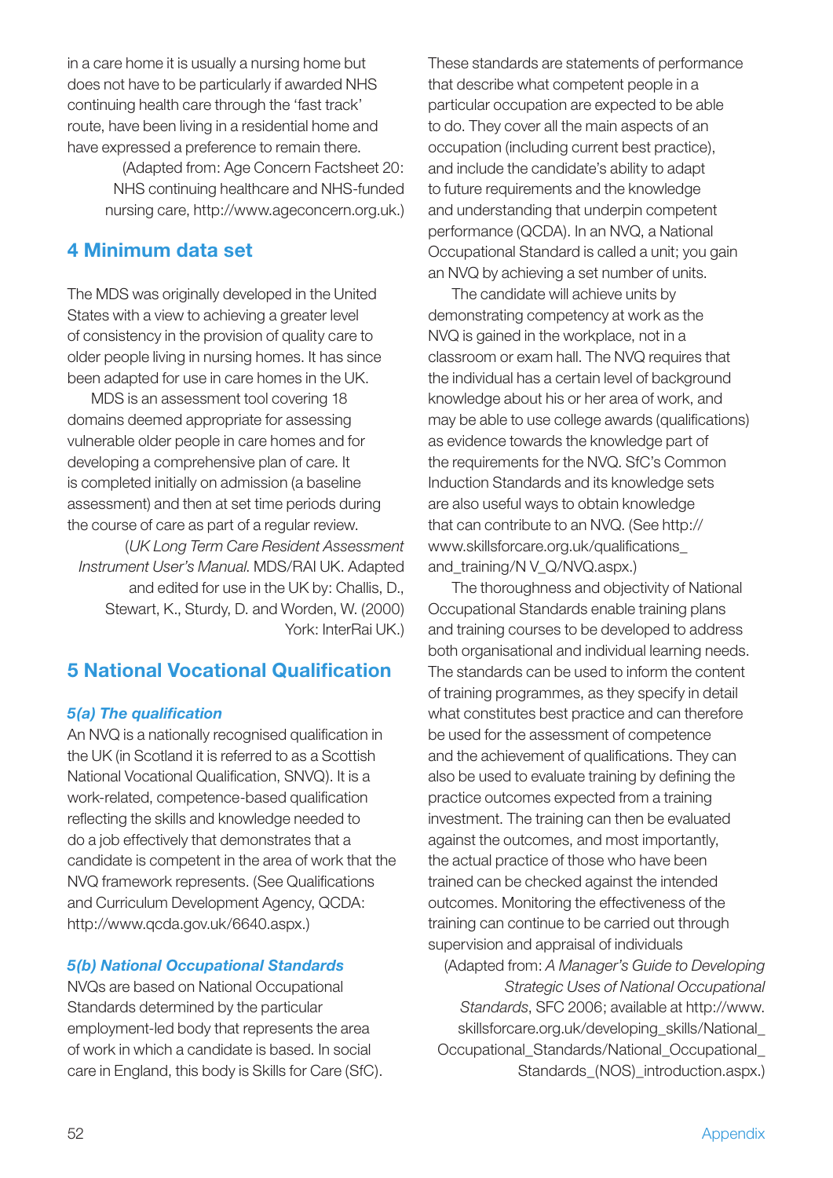in a care home it is usually a nursing home but does not have to be particularly if awarded NHS continuing health care through the 'fast track' route, have been living in a residential home and have expressed a preference to remain there.

(Adapted from: Age Concern Factsheet 20: NHS continuing healthcare and NHS-funded nursing care, http://www.ageconcern.org.uk.)

## 4 Minimum data set

The MDS was originally developed in the United States with a view to achieving a greater level of consistency in the provision of quality care to older people living in nursing homes. It has since been adapted for use in care homes in the UK.

MDS is an assessment tool covering 18 domains deemed appropriate for assessing vulnerable older people in care homes and for developing a comprehensive plan of care. It is completed initially on admission (a baseline assessment) and then at set time periods during the course of care as part of a regular review.

(*UK Long Term Care Resident Assessment Instrument User's Manual.* MDS/RAI UK. Adapted and edited for use in the UK by: Challis, D., Stewart, K., Sturdy, D. and Worden, W. (2000) York: InterRai UK.)

## 5 National Vocational Qualification

### *5(a) The qualification*

An NVQ is a nationally recognised qualification in the UK (in Scotland it is referred to as a Scottish National Vocational Qualification, SNVQ). It is a work-related, competence-based qualification reflecting the skills and knowledge needed to do a job effectively that demonstrates that a candidate is competent in the area of work that the NVQ framework represents. (See Qualifications and Curriculum Development Agency, QCDA: http://www.qcda.gov.uk/6640.aspx.)

### *5(b) National Occupational Standards*

NVQs are based on National Occupational Standards determined by the particular employment-led body that represents the area of work in which a candidate is based. In social care in England, this body is Skills for Care (SfC). These standards are statements of performance that describe what competent people in a particular occupation are expected to be able to do. They cover all the main aspects of an occupation (including current best practice), and include the candidate's ability to adapt to future requirements and the knowledge and understanding that underpin competent performance (QCDA). In an NVQ, a National Occupational Standard is called a unit; you gain an NVQ by achieving a set number of units.

The candidate will achieve units by demonstrating competency at work as the NVQ is gained in the workplace, not in a classroom or exam hall. The NVQ requires that the individual has a certain level of background knowledge about his or her area of work, and may be able to use college awards (qualifications) as evidence towards the knowledge part of the requirements for the NVQ. SfC's Common Induction Standards and its knowledge sets are also useful ways to obtain knowledge that can contribute to an NVQ. (See http://www.skillsforcare.org.uk/qualifications_and_training/N V_Q/NVQ.aspx.)

The thoroughness and objectivity of National Occupational Standards enable training plans and training courses to be developed to address both organisational and individual learning needs. The standards can be used to inform the content of training programmes, as they specify in detail what constitutes best practice and can therefore be used for the assessment of competence and the achievement of qualifications. They can also be used to evaluate training by defining the practice outcomes expected from a training investment. The training can then be evaluated against the outcomes, and most importantly, the actual practice of those who have been trained can be checked against the intended outcomes. Monitoring the effectiveness of the training can continue to be carried out through supervision and appraisal of individuals

(Adapted from: *A Manager's Guide to Developing Strategic Uses of National Occupational Standards*, SFC 2006; available at http://www.skillsforcare.org.uk/developing_skills/National_Occupational_Standards/National_Occupational_Standards_(NOS)_introduction.aspx.)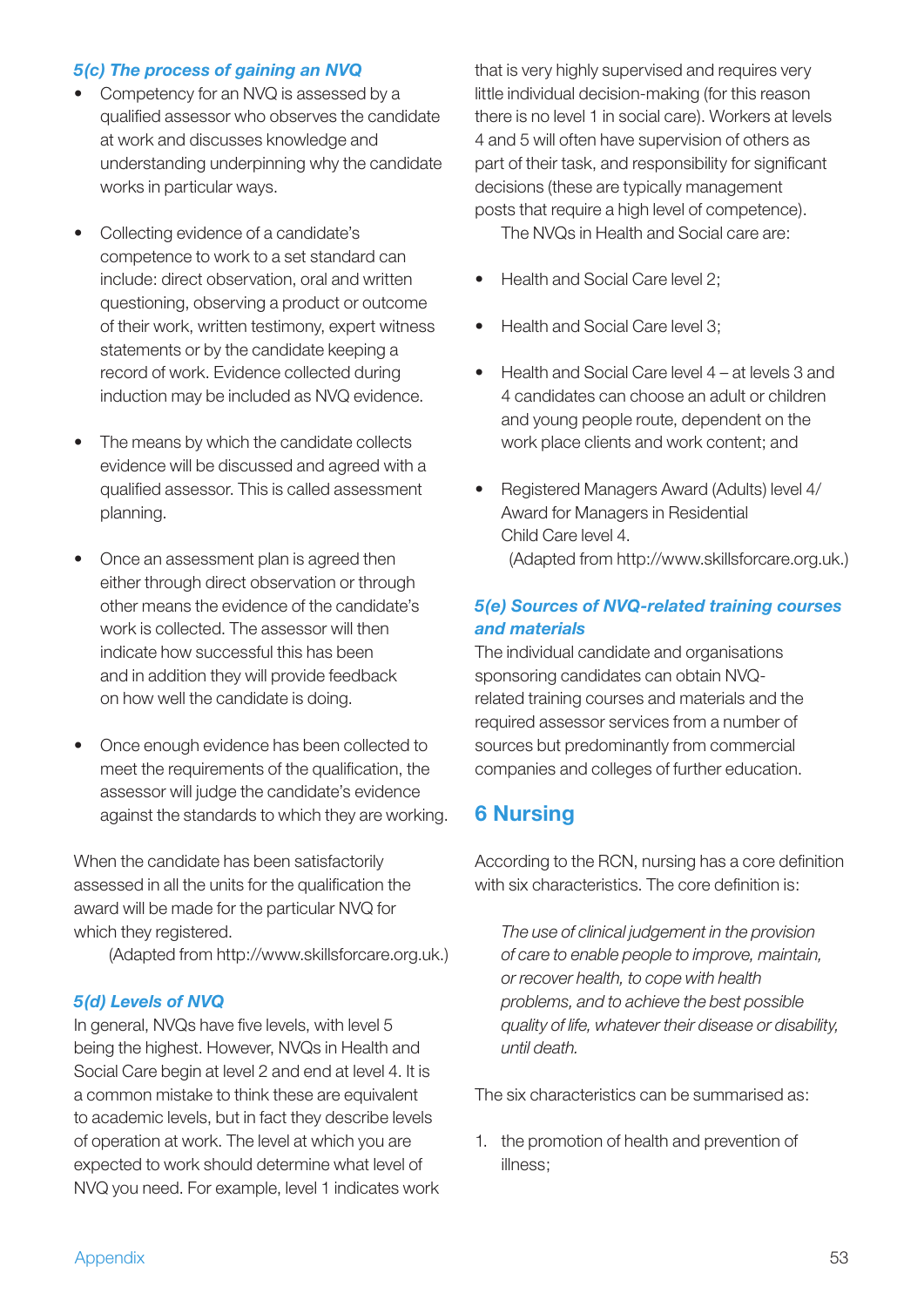### 5(c) The process of gaining an NVQ

- Competency for an NVQ is assessed by a qualified assessor who observes the candidate at work and discusses knowledge and understanding underpinning why the candidate works in particular ways.
- Collecting evidence of a candidate's competence to work to a set standard can include: direct observation, oral and written questioning, observing a product or outcome of their work, written testimony, expert witness statements or by the candidate keeping a record of work. Evidence collected during induction may be included as NVQ evidence.
- The means by which the candidate collects evidence will be discussed and agreed with a qualified assessor. This is called assessment planning.
- Once an assessment plan is agreed then either through direct observation or through other means the evidence of the candidate's work is collected. The assessor will then indicate how successful this has been and in addition they will provide feedback on how well the candidate is doing.
- Once enough evidence has been collected to meet the requirements of the qualification, the assessor will judge the candidate's evidence against the standards to which they are working.

When the candidate has been satisfactorily assessed in all the units for the qualification the award will be made for the particular NVQ for which they registered.

(Adapted from http://www.skillsforcare.org.uk.)

### 5(d) Levels of NVQ

In general, NVQs have five levels, with level 5 being the highest. However, NVQs in Health and Social Care begin at level 2 and end at level 4. It is a common mistake to think these are equivalent to academic levels, but in fact they describe levels of operation at work. The level at which you are expected to work should determine what level of NVQ you need. For example, level 1 indicates work that is very highly supervised and requires very little individual decision-making (for this reason there is no level 1 in social care). Workers at levels 4 and 5 will often have supervision of others as part of their task, and responsibility for significant decisions (these are typically management posts that require a high level of competence).

The NVQs in Health and Social care are:

- Health and Social Care level 2;
- Health and Social Care level 3;
- Health and Social Care level 4 – at levels 3 and 4 candidates can choose an adult or children and young people route, dependent on the work place clients and work content; and
- Registered Managers Award (Adults) level 4/ Award for Managers in Residential Child Care level 4.

(Adapted from http://www.skillsforcare.org.uk.)

### 5(e) Sources of NVQ-related training courses and materials

The individual candidate and organisations sponsoring candidates can obtain NVQ-related training courses and materials and the required assessor services from a number of sources but predominantly from commercial companies and colleges of further education.

## 6 Nursing

According to the RCN, nursing has a core definition with six characteristics. The core definition is:

> *The use of clinical judgement in the provision of care to enable people to improve, maintain, or recover health, to cope with health problems, and to achieve the best possible quality of life, whatever their disease or disability, until death.*

The six characteristics can be summarised as:

1. the promotion of health and prevention of illness;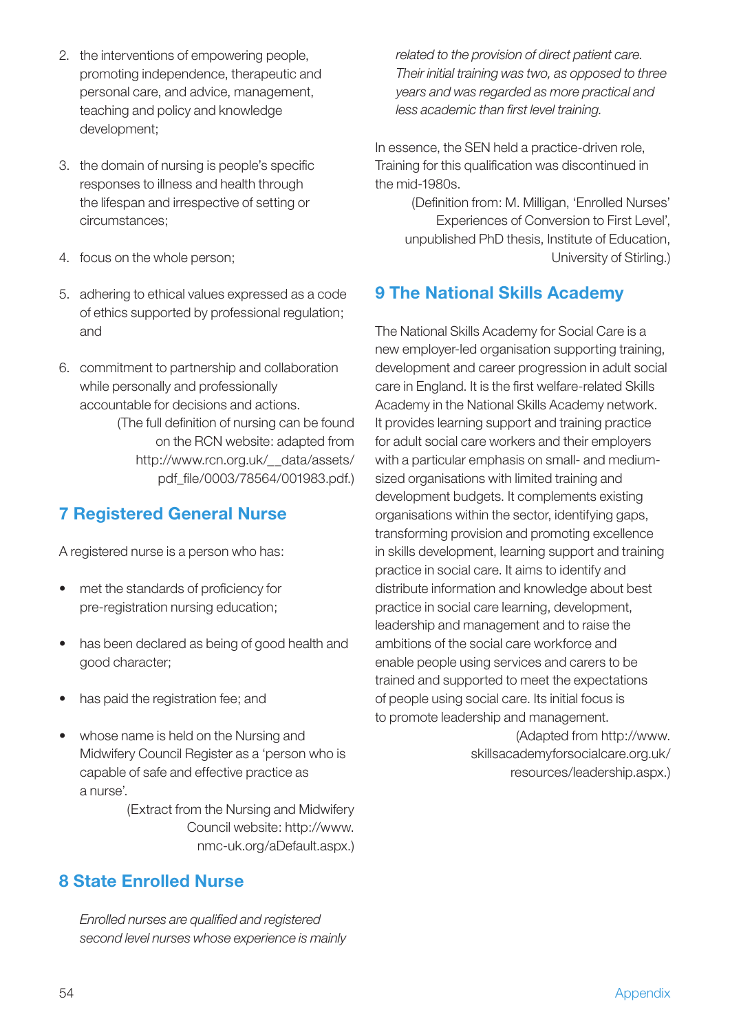2. the interventions of empowering people, promoting independence, therapeutic and personal care, and advice, management, teaching and policy and knowledge development;

3. the domain of nursing is people's specific responses to illness and health through the lifespan and irrespective of setting or circumstances;

4. focus on the whole person;

5. adhering to ethical values expressed as a code of ethics supported by professional regulation; and

6. commitment to partnership and collaboration while personally and professionally accountable for decisions and actions.

(The full definition of nursing can be found on the RCN website: adapted from http://www.rcn.org.uk/__data/assets/pdf_file/0003/78564/001983.pdf.)

## 7 Registered General Nurse

A registered nurse is a person who has:

- met the standards of proficiency for pre-registration nursing education;
- has been declared as being of good health and good character;
- has paid the registration fee; and
- whose name is held on the Nursing and Midwifery Council Register as a 'person who is capable of safe and effective practice as a nurse'.

(Extract from the Nursing and Midwifery Council website: http://www.nmc-uk.org/aDefault.aspx.)

## 8 State Enrolled Nurse

*Enrolled nurses are qualified and registered second level nurses whose experience is mainly related to the provision of direct patient care. Their initial training was two, as opposed to three years and was regarded as more practical and less academic than first level training.*

In essence, the SEN held a practice-driven role, Training for this qualification was discontinued in the mid-1980s.

(Definition from: M. Milligan, 'Enrolled Nurses' Experiences of Conversion to First Level', unpublished PhD thesis, Institute of Education, University of Stirling.)

## 9 The National Skills Academy

The National Skills Academy for Social Care is a new employer-led organisation supporting training, development and career progression in adult social care in England. It is the first welfare-related Skills Academy in the National Skills Academy network. It provides learning support and training practice for adult social care workers and their employers with a particular emphasis on small- and medium-sized organisations with limited training and development budgets. It complements existing organisations within the sector, identifying gaps, transforming provision and promoting excellence in skills development, learning support and training practice in social care. It aims to identify and distribute information and knowledge about best practice in social care learning, development, leadership and management and to raise the ambitions of the social care workforce and enable people using services and carers to be trained and supported to meet the expectations of people using social care. Its initial focus is to promote leadership and management.

(Adapted from http://www.skillsacademyforsocialcare.org.uk/resources/leadership.aspx.)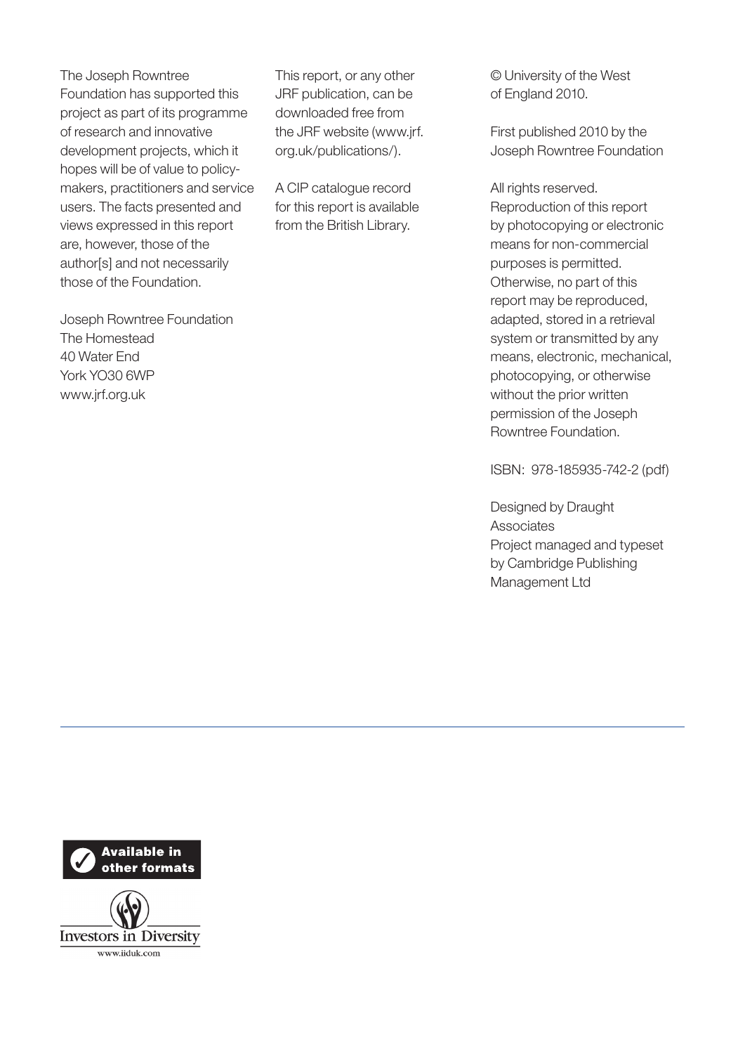The Joseph Rowntree Foundation has supported this project as part of its programme of research and innovative development projects, which it hopes will be of value to policy-makers, practitioners and service users. The facts presented and views expressed in this report are, however, those of the author[s] and not necessarily those of the Foundation.

Joseph Rowntree Foundation
The Homestead
40 Water End
York YO30 6WP
www.jrf.org.uk

This report, or any other JRF publication, can be downloaded free from the JRF website (www.jrf.org.uk/publications/).

A CIP catalogue record for this report is available from the British Library.

© University of the West of England 2010.

First published 2010 by the Joseph Rowntree Foundation

All rights reserved. Reproduction of this report by photocopying or electronic means for non-commercial purposes is permitted. Otherwise, no part of this report may be reproduced, adapted, stored in a retrieval system or transmitted by any means, electronic, mechanical, photocopying, or otherwise without the prior written permission of the Joseph Rowntree Foundation.

ISBN: 978-185935-742-2 (pdf)

Designed by Draught Associates
Project managed and typeset by Cambridge Publishing Management Ltd

Available in other formats

Investors in Diversity
www.iiduk.com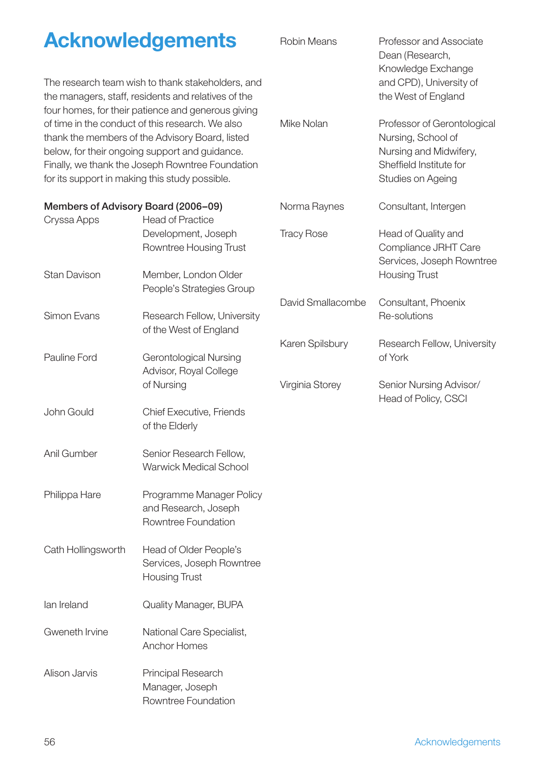# Acknowledgements

The research team wish to thank stakeholders, and the managers, staff, residents and relatives of the four homes, for their patience and generous giving of time in the conduct of this research. We also thank the members of the Advisory Board, listed below, for their ongoing support and guidance. Finally, we thank the Joseph Rowntree Foundation for its support in making this study possible.

**Members of Advisory Board (2006–09)**

| | |
|---|---|
| Cryssa Apps | Head of Practice Development, Joseph Rowntree Housing Trust |
| Stan Davison | Member, London Older People's Strategies Group |
| Simon Evans | Research Fellow, University of the West of England |
| Pauline Ford | Gerontological Nursing Advisor, Royal College of Nursing |
| John Gould | Chief Executive, Friends of the Elderly |
| Anil Gumber | Senior Research Fellow, Warwick Medical School |
| Philippa Hare | Programme Manager Policy and Research, Joseph Rowntree Foundation |
| Cath Hollingsworth | Head of Older People's Services, Joseph Rowntree Housing Trust |
| Ian Ireland | Quality Manager, BUPA |
| Gweneth Irvine | National Care Specialist, Anchor Homes |
| Alison Jarvis | Principal Research Manager, Joseph Rowntree Foundation |
| Robin Means | Professor and Associate Dean (Research, Knowledge Exchange and CPD), University of the West of England |
| Mike Nolan | Professor of Gerontological Nursing, School of Nursing and Midwifery, Sheffield Institute for Studies on Ageing |
| Norma Raynes | Consultant, Intergen |
| Tracy Rose | Head of Quality and Compliance JRHT Care Services, Joseph Rowntree Housing Trust |
| David Smallacombe | Consultant, Phoenix Re-solutions |
| Karen Spilsbury | Research Fellow, University of York |
| Virginia Storey | Senior Nursing Advisor/ Head of Policy, CSCI |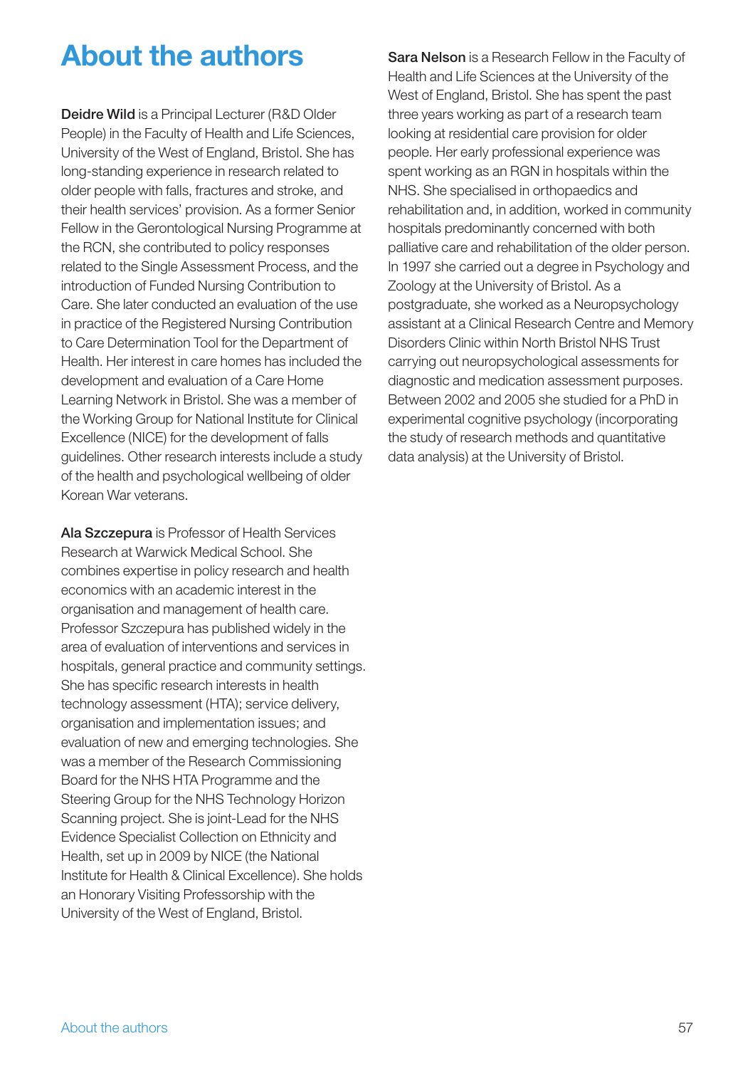# About the authors

**Deidre Wild** is a Principal Lecturer (R&D Older People) in the Faculty of Health and Life Sciences, University of the West of England, Bristol. She has long-standing experience in research related to older people with falls, fractures and stroke, and their health services' provision. As a former Senior Fellow in the Gerontological Nursing Programme at the RCN, she contributed to policy responses related to the Single Assessment Process, and the introduction of Funded Nursing Contribution to Care. She later conducted an evaluation of the use in practice of the Registered Nursing Contribution to Care Determination Tool for the Department of Health. Her interest in care homes has included the development and evaluation of a Care Home Learning Network in Bristol. She was a member of the Working Group for National Institute for Clinical Excellence (NICE) for the development of falls guidelines. Other research interests include a study of the health and psychological wellbeing of older Korean War veterans.

**Ala Szczepura** is Professor of Health Services Research at Warwick Medical School. She combines expertise in policy research and health economics with an academic interest in the organisation and management of health care. Professor Szczepura has published widely in the area of evaluation of interventions and services in hospitals, general practice and community settings. She has specific research interests in health technology assessment (HTA); service delivery, organisation and implementation issues; and evaluation of new and emerging technologies. She was a member of the Research Commissioning Board for the NHS HTA Programme and the Steering Group for the NHS Technology Horizon Scanning project. She is joint-Lead for the NHS Evidence Specialist Collection on Ethnicity and Health, set up in 2009 by NICE (the National Institute for Health & Clinical Excellence). She holds an Honorary Visiting Professorship with the University of the West of England, Bristol.

**Sara Nelson** is a Research Fellow in the Faculty of Health and Life Sciences at the University of the West of England, Bristol. She has spent the past three years working as part of a research team looking at residential care provision for older people. Her early professional experience was spent working as an RGN in hospitals within the NHS. She specialised in orthopaedics and rehabilitation and, in addition, worked in community hospitals predominantly concerned with both palliative care and rehabilitation of the older person. In 1997 she carried out a degree in Psychology and Zoology at the University of Bristol. As a postgraduate, she worked as a Neuropsychology assistant at a Clinical Research Centre and Memory Disorders Clinic within North Bristol NHS Trust carrying out neuropsychological assessments for diagnostic and medication assessment purposes. Between 2002 and 2005 she studied for a PhD in experimental cognitive psychology (incorporating the study of research methods and quantitative data analysis) at the University of Bristol.